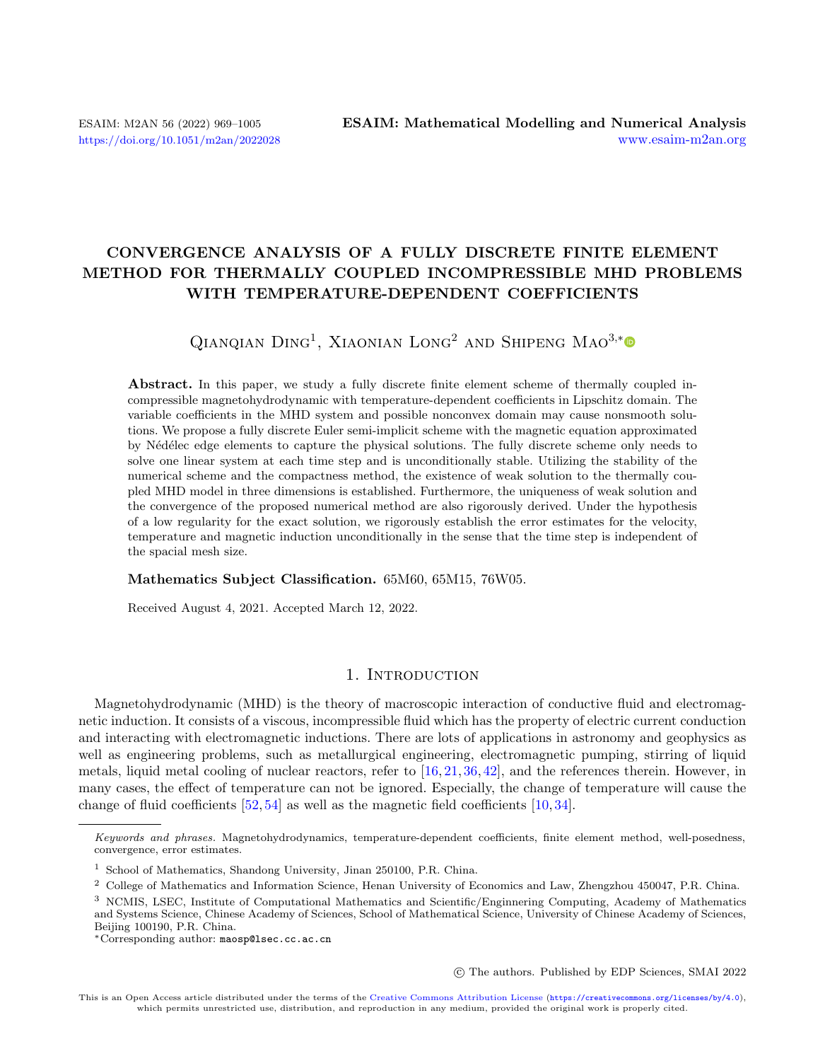# CONVERGENCE ANALYSIS OF A FULLY DISCRETE FINITE ELEMENT METHOD FOR THERMALLY COUPLED INCOMPRESSIBLE MHD PROBLEMS WITH TEMPERATURE-DEPENDENT COEFFICIENTS

Qianqian Ding[1], Xiaonian Long[2] and Shipeng Mao[3,*]

**Abstract.** In this paper, we study a fully discrete finite element scheme of thermally coupled incompressible magnetohydrodynamic with temperature-dependent coefficients in Lipschitz domain. The variable coefficients in the MHD system and possible nonconvex domain may cause nonsmooth solutions. We propose a fully discrete Euler semi-implicit scheme with the magnetic equation approximated by Nédélec edge elements to capture the physical solutions. The fully discrete scheme only needs to solve one linear system at each time step and is unconditionally stable. Utilizing the stability of the numerical scheme and the compactness method, the existence of weak solution to the thermally coupled MHD model in three dimensions is established. Furthermore, the uniqueness of weak solution and the convergence of the proposed numerical method are also rigorously derived. Under the hypothesis of a low regularity for the exact solution, we rigorously establish the error estimates for the velocity, temperature and magnetic induction unconditionally in the sense that the time step is independent of the spacial mesh size.

**Mathematics Subject Classification.** 65M60, 65M15, 76W05.

Received August 4, 2021. Accepted March 12, 2022.

## 1. Introduction

Magnetohydrodynamic (MHD) is the theory of macroscopic interaction of conductive fluid and electromagnetic induction. It consists of a viscous, incompressible fluid which has the property of electric current conduction and interacting with electromagnetic inductions. There are lots of applications in astronomy and geophysics as well as engineering problems, such as metallurgical engineering, electromagnetic pumping, stirring of liquid metals, liquid metal cooling of nuclear reactors, refer to [16, 21, 36, 42], and the references therein. However, in many cases, the effect of temperature can not be ignored. Especially, the change of temperature will cause the change of fluid coefficients [52, 54] as well as the magnetic field coefficients [10, 34].

*Keywords and phrases.* Magnetohydrodynamics, temperature-dependent coefficients, finite element method, well-posedness, convergence, error estimates.

[1] School of Mathematics, Shandong University, Jinan 250100, P.R. China.

[2] College of Mathematics and Information Science, Henan University of Economics and Law, Zhengzhou 450047, P.R. China.

[3] NCMIS, LSEC, Institute of Computational Mathematics and Scientific/Enginnering Computing, Academy of Mathematics and Systems Science, Chinese Academy of Sciences, School of Mathematical Science, University of Chinese Academy of Sciences, Beijing 100190, P.R. China.

*Corresponding author: maosp@lsec.cc.ac.cn

© The authors. Published by EDP Sciences, SMAI 2022

This is an Open Access article distributed under the terms of the Creative Commons Attribution License (https://creativecommons.org/licenses/by/4.0), which permits unrestricted use, distribution, and reproduction in any medium, provided the original work is properly cited.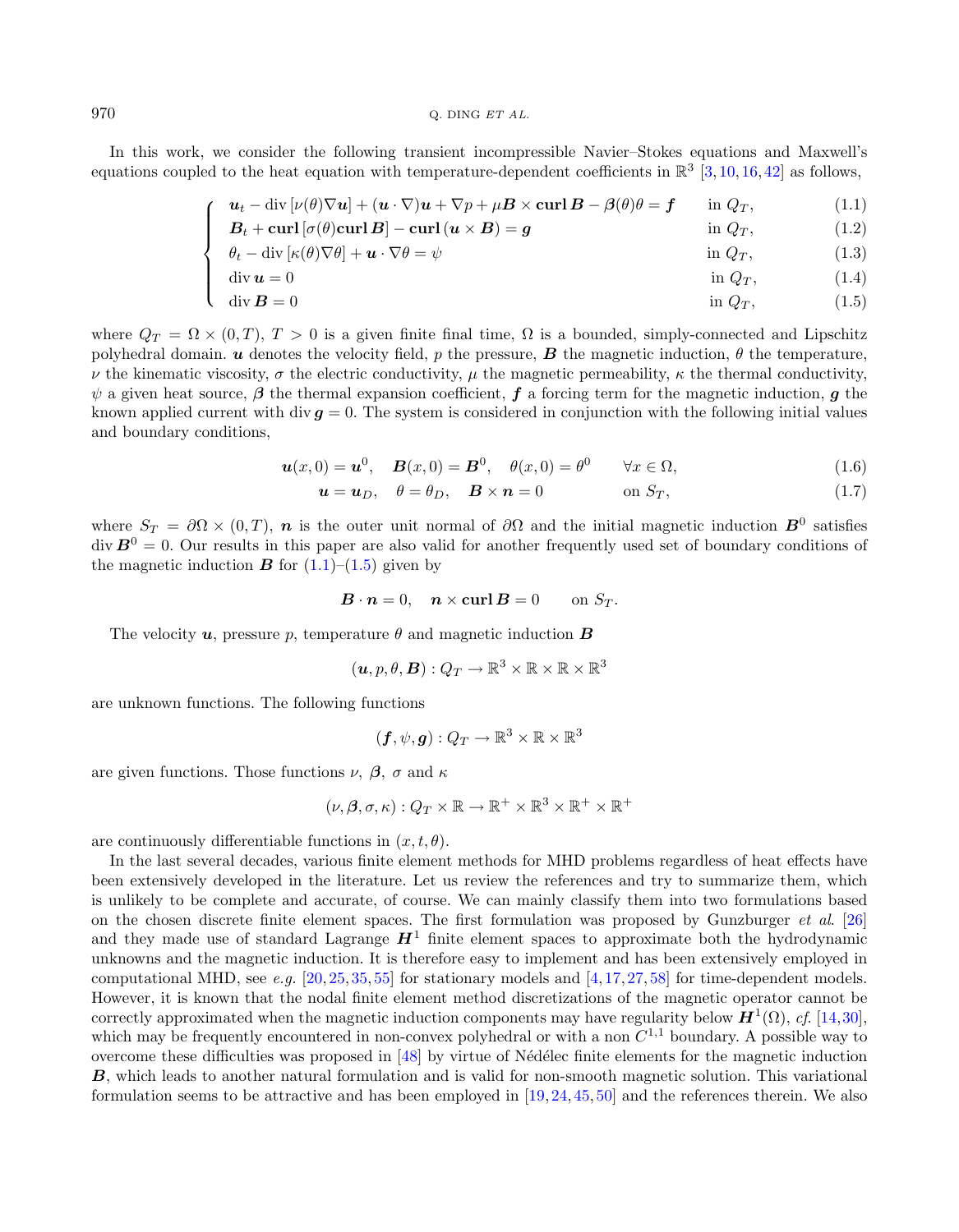In this work, we consider the following transient incompressible Navier–Stokes equations and Maxwell's equations coupled to the heat equation with temperature-dependent coefficients in $\mathbb{R}^3$ [3, 10, 16, 42] as follows,

$$
\begin{cases}
\boldsymbol{u}_t - \operatorname{div}[\nu(\theta)\nabla \boldsymbol{u}] + (\boldsymbol{u}\cdot\nabla)\boldsymbol{u} + \nabla p + \mu \boldsymbol{B}\times \operatorname{\mathbf{curl}} \boldsymbol{B} - \boldsymbol{\beta}(\theta)\theta = \boldsymbol{f} & \text{in } Q_T, \quad (1.1)\\
\boldsymbol{B}_t + \operatorname{\mathbf{curl}}[\sigma(\theta)\operatorname{\mathbf{curl}} \boldsymbol{B}] - \operatorname{\mathbf{curl}}(\boldsymbol{u}\times \boldsymbol{B}) = \boldsymbol{g} & \text{in } Q_T, \quad (1.2)\\
\theta_t - \operatorname{div}[\kappa(\theta)\nabla\theta] + \boldsymbol{u}\cdot\nabla\theta = \psi & \text{in } Q_T, \quad (1.3)\\
\operatorname{div} \boldsymbol{u} = 0 & \text{in } Q_T, \quad (1.4)\\
\operatorname{div} \boldsymbol{B} = 0 & \text{in } Q_T, \quad (1.5)
\end{cases}
$$

where $Q_T = \Omega\times(0,T)$, $T>0$ is a given finite final time, $\Omega$ is a bounded, simply-connected and Lipschitz polyhedral domain. $\boldsymbol{u}$ denotes the velocity field, $p$ the pressure, $\boldsymbol{B}$ the magnetic induction, $\theta$ the temperature, $\nu$ the kinematic viscosity, $\sigma$ the electric conductivity, $\mu$ the magnetic permeability, $\kappa$ the thermal conductivity, $\psi$ a given heat source, $\boldsymbol{\beta}$ the thermal expansion coefficient, $\boldsymbol{f}$ a forcing term for the magnetic induction, $\boldsymbol{g}$ the known applied current with $\operatorname{div}\boldsymbol{g} = 0$. The system is considered in conjunction with the following initial values and boundary conditions,

$$
\boldsymbol{u}(x,0) = \boldsymbol{u}^0, \quad \boldsymbol{B}(x,0) = \boldsymbol{B}^0, \quad \theta(x,0) = \theta^0 \qquad \forall x\in\Omega, \tag{1.6}
$$

$$
\boldsymbol{u} = \boldsymbol{u}_D, \quad \theta = \theta_D, \quad \boldsymbol{B}\times\boldsymbol{n} = 0 \qquad \text{on } S_T, \tag{1.7}
$$

where $S_T = \partial\Omega\times(0,T)$, $\boldsymbol{n}$ is the outer unit normal of $\partial\Omega$ and the initial magnetic induction $\boldsymbol{B}^0$ satisfies $\operatorname{div}\boldsymbol{B}^0 = 0$. Our results in this paper are also valid for another frequently used set of boundary conditions of the magnetic induction $\boldsymbol{B}$ for (1.1)–(1.5) given by

$$
\boldsymbol{B}\cdot\boldsymbol{n} = 0, \quad \boldsymbol{n}\times\operatorname{\mathbf{curl}}\boldsymbol{B} = 0 \qquad \text{on } S_T.
$$

The velocity $\boldsymbol{u}$, pressure $p$, temperature $\theta$ and magnetic induction $\boldsymbol{B}$

$$
(\boldsymbol{u}, p, \theta, \boldsymbol{B}) : Q_T \to \mathbb{R}^3\times\mathbb{R}\times\mathbb{R}\times\mathbb{R}^3
$$

are unknown functions. The following functions

$$
(\boldsymbol{f}, \psi, \boldsymbol{g}) : Q_T \to \mathbb{R}^3\times\mathbb{R}\times\mathbb{R}^3
$$

are given functions. Those functions $\nu$, $\boldsymbol{\beta}$, $\sigma$ and $\kappa$

$$
(\nu, \boldsymbol{\beta}, \sigma, \kappa) : Q_T\times\mathbb{R} \to \mathbb{R}^+\times\mathbb{R}^3\times\mathbb{R}^+\times\mathbb{R}^+
$$

are continuously differentiable functions in $(x,t,\theta)$.

In the last several decades, various finite element methods for MHD problems regardless of heat effects have been extensively developed in the literature. Let us review the references and try to summarize them, which is unlikely to be complete and accurate, of course. We can mainly classify them into two formulations based on the chosen discrete finite element spaces. The first formulation was proposed by Gunzburger *et al.* [26] and they made use of standard Lagrange $\boldsymbol{H}^1$ finite element spaces to approximate both the hydrodynamic unknowns and the magnetic induction. It is therefore easy to implement and has been extensively employed in computational MHD, see *e.g.* [20, 25, 35, 55] for stationary models and [4, 17, 27, 58] for time-dependent models. However, it is known that the nodal finite element method discretizations of the magnetic operator cannot be correctly approximated when the magnetic induction components may have regularity below $\boldsymbol{H}^1(\Omega)$, *cf.* [14, 30], which may be frequently encountered in non-convex polyhedral or with a non $C^{1,1}$ boundary. A possible way to overcome these difficulties was proposed in [48] by virtue of Nédélec finite elements for the magnetic induction $\boldsymbol{B}$, which leads to another natural formulation and is valid for non-smooth magnetic solution. This variational formulation seems to be attractive and has been employed in [19, 24, 45, 50] and the references therein. We also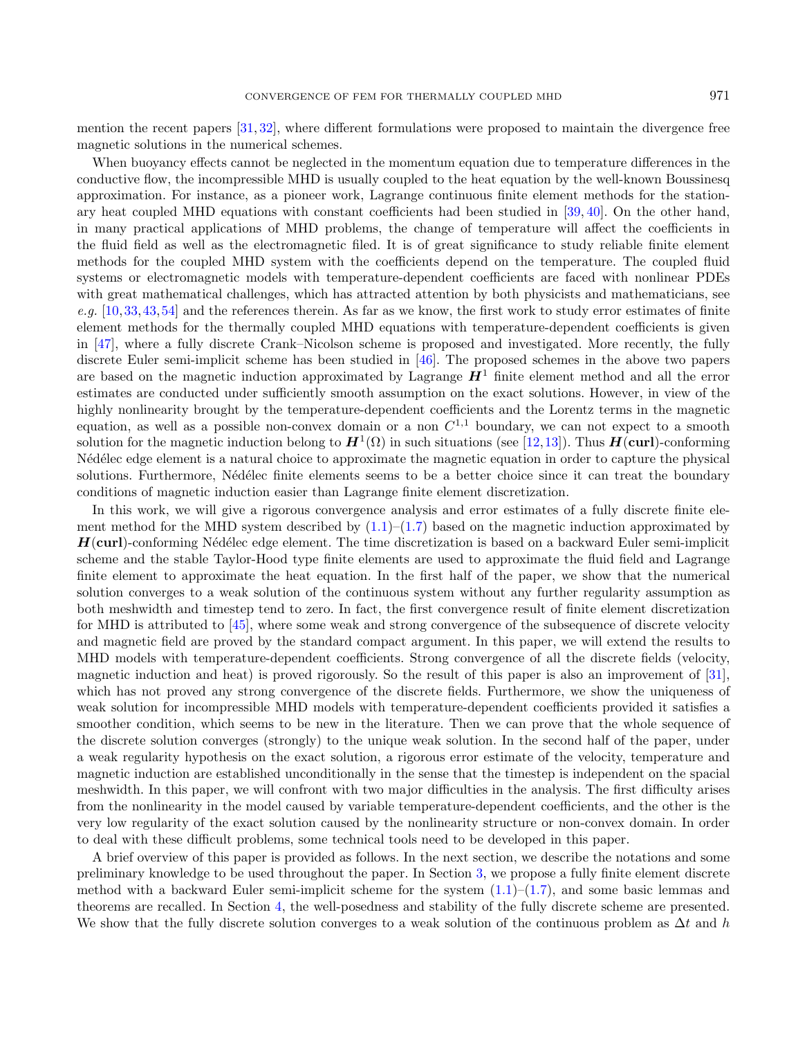mention the recent papers [31, 32], where different formulations were proposed to maintain the divergence free magnetic solutions in the numerical schemes.

When buoyancy effects cannot be neglected in the momentum equation due to temperature differences in the conductive flow, the incompressible MHD is usually coupled to the heat equation by the well-known Boussinesq approximation. For instance, as a pioneer work, Lagrange continuous finite element methods for the stationary heat coupled MHD equations with constant coefficients had been studied in [39, 40]. On the other hand, in many practical applications of MHD problems, the change of temperature will affect the coefficients in the fluid field as well as the electromagnetic filed. It is of great significance to study reliable finite element methods for the coupled MHD system with the coefficients depend on the temperature. The coupled fluid systems or electromagnetic models with temperature-dependent coefficients are faced with nonlinear PDEs with great mathematical challenges, which has attracted attention by both physicists and mathematicians, see *e.g.* [10, 33, 43, 54] and the references therein. As far as we know, the first work to study error estimates of finite element methods for the thermally coupled MHD equations with temperature-dependent coefficients is given in [47], where a fully discrete Crank–Nicolson scheme is proposed and investigated. More recently, the fully discrete Euler semi-implicit scheme has been studied in [46]. The proposed schemes in the above two papers are based on the magnetic induction approximated by Lagrange $\boldsymbol{H}^1$ finite element method and all the error estimates are conducted under sufficiently smooth assumption on the exact solutions. However, in view of the highly nonlinearity brought by the temperature-dependent coefficients and the Lorentz terms in the magnetic equation, as well as a possible non-convex domain or a non $C^{1,1}$ boundary, we can not expect to a smooth solution for the magnetic induction belong to $\boldsymbol{H}^1(\Omega)$ in such situations (see [12, 13]). Thus $\boldsymbol{H}(\mathbf{curl})$-conforming Nédélec edge element is a natural choice to approximate the magnetic equation in order to capture the physical solutions. Furthermore, Nédélec finite elements seems to be a better choice since it can treat the boundary conditions of magnetic induction easier than Lagrange finite element discretization.

In this work, we will give a rigorous convergence analysis and error estimates of a fully discrete finite element method for the MHD system described by (1.1)–(1.7) based on the magnetic induction approximated by $\boldsymbol{H}(\mathbf{curl})$-conforming Nédélec edge element. The time discretization is based on a backward Euler semi-implicit scheme and the stable Taylor-Hood type finite elements are used to approximate the fluid field and Lagrange finite element to approximate the heat equation. In the first half of the paper, we show that the numerical solution converges to a weak solution of the continuous system without any further regularity assumption as both meshwidth and timestep tend to zero. In fact, the first convergence result of finite element discretization for MHD is attributed to [45], where some weak and strong convergence of the subsequence of discrete velocity and magnetic field are proved by the standard compact argument. In this paper, we will extend the results to MHD models with temperature-dependent coefficients. Strong convergence of all the discrete fields (velocity, magnetic induction and heat) is proved rigorously. So the result of this paper is also an improvement of [31], which has not proved any strong convergence of the discrete fields. Furthermore, we show the uniqueness of weak solution for incompressible MHD models with temperature-dependent coefficients provided it satisfies a smoother condition, which seems to be new in the literature. Then we can prove that the whole sequence of the discrete solution converges (strongly) to the unique weak solution. In the second half of the paper, under a weak regularity hypothesis on the exact solution, a rigorous error estimate of the velocity, temperature and magnetic induction are established unconditionally in the sense that the timestep is independent on the spacial meshwidth. In this paper, we will confront with two major difficulties in the analysis. The first difficulty arises from the nonlinearity in the model caused by variable temperature-dependent coefficients, and the other is the very low regularity of the exact solution caused by the nonlinearity structure or non-convex domain. In order to deal with these difficult problems, some technical tools need to be developed in this paper.

A brief overview of this paper is provided as follows. In the next section, we describe the notations and some preliminary knowledge to be used throughout the paper. In Section 3, we propose a fully finite element discrete method with a backward Euler semi-implicit scheme for the system (1.1)–(1.7), and some basic lemmas and theorems are recalled. In Section 4, the well-posedness and stability of the fully discrete scheme are presented. We show that the fully discrete solution converges to a weak solution of the continuous problem as $\Delta t$ and $h$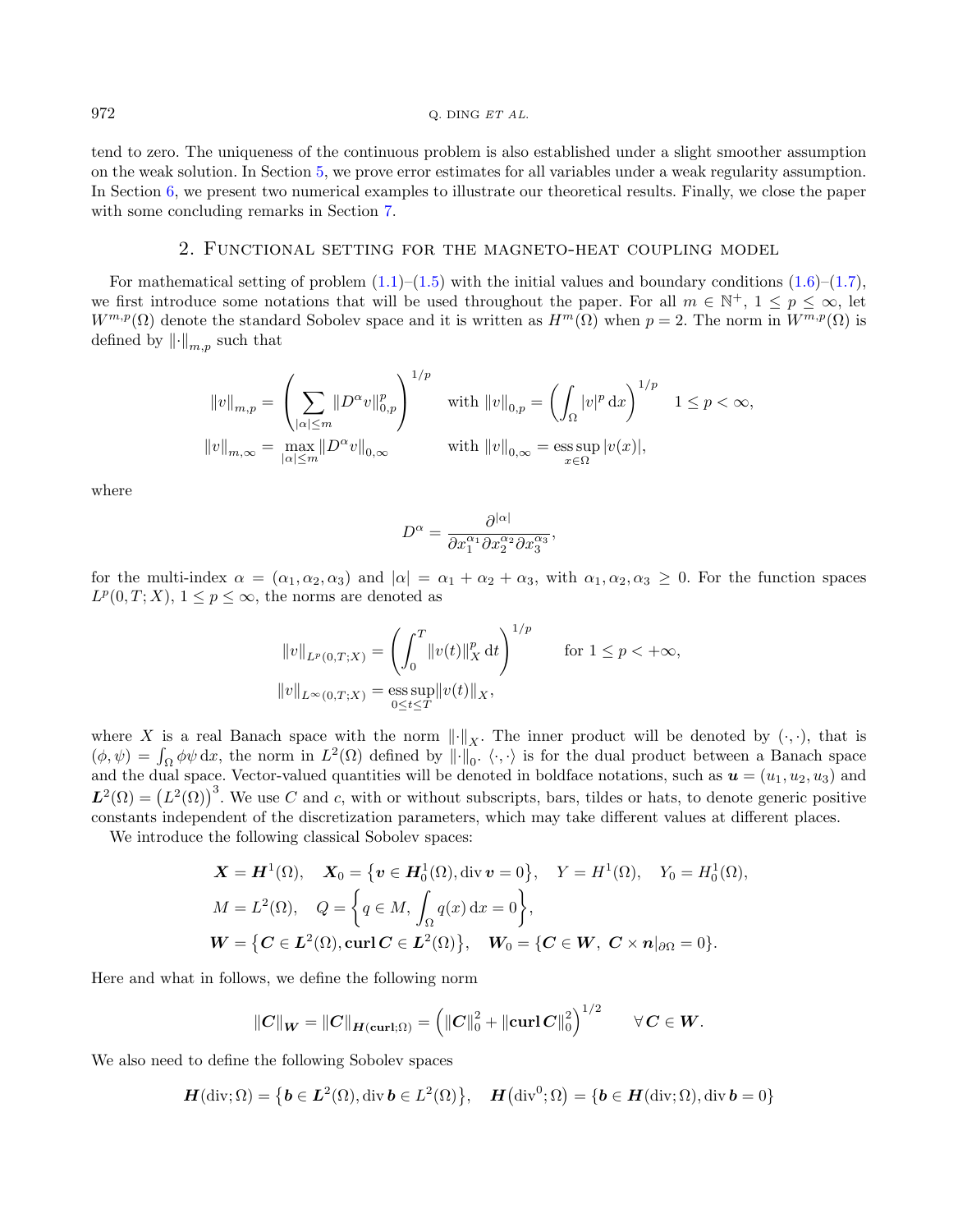tend to zero. The uniqueness of the continuous problem is also established under a slight smoother assumption on the weak solution. In Section 5, we prove error estimates for all variables under a weak regularity assumption. In Section 6, we present two numerical examples to illustrate our theoretical results. Finally, we close the paper with some concluding remarks in Section 7.

## 2. Functional setting for the magneto-heat coupling model

For mathematical setting of problem (1.1)–(1.5) with the initial values and boundary conditions (1.6)–(1.7), we first introduce some notations that will be used throughout the paper. For all $m \in \mathbb{N}^+$, $1 \le p \le \infty$, let $W^{m,p}(\Omega)$ denote the standard Sobolev space and it is written as $H^m(\Omega)$ when $p = 2$. The norm in $W^{m,p}(\Omega)$ is defined by $\|\cdot\|_{m,p}$ such that

$$
\|v\|_{m,p} = \left(\sum_{|\alpha| \le m} \|D^\alpha v\|_{0,p}^p\right)^{1/p} \quad \text{with } \|v\|_{0,p} = \left(\int_\Omega |v|^p \,\mathrm{d}x\right)^{1/p} \quad 1 \le p < \infty,
$$

$$
\|v\|_{m,\infty} = \max_{|\alpha| \le m} \|D^\alpha v\|_{0,\infty} \qquad \text{with } \|v\|_{0,\infty} = \operatorname*{ess\,sup}_{x\in\Omega} |v(x)|,
$$

where

$$
D^\alpha = \frac{\partial^{|\alpha|}}{\partial x_1^{\alpha_1} \partial x_2^{\alpha_2} \partial x_3^{\alpha_3}},
$$

for the multi-index $\alpha = (\alpha_1, \alpha_2, \alpha_3)$ and $|\alpha| = \alpha_1 + \alpha_2 + \alpha_3$, with $\alpha_1, \alpha_2, \alpha_3 \ge 0$. For the function spaces $L^p(0,T;X)$, $1 \le p \le \infty$, the norms are denoted as

$$
\|v\|_{L^p(0,T;X)} = \left(\int_0^T \|v(t)\|_X^p \,\mathrm{d}t\right)^{1/p} \qquad \text{for } 1 \le p < +\infty,
$$

$$
\|v\|_{L^\infty(0,T;X)} = \operatorname*{ess\,sup}_{0 \le t \le T} \|v(t)\|_X,
$$

where $X$ is a real Banach space with the norm $\|\cdot\|_X$. The inner product will be denoted by $(\cdot,\cdot)$, that is $(\phi,\psi) = \int_\Omega \phi\psi \,\mathrm{d}x$, the norm in $L^2(\Omega)$ defined by $\|\cdot\|_0$. $\langle\cdot,\cdot\rangle$ is for the dual product between a Banach space and the dual space. Vector-valued quantities will be denoted in boldface notations, such as $\boldsymbol{u} = (u_1, u_2, u_3)$ and $\boldsymbol{L}^2(\Omega) = \left(L^2(\Omega)\right)^3$. We use $C$ and $c$, with or without subscripts, bars, tildes or hats, to denote generic positive constants independent of the discretization parameters, which may take different values at different places.

We introduce the following classical Sobolev spaces:

$$
\boldsymbol{X} = \boldsymbol{H}^1(\Omega), \quad \boldsymbol{X}_0 = \left\{\boldsymbol{v} \in \boldsymbol{H}_0^1(\Omega), \operatorname{div} \boldsymbol{v} = 0\right\}, \quad Y = H^1(\Omega), \quad Y_0 = H_0^1(\Omega),
$$

$$
M = L^2(\Omega), \quad Q = \left\{q \in M, \int_\Omega q(x) \,\mathrm{d}x = 0\right\},
$$

$$
\boldsymbol{W} = \left\{\boldsymbol{C} \in \boldsymbol{L}^2(\Omega), \mathbf{curl}\, \boldsymbol{C} \in \boldsymbol{L}^2(\Omega)\right\}, \quad \boldsymbol{W}_0 = \{\boldsymbol{C} \in \boldsymbol{W},\ \boldsymbol{C} \times \boldsymbol{n}|_{\partial\Omega} = 0\}.
$$

Here and what in follows, we define the following norm

$$
\|\boldsymbol{C}\|_{\boldsymbol{W}} = \|\boldsymbol{C}\|_{\boldsymbol{H}(\mathbf{curl};\Omega)} = \left(\|\boldsymbol{C}\|_0^2 + \|\mathbf{curl}\, \boldsymbol{C}\|_0^2\right)^{1/2} \qquad \forall\, \boldsymbol{C} \in \boldsymbol{W}.
$$

We also need to define the following Sobolev spaces

$$
\boldsymbol{H}(\operatorname{div};\Omega) = \left\{\boldsymbol{b} \in \boldsymbol{L}^2(\Omega), \operatorname{div} \boldsymbol{b} \in L^2(\Omega)\right\}, \quad \boldsymbol{H}\left(\operatorname{div}^0;\Omega\right) = \{\boldsymbol{b} \in \boldsymbol{H}(\operatorname{div};\Omega), \operatorname{div} \boldsymbol{b} = 0\}
$$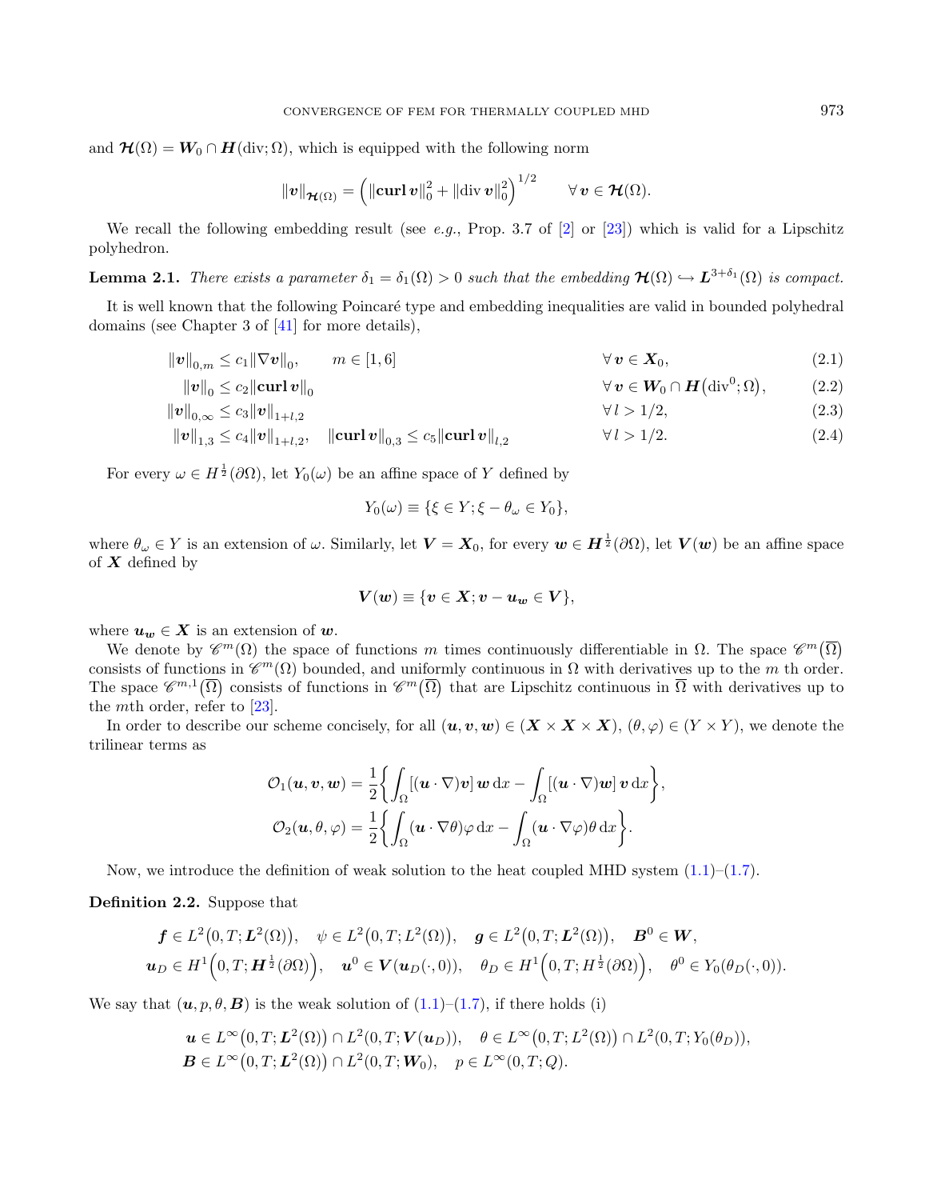and $\boldsymbol{\mathcal{H}}(\Omega) = \boldsymbol{W}_0 \cap \boldsymbol{H}(\mathrm{div};\Omega)$, which is equipped with the following norm

$$\|\boldsymbol{v}\|_{\boldsymbol{\mathcal{H}}(\Omega)} = \Big(\|\mathbf{curl}\,\boldsymbol{v}\|_0^2 + \|\mathrm{div}\,\boldsymbol{v}\|_0^2\Big)^{1/2} \qquad \forall\, \boldsymbol{v} \in \boldsymbol{\mathcal{H}}(\Omega).$$

We recall the following embedding result (see *e.g.*, Prop. 3.7 of [2] or [23]) which is valid for a Lipschitz polyhedron.

**Lemma 2.1.** *There exists a parameter $\delta_1 = \delta_1(\Omega) > 0$ such that the embedding $\boldsymbol{\mathcal{H}}(\Omega) \hookrightarrow \boldsymbol{L}^{3+\delta_1}(\Omega)$ is compact.*

It is well known that the following Poincaré type and embedding inequalities are valid in bounded polyhedral domains (see Chapter 3 of [41] for more details),

$$\|\boldsymbol{v}\|_{0,m} \leq c_1\|\nabla \boldsymbol{v}\|_0, \qquad m \in [1,6] \qquad\qquad \forall\, \boldsymbol{v} \in \boldsymbol{X}_0, \tag{2.1}$$

$$\|\boldsymbol{v}\|_0 \leq c_2\|\mathbf{curl}\,\boldsymbol{v}\|_0 \qquad\qquad \forall\, \boldsymbol{v} \in \boldsymbol{W}_0 \cap \boldsymbol{H}\big(\mathrm{div}^0;\Omega\big), \tag{2.2}$$

$$\|\boldsymbol{v}\|_{0,\infty} \leq c_3\|\boldsymbol{v}\|_{1+l,2} \qquad\qquad \forall\, l > 1/2, \tag{2.3}$$

$$\|\boldsymbol{v}\|_{1,3} \leq c_4\|\boldsymbol{v}\|_{1+l,2}, \quad \|\mathbf{curl}\,\boldsymbol{v}\|_{0,3} \leq c_5\|\mathbf{curl}\,\boldsymbol{v}\|_{l,2} \qquad\qquad \forall\, l > 1/2. \tag{2.4}$$

For every $\omega \in H^{\frac{1}{2}}(\partial\Omega)$, let $Y_0(\omega)$ be an affine space of $Y$ defined by

$$Y_0(\omega) \equiv \{\xi \in Y; \xi - \theta_\omega \in Y_0\},$$

where $\theta_\omega \in Y$ is an extension of $\omega$. Similarly, let $\boldsymbol{V} = \boldsymbol{X}_0$, for every $\boldsymbol{w} \in \boldsymbol{H}^{\frac{1}{2}}(\partial\Omega)$, let $\boldsymbol{V}(\boldsymbol{w})$ be an affine space of $\boldsymbol{X}$ defined by

$$\boldsymbol{V}(\boldsymbol{w}) \equiv \{\boldsymbol{v} \in \boldsymbol{X}; \boldsymbol{v} - \boldsymbol{u}_{\boldsymbol{w}} \in \boldsymbol{V}\},$$

where $\boldsymbol{u}_{\boldsymbol{w}} \in \boldsymbol{X}$ is an extension of $\boldsymbol{w}$.

We denote by $\mathscr{C}^m(\Omega)$ the space of functions $m$ times continuously differentiable in $\Omega$. The space $\mathscr{C}^m\big(\overline{\Omega}\big)$ consists of functions in $\mathscr{C}^m(\Omega)$ bounded, and uniformly continuous in $\Omega$ with derivatives up to the $m$ th order. The space $\mathscr{C}^{m,1}\big(\overline{\Omega}\big)$ consists of functions in $\mathscr{C}^m\big(\overline{\Omega}\big)$ that are Lipschitz continuous in $\overline{\Omega}$ with derivatives up to the $m$th order, refer to [23].

In order to describe our scheme concisely, for all $(\boldsymbol{u},\boldsymbol{v},\boldsymbol{w}) \in (\boldsymbol{X}\times\boldsymbol{X}\times\boldsymbol{X})$, $(\theta,\varphi) \in (Y\times Y)$, we denote the trilinear terms as

$$\mathcal{O}_1(\boldsymbol{u},\boldsymbol{v},\boldsymbol{w}) = \frac{1}{2}\bigg\{\int_\Omega [(\boldsymbol{u}\cdot\nabla)\boldsymbol{v}]\,\boldsymbol{w}\,\mathrm{d}x - \int_\Omega [(\boldsymbol{u}\cdot\nabla)\boldsymbol{w}]\,\boldsymbol{v}\,\mathrm{d}x\bigg\},$$

$$\mathcal{O}_2(\boldsymbol{u},\theta,\varphi) = \frac{1}{2}\bigg\{\int_\Omega (\boldsymbol{u}\cdot\nabla\theta)\varphi\,\mathrm{d}x - \int_\Omega (\boldsymbol{u}\cdot\nabla\varphi)\theta\,\mathrm{d}x\bigg\}.$$

Now, we introduce the definition of weak solution to the heat coupled MHD system (1.1)–(1.7).

**Definition 2.2.** Suppose that

$$\boldsymbol{f} \in L^2\big(0,T;\boldsymbol{L}^2(\Omega)\big), \quad \psi \in L^2\big(0,T;L^2(\Omega)\big), \quad \boldsymbol{g} \in L^2\big(0,T;\boldsymbol{L}^2(\Omega)\big), \quad \boldsymbol{B}^0 \in \boldsymbol{W},$$
$$\boldsymbol{u}_D \in H^1\Big(0,T;\boldsymbol{H}^{\frac{1}{2}}(\partial\Omega)\Big), \quad \boldsymbol{u}^0 \in \boldsymbol{V}(\boldsymbol{u}_D(\cdot,0)), \quad \theta_D \in H^1\Big(0,T;H^{\frac{1}{2}}(\partial\Omega)\Big), \quad \theta^0 \in Y_0(\theta_D(\cdot,0)).$$

We say that $(\boldsymbol{u},p,\theta,\boldsymbol{B})$ is the weak solution of (1.1)–(1.7), if there holds (i)

$$\boldsymbol{u} \in L^\infty\big(0,T;\boldsymbol{L}^2(\Omega)\big) \cap L^2(0,T;\boldsymbol{V}(\boldsymbol{u}_D)), \quad \theta \in L^\infty\big(0,T;L^2(\Omega)\big) \cap L^2(0,T;Y_0(\theta_D)),$$
$$\boldsymbol{B} \in L^\infty\big(0,T;\boldsymbol{L}^2(\Omega)\big) \cap L^2(0,T;\boldsymbol{W}_0), \quad p \in L^\infty(0,T;Q).$$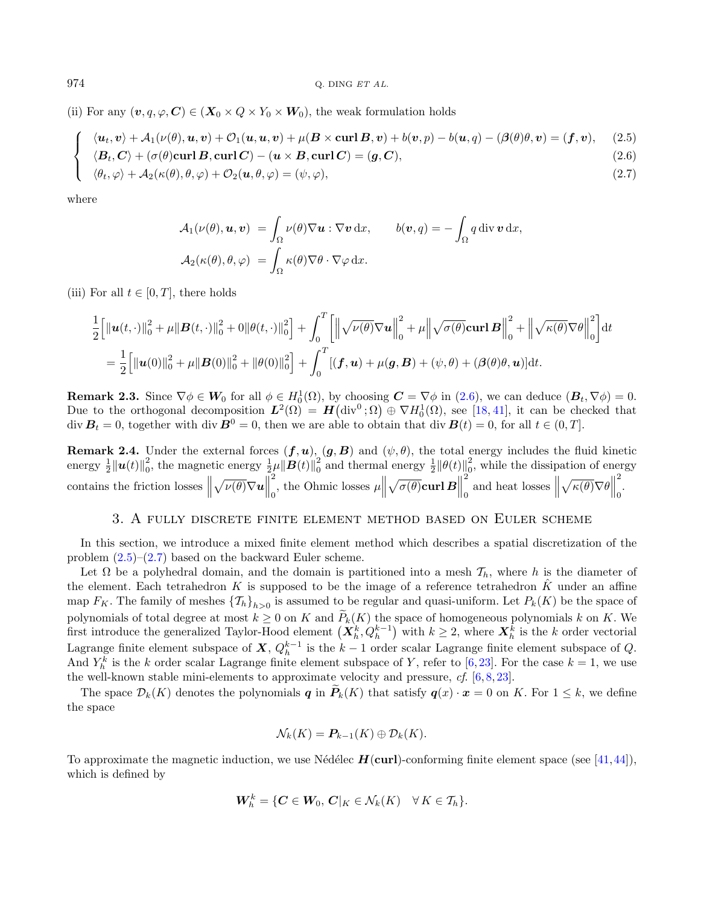(ii) For any $(\boldsymbol{v}, q, \varphi, \boldsymbol{C}) \in (\boldsymbol{X}_0 \times Q \times Y_0 \times \boldsymbol{W}_0)$, the weak formulation holds

$$
\begin{cases}
\langle \boldsymbol{u}_t, \boldsymbol{v}\rangle + \mathcal{A}_1(\nu(\theta), \boldsymbol{u}, \boldsymbol{v}) + \mathcal{O}_1(\boldsymbol{u}, \boldsymbol{u}, \boldsymbol{v}) + \mu(\boldsymbol{B} \times \mathbf{curl}\, \boldsymbol{B}, \boldsymbol{v}) + b(\boldsymbol{v}, p) - b(\boldsymbol{u}, q) - (\boldsymbol{\beta}(\theta)\theta, \boldsymbol{v}) = (\boldsymbol{f}, \boldsymbol{v}), & (2.5)\\
\langle \boldsymbol{B}_t, \boldsymbol{C}\rangle + (\sigma(\theta)\mathbf{curl}\, \boldsymbol{B}, \mathbf{curl}\, \boldsymbol{C}) - (\boldsymbol{u} \times \boldsymbol{B}, \mathbf{curl}\, \boldsymbol{C}) = (\boldsymbol{g}, \boldsymbol{C}), & (2.6)\\
\langle \theta_t, \varphi\rangle + \mathcal{A}_2(\kappa(\theta), \theta, \varphi) + \mathcal{O}_2(\boldsymbol{u}, \theta, \varphi) = (\psi, \varphi), & (2.7)
\end{cases}
$$

where

$$
\mathcal{A}_1(\nu(\theta), \boldsymbol{u}, \boldsymbol{v}) = \int_\Omega \nu(\theta)\nabla \boldsymbol{u} : \nabla \boldsymbol{v}\, \mathrm{d}x, \qquad b(\boldsymbol{v}, q) = -\int_\Omega q \operatorname{div} \boldsymbol{v}\, \mathrm{d}x,
$$

$$
\mathcal{A}_2(\kappa(\theta), \theta, \varphi) = \int_\Omega \kappa(\theta)\nabla\theta \cdot \nabla\varphi\, \mathrm{d}x.
$$

(iii) For all $t \in [0, T]$, there holds

$$
\begin{aligned}
&\frac{1}{2}\Big[\|\boldsymbol{u}(t,\cdot)\|_0^2 + \mu\|\boldsymbol{B}(t,\cdot)\|_0^2 + 0\|\theta(t,\cdot)\|_0^2\Big] + \int_0^T \left[\left\|\sqrt{\nu(\theta)}\nabla \boldsymbol{u}\right\|_0^2 + \mu\left\|\sqrt{\sigma(\theta)}\mathbf{curl}\, \boldsymbol{B}\right\|_0^2 + \left\|\sqrt{\kappa(\theta)}\nabla\theta\right\|_0^2\right]\mathrm{d}t\\
&= \frac{1}{2}\Big[\|\boldsymbol{u}(0)\|_0^2 + \mu\|\boldsymbol{B}(0)\|_0^2 + \|\theta(0)\|_0^2\Big] + \int_0^T [(\boldsymbol{f}, \boldsymbol{u}) + \mu(\boldsymbol{g}, \boldsymbol{B}) + (\psi, \theta) + (\boldsymbol{\beta}(\theta)\theta, \boldsymbol{u})]\mathrm{d}t.
\end{aligned}
$$

**Remark 2.3.** Since $\nabla\phi \in \boldsymbol{W}_0$ for all $\phi \in H_0^1(\Omega)$, by choosing $\boldsymbol{C} = \nabla\phi$ in (2.6), we can deduce $(\boldsymbol{B}_t, \nabla\phi) = 0$. Due to the orthogonal decomposition $\boldsymbol{L}^2(\Omega) = \boldsymbol{H}(\mathrm{div}^0; \Omega) \oplus \nabla H_0^1(\Omega)$, see [18, 41], it can be checked that $\operatorname{div} \boldsymbol{B}_t = 0$, together with $\operatorname{div} \boldsymbol{B}^0 = 0$, then we are able to obtain that $\operatorname{div} \boldsymbol{B}(t) = 0$, for all $t \in (0, T]$.

**Remark 2.4.** Under the external forces $(\boldsymbol{f}, \boldsymbol{u})$, $(\boldsymbol{g}, \boldsymbol{B})$ and $(\psi, \theta)$, the total energy includes the fluid kinetic energy $\frac{1}{2}\|\boldsymbol{u}(t)\|_0^2$, the magnetic energy $\frac{1}{2}\mu\|\boldsymbol{B}(t)\|_0^2$ and thermal energy $\frac{1}{2}\|\theta(t)\|_0^2$, while the dissipation of energy contains the friction losses $\left\|\sqrt{\nu(\theta)}\nabla \boldsymbol{u}\right\|_0^2$, the Ohmic losses $\mu\left\|\sqrt{\sigma(\theta)}\mathbf{curl}\, \boldsymbol{B}\right\|_0^2$ and heat losses $\left\|\sqrt{\kappa(\theta)}\nabla\theta\right\|_0^2$.

## 3. A fully discrete finite element method based on Euler scheme

In this section, we introduce a mixed finite element method which describes a spatial discretization of the problem (2.5)–(2.7) based on the backward Euler scheme.

Let $\Omega$ be a polyhedral domain, and the domain is partitioned into a mesh $\mathcal{T}_h$, where $h$ is the diameter of the element. Each tetrahedron $K$ is supposed to be the image of a reference tetrahedron $\hat{K}$ under an affine map $F_K$. The family of meshes $\{\mathcal{T}_h\}_{h>0}$ is assumed to be regular and quasi-uniform. Let $P_k(K)$ be the space of polynomials of total degree at most $k \geq 0$ on $K$ and $\widetilde{P}_k(K)$ the space of homogeneous polynomials $k$ on $K$. We first introduce the generalized Taylor-Hood element $\left(\boldsymbol{X}_h^k, Q_h^{k-1}\right)$ with $k \geq 2$, where $\boldsymbol{X}_h^k$ is the $k$ order vectorial Lagrange finite element subspace of $\boldsymbol{X}$, $Q_h^{k-1}$ is the $k-1$ order scalar Lagrange finite element subspace of $Q$. And $Y_h^k$ is the $k$ order scalar Lagrange finite element subspace of $Y$, refer to [6, 23]. For the case $k = 1$, we use the well-known stable mini-elements to approximate velocity and pressure, *cf.* [6, 8, 23].

The space $\mathcal{D}_k(K)$ denotes the polynomials $\boldsymbol{q}$ in $\widetilde{\boldsymbol{P}}_k(K)$ that satisfy $\boldsymbol{q}(x) \cdot \boldsymbol{x} = 0$ on $K$. For $1 \leq k$, we define the space

$$
\mathcal{N}_k(K) = \boldsymbol{P}_{k-1}(K) \oplus \mathcal{D}_k(K).
$$

To approximate the magnetic induction, we use Nédélec $\boldsymbol{H}(\mathbf{curl})$-conforming finite element space (see [41, 44]), which is defined by

$$
\boldsymbol{W}_h^k = \{\boldsymbol{C} \in \boldsymbol{W}_0,\ \boldsymbol{C}|_K \in \mathcal{N}_k(K) \quad \forall\, K \in \mathcal{T}_h\}.
$$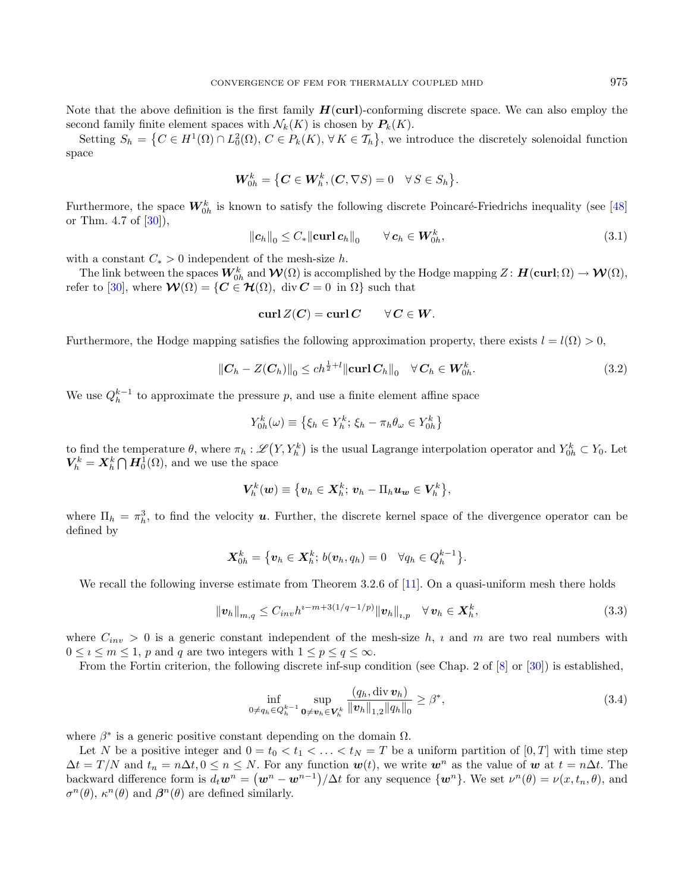Note that the above definition is the first family $\boldsymbol{H}(\mathbf{curl})$-conforming discrete space. We can also employ the second family finite element spaces with $\mathcal{N}_k(K)$ is chosen by $\boldsymbol{P}_k(K)$.

Setting $S_h = \{C \in H^1(\Omega) \cap L_0^2(\Omega),\, C \in P_k(K),\, \forall\, K \in \mathcal{T}_h\}$, we introduce the discretely solenoidal function space

$$
\boldsymbol{W}_{0h}^k = \{\boldsymbol{C} \in \boldsymbol{W}_h^k, (\boldsymbol{C}, \nabla S) = 0 \quad \forall\, S \in S_h\}.
$$

Furthermore, the space $\boldsymbol{W}_{0h}^k$ is known to satisfy the following discrete Poincaré-Friedrichs inequality (see [48] or Thm. 4.7 of [30]),

$$
\|\boldsymbol{c}_h\|_0 \le C_* \|\mathbf{curl}\, \boldsymbol{c}_h\|_0 \qquad \forall\, \boldsymbol{c}_h \in \boldsymbol{W}_{0h}^k, \tag{3.1}
$$

with a constant $C_* > 0$ independent of the mesh-size $h$.

The link between the spaces $\boldsymbol{W}_{0h}^k$ and $\boldsymbol{\mathcal{W}}(\Omega)$ is accomplished by the Hodge mapping $Z\colon \boldsymbol{H}(\mathbf{curl};\Omega) \to \boldsymbol{\mathcal{W}}(\Omega)$, refer to [30], where $\boldsymbol{\mathcal{W}}(\Omega) = \{\boldsymbol{C} \in \boldsymbol{\mathcal{H}}(\Omega),\ \operatorname{div} \boldsymbol{C} = 0 \text{ in } \Omega\}$ such that

$$
\mathbf{curl}\, Z(\boldsymbol{C}) = \mathbf{curl}\, \boldsymbol{C} \qquad \forall\, \boldsymbol{C} \in \boldsymbol{W}.
$$

Furthermore, the Hodge mapping satisfies the following approximation property, there exists $l = l(\Omega) > 0$,

$$
\|\boldsymbol{C}_h - Z(\boldsymbol{C}_h)\|_0 \le c h^{\frac{1}{2}+l} \|\mathbf{curl}\, \boldsymbol{C}_h\|_0 \quad \forall\, \boldsymbol{C}_h \in \boldsymbol{W}_{0h}^k. \tag{3.2}
$$

We use $Q_h^{k-1}$ to approximate the pressure $p$, and use a finite element affine space

$$
Y_{0h}^k(\omega) \equiv \{\xi_h \in Y_h^k;\, \xi_h - \pi_h \theta_\omega \in Y_{0h}^k\}
$$

to find the temperature $\theta$, where $\pi_h : \mathscr{L}(Y, Y_h^k)$ is the usual Lagrange interpolation operator and $Y_{0h}^k \subset Y_0$. Let $\boldsymbol{V}_h^k = \boldsymbol{X}_h^k \bigcap \boldsymbol{H}_0^1(\Omega)$, and we use the space

$$
\boldsymbol{V}_h^k(\boldsymbol{w}) \equiv \{\boldsymbol{v}_h \in \boldsymbol{X}_h^k;\, \boldsymbol{v}_h - \Pi_h \boldsymbol{u}_{\boldsymbol{w}} \in \boldsymbol{V}_h^k\},
$$

where $\Pi_h = \pi_h^3$, to find the velocity $\boldsymbol{u}$. Further, the discrete kernel space of the divergence operator can be defined by

$$
\boldsymbol{X}_{0h}^k = \{\boldsymbol{v}_h \in \boldsymbol{X}_h^k;\, b(\boldsymbol{v}_h, q_h) = 0 \quad \forall q_h \in Q_h^{k-1}\}.
$$

We recall the following inverse estimate from Theorem 3.2.6 of [11]. On a quasi-uniform mesh there holds

$$
\|\boldsymbol{v}_h\|_{m,q} \le C_{inv} h^{\imath - m + 3(1/q - 1/p)} \|\boldsymbol{v}_h\|_{\imath,p} \quad \forall\, \boldsymbol{v}_h \in \boldsymbol{X}_h^k, \tag{3.3}
$$

where $C_{inv} > 0$ is a generic constant independent of the mesh-size $h$, $\imath$ and $m$ are two real numbers with $0 \le \imath \le m \le 1$, $p$ and $q$ are two integers with $1 \le p \le q \le \infty$.

From the Fortin criterion, the following discrete inf-sup condition (see Chap. 2 of [8] or [30]) is established,

$$
\inf_{0 \ne q_h \in Q_h^{k-1}} \sup_{\boldsymbol{0} \ne \boldsymbol{v}_h \in \boldsymbol{V}_h^k} \frac{(q_h, \operatorname{div} \boldsymbol{v}_h)}{\|\boldsymbol{v}_h\|_{1,2} \|q_h\|_0} \ge \beta^*, \tag{3.4}
$$

where $\beta^*$ is a generic positive constant depending on the domain $\Omega$.

Let $N$ be a positive integer and $0 = t_0 < t_1 < \ldots < t_N = T$ be a uniform partition of $[0, T]$ with time step $\Delta t = T/N$ and $t_n = n\Delta t, 0 \le n \le N$. For any function $\boldsymbol{w}(t)$, we write $\boldsymbol{w}^n$ as the value of $\boldsymbol{w}$ at $t = n\Delta t$. The backward difference form is $d_t \boldsymbol{w}^n = (\boldsymbol{w}^n - \boldsymbol{w}^{n-1})/\Delta t$ for any sequence $\{\boldsymbol{w}^n\}$. We set $\nu^n(\theta) = \nu(x, t_n, \theta)$, and $\sigma^n(\theta)$, $\kappa^n(\theta)$ and $\boldsymbol{\beta}^n(\theta)$ are defined similarly.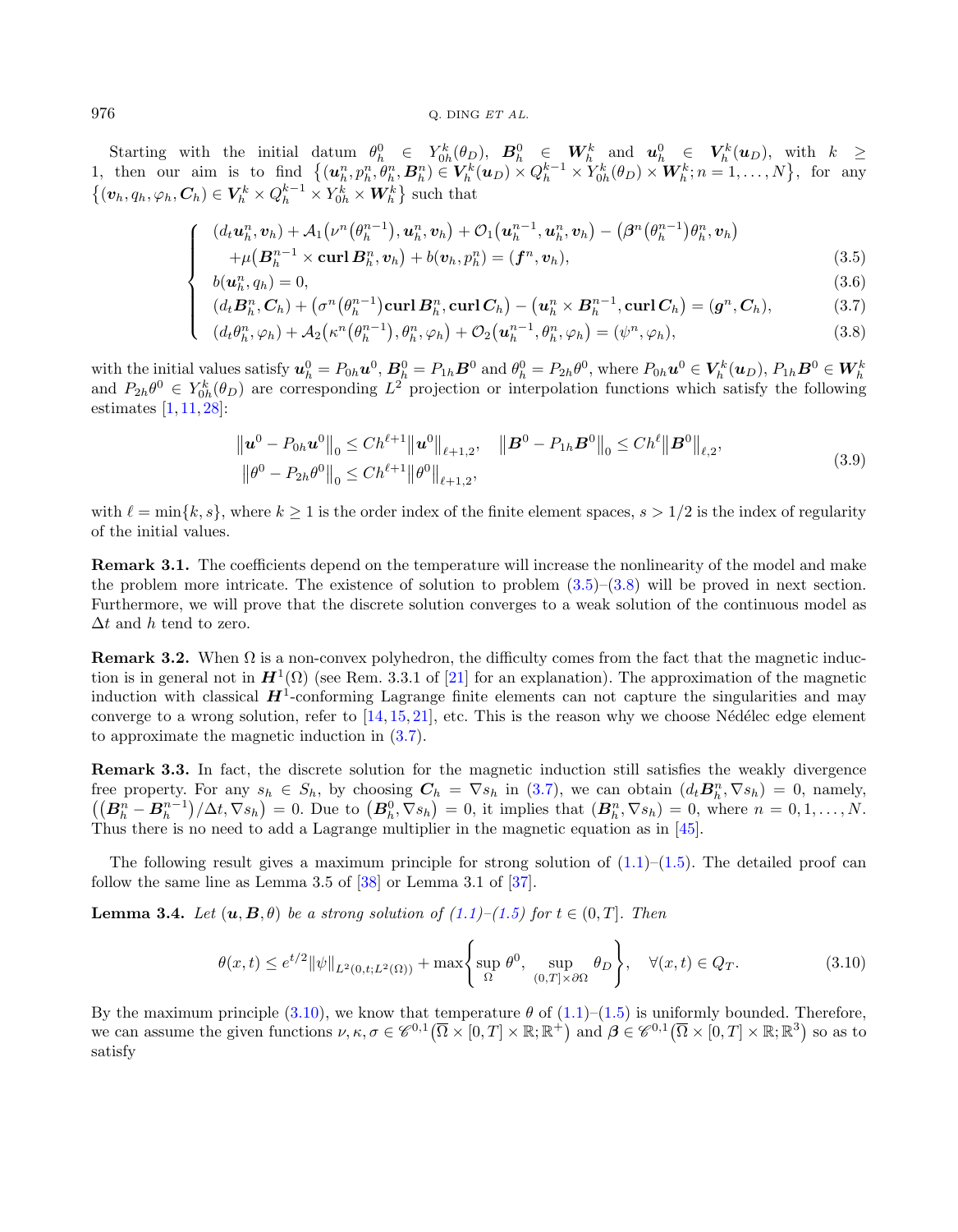Starting with the initial datum $\theta_h^0 \in Y_{0h}^k(\theta_D)$, $\boldsymbol{B}_h^0 \in \boldsymbol{W}_h^k$ and $\boldsymbol{u}_h^0 \in \boldsymbol{V}_h^k(\boldsymbol{u}_D)$, with $k \geq 1$, then our aim is to find $\{(\boldsymbol{u}_h^n, p_h^n, \theta_h^n, \boldsymbol{B}_h^n) \in \boldsymbol{V}_h^k(\boldsymbol{u}_D) \times Q_h^{k-1} \times Y_{0h}^k(\theta_D) \times \boldsymbol{W}_h^k; n = 1, \ldots, N\}$, for any $\{(\boldsymbol{v}_h, q_h, \varphi_h, \boldsymbol{C}_h) \in \boldsymbol{V}_h^k \times Q_h^{k-1} \times Y_{0h}^k \times \boldsymbol{W}_h^k\}$ such that

$$
\left\{
\begin{aligned}
& (d_t \boldsymbol{u}_h^n, \boldsymbol{v}_h) + \mathcal{A}_1(\nu^n(\theta_h^{n-1}), \boldsymbol{u}_h^n, \boldsymbol{v}_h) + \mathcal{O}_1(\boldsymbol{u}_h^{n-1}, \boldsymbol{u}_h^n, \boldsymbol{v}_h) - (\boldsymbol{\beta}^n(\theta_h^{n-1})\theta_h^n, \boldsymbol{v}_h) \\
& \quad + \mu(\boldsymbol{B}_h^{n-1} \times \mathbf{curl}\, \boldsymbol{B}_h^n, \boldsymbol{v}_h) + b(\boldsymbol{v}_h, p_h^n) = (\boldsymbol{f}^n, \boldsymbol{v}_h), && (3.5) \\
& b(\boldsymbol{u}_h^n, q_h) = 0, && (3.6) \\
& (d_t \boldsymbol{B}_h^n, \boldsymbol{C}_h) + (\sigma^n(\theta_h^{n-1})\mathbf{curl}\, \boldsymbol{B}_h^n, \mathbf{curl}\, \boldsymbol{C}_h) - (\boldsymbol{u}_h^n \times \boldsymbol{B}_h^{n-1}, \mathbf{curl}\, \boldsymbol{C}_h) = (\boldsymbol{g}^n, \boldsymbol{C}_h), && (3.7) \\
& (d_t \theta_h^n, \varphi_h) + \mathcal{A}_2(\kappa^n(\theta_h^{n-1}), \theta_h^n, \varphi_h) + \mathcal{O}_2(\boldsymbol{u}_h^{n-1}, \theta_h^n, \varphi_h) = (\psi^n, \varphi_h), && (3.8)
\end{aligned}
\right.
$$

with the initial values satisfy $\boldsymbol{u}_h^0 = P_{0h}\boldsymbol{u}^0$, $\boldsymbol{B}_h^0 = P_{1h}\boldsymbol{B}^0$ and $\theta_h^0 = P_{2h}\theta^0$, where $P_{0h}\boldsymbol{u}^0 \in \boldsymbol{V}_h^k(\boldsymbol{u}_D)$, $P_{1h}\boldsymbol{B}^0 \in \boldsymbol{W}_h^k$ and $P_{2h}\theta^0 \in Y_{0h}^k(\theta_D)$ are corresponding $L^2$ projection or interpolation functions which satisfy the following estimates [1, 11, 28]:

$$
\begin{aligned}
& \|\boldsymbol{u}^0 - P_{0h}\boldsymbol{u}^0\|_0 \leq Ch^{\ell+1}\|\boldsymbol{u}^0\|_{\ell+1,2}, \quad \|\boldsymbol{B}^0 - P_{1h}\boldsymbol{B}^0\|_0 \leq Ch^{\ell}\|\boldsymbol{B}^0\|_{\ell,2}, \\
& \|\theta^0 - P_{2h}\theta^0\|_0 \leq Ch^{\ell+1}\|\theta^0\|_{\ell+1,2},
\end{aligned}
\tag{3.9}
$$

with $\ell = \min\{k, s\}$, where $k \geq 1$ is the order index of the finite element spaces, $s > 1/2$ is the index of regularity of the initial values.

**Remark 3.1.** The coefficients depend on the temperature will increase the nonlinearity of the model and make the problem more intricate. The existence of solution to problem (3.5)–(3.8) will be proved in next section. Furthermore, we will prove that the discrete solution converges to a weak solution of the continuous model as $\Delta t$ and $h$ tend to zero.

**Remark 3.2.** When $\Omega$ is a non-convex polyhedron, the difficulty comes from the fact that the magnetic induction is in general not in $\boldsymbol{H}^1(\Omega)$ (see Rem. 3.3.1 of [21] for an explanation). The approximation of the magnetic induction with classical $\boldsymbol{H}^1$-conforming Lagrange finite elements can not capture the singularities and may converge to a wrong solution, refer to [14, 15, 21], etc. This is the reason why we choose Nédélec edge element to approximate the magnetic induction in (3.7).

**Remark 3.3.** In fact, the discrete solution for the magnetic induction still satisfies the weakly divergence free property. For any $s_h \in S_h$, by choosing $\boldsymbol{C}_h = \nabla s_h$ in (3.7), we can obtain $(d_t \boldsymbol{B}_h^n, \nabla s_h) = 0$, namely, $((\boldsymbol{B}_h^n - \boldsymbol{B}_h^{n-1})/\Delta t, \nabla s_h) = 0$. Due to $(\boldsymbol{B}_h^0, \nabla s_h) = 0$, it implies that $(\boldsymbol{B}_h^n, \nabla s_h) = 0$, where $n = 0, 1, \ldots, N$. Thus there is no need to add a Lagrange multiplier in the magnetic equation as in [45].

The following result gives a maximum principle for strong solution of (1.1)–(1.5). The detailed proof can follow the same line as Lemma 3.5 of [38] or Lemma 3.1 of [37].

**Lemma 3.4.** *Let $(\boldsymbol{u}, \boldsymbol{B}, \theta)$ be a strong solution of (1.1)–(1.5) for $t \in (0, T]$. Then*

$$
\theta(x,t) \leq e^{t/2}\|\psi\|_{L^2(0,t;L^2(\Omega))} + \max\left\{\sup_{\Omega} \theta^0, \sup_{(0,T]\times\partial\Omega} \theta_D\right\}, \quad \forall (x,t) \in Q_T. \tag{3.10}
$$

By the maximum principle (3.10), we know that temperature $\theta$ of (1.1)–(1.5) is uniformly bounded. Therefore, we can assume the given functions $\nu, \kappa, \sigma \in \mathscr{C}^{0,1}(\overline{\Omega} \times [0,T] \times \mathbb{R}; \mathbb{R}^+)$ and $\boldsymbol{\beta} \in \mathscr{C}^{0,1}(\overline{\Omega} \times [0,T] \times \mathbb{R}; \mathbb{R}^3)$ so as to satisfy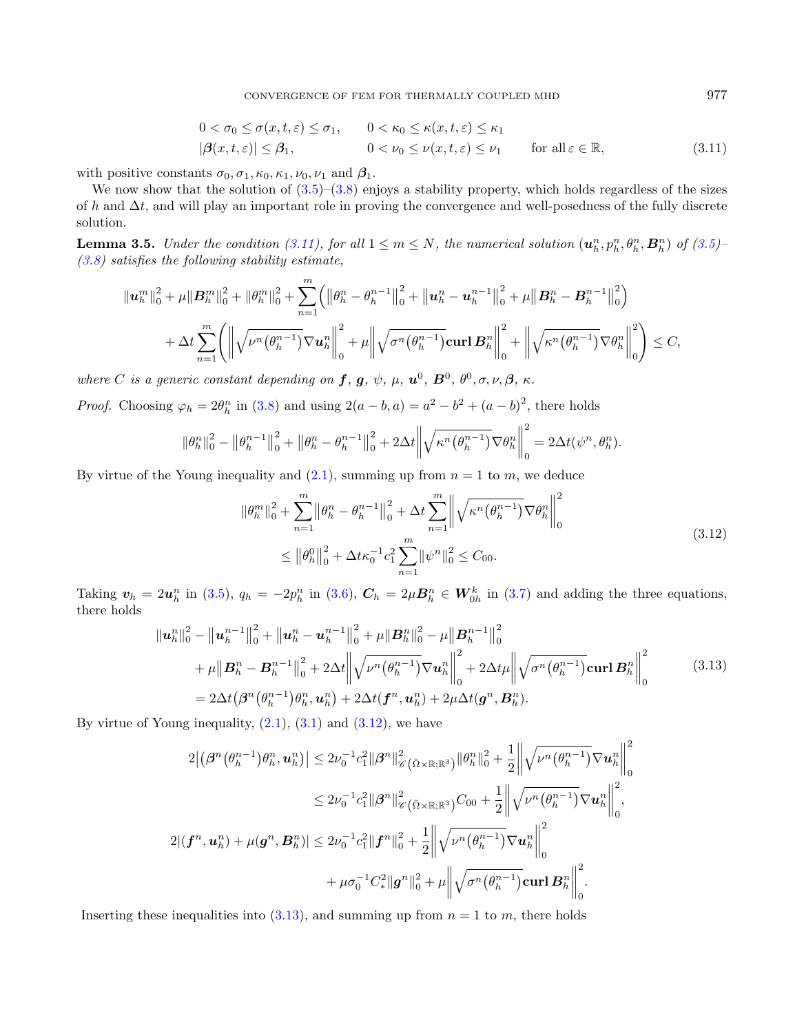$$
\begin{aligned}
&0 < \sigma_0 \le \sigma(x,t,\varepsilon) \le \sigma_1, \qquad 0 < \kappa_0 \le \kappa(x,t,\varepsilon) \le \kappa_1 \\
&|\boldsymbol{\beta}(x,t,\varepsilon)| \le \boldsymbol{\beta}_1, \qquad\qquad\quad 0 < \nu_0 \le \nu(x,t,\varepsilon) \le \nu_1 \qquad \text{for all}\, \varepsilon \in \mathbb{R},
\end{aligned} \tag{3.11}
$$

with positive constants $\sigma_0, \sigma_1, \kappa_0, \kappa_1, \nu_0, \nu_1$ and $\boldsymbol{\beta}_1$.

We now show that the solution of (3.5)–(3.8) enjoys a stability property, which holds regardless of the sizes of $h$ and $\Delta t$, and will play an important role in proving the convergence and well-posedness of the fully discrete solution.

**Lemma 3.5.** *Under the condition (3.11), for all $1 \le m \le N$, the numerical solution $(\boldsymbol{u}_h^n, p_h^n, \theta_h^n, \boldsymbol{B}_h^n)$ of (3.5)–(3.8) satisfies the following stability estimate,*

$$
\begin{aligned}
&\|\boldsymbol{u}_h^m\|_0^2 + \mu\|\boldsymbol{B}_h^m\|_0^2 + \|\theta_h^m\|_0^2 + \sum_{n=1}^m \Big( \big\|\theta_h^n - \theta_h^{n-1}\big\|_0^2 + \big\|\boldsymbol{u}_h^n - \boldsymbol{u}_h^{n-1}\big\|_0^2 + \mu\big\|\boldsymbol{B}_h^n - \boldsymbol{B}_h^{n-1}\big\|_0^2 \Big) \\
&+ \Delta t \sum_{n=1}^m \left( \left\| \sqrt{\nu^n\big(\theta_h^{n-1}\big)} \nabla \boldsymbol{u}_h^n \right\|_0^2 + \mu \left\| \sqrt{\sigma^n\big(\theta_h^{n-1}\big)} \,\mathbf{curl}\, \boldsymbol{B}_h^n \right\|_0^2 + \left\| \sqrt{\kappa^n\big(\theta_h^{n-1}\big)} \nabla \theta_h^n \right\|_0^2 \right) \le C,
\end{aligned}
$$

*where $C$ is a generic constant depending on $\boldsymbol{f}$, $\boldsymbol{g}$, $\psi$, $\mu$, $\boldsymbol{u}^0$, $\boldsymbol{B}^0$, $\theta^0, \sigma, \nu, \boldsymbol{\beta}$, $\kappa$.*

*Proof.* Choosing $\varphi_h = 2\theta_h^n$ in (3.8) and using $2(a-b,a) = a^2 - b^2 + (a-b)^2$, there holds

$$
\|\theta_h^n\|_0^2 - \big\|\theta_h^{n-1}\big\|_0^2 + \big\|\theta_h^n - \theta_h^{n-1}\big\|_0^2 + 2\Delta t \left\| \sqrt{\kappa^n\big(\theta_h^{n-1}\big)} \nabla \theta_h^n \right\|_0^2 = 2\Delta t(\psi^n, \theta_h^n).
$$

By virtue of the Young inequality and (2.1), summing up from $n = 1$ to $m$, we deduce

$$
\begin{aligned}
\|\theta_h^m\|_0^2 + \sum_{n=1}^m \big\|\theta_h^n - \theta_h^{n-1}\big\|_0^2 + \Delta t \sum_{n=1}^m \left\| \sqrt{\kappa^n\big(\theta_h^{n-1}\big)} \nabla \theta_h^n \right\|_0^2 \\
\le \big\|\theta_h^0\big\|_0^2 + \Delta t \kappa_0^{-1} c_1^2 \sum_{n=1}^m \|\psi^n\|_0^2 \le C_{00}.
\end{aligned} \tag{3.12}
$$

Taking $\boldsymbol{v}_h = 2\boldsymbol{u}_h^n$ in (3.5), $q_h = -2p_h^n$ in (3.6), $\boldsymbol{C}_h = 2\mu \boldsymbol{B}_h^n \in \boldsymbol{W}_{0h}^k$ in (3.7) and adding the three equations, there holds

$$
\begin{aligned}
&\|\boldsymbol{u}_h^n\|_0^2 - \big\|\boldsymbol{u}_h^{n-1}\big\|_0^2 + \big\|\boldsymbol{u}_h^n - \boldsymbol{u}_h^{n-1}\big\|_0^2 + \mu\|\boldsymbol{B}_h^n\|_0^2 - \mu\big\|\boldsymbol{B}_h^{n-1}\big\|_0^2 \\
&+ \mu\big\|\boldsymbol{B}_h^n - \boldsymbol{B}_h^{n-1}\big\|_0^2 + 2\Delta t \left\| \sqrt{\nu^n\big(\theta_h^{n-1}\big)} \nabla \boldsymbol{u}_h^n \right\|_0^2 + 2\Delta t \mu \left\| \sqrt{\sigma^n\big(\theta_h^{n-1}\big)} \,\mathbf{curl}\, \boldsymbol{B}_h^n \right\|_0^2 \\
&= 2\Delta t\big(\boldsymbol{\beta}^n\big(\theta_h^{n-1}\big)\theta_h^n, \boldsymbol{u}_h^n\big) + 2\Delta t(\boldsymbol{f}^n, \boldsymbol{u}_h^n) + 2\mu\Delta t(\boldsymbol{g}^n, \boldsymbol{B}_h^n).
\end{aligned} \tag{3.13}
$$

By virtue of Young inequality, (2.1), (3.1) and (3.12), we have

$$
\begin{aligned}
2\big|\big(\boldsymbol{\beta}^n\big(\theta_h^{n-1}\big)\theta_h^n, \boldsymbol{u}_h^n\big)\big| &\le 2\nu_0^{-1} c_1^2 \|\boldsymbol{\beta}^n\|_{\mathscr{C}(\bar{\Omega}\times\mathbb{R};\mathbb{R}^3)}^2 \|\theta_h^n\|_0^2 + \frac{1}{2} \left\| \sqrt{\nu^n\big(\theta_h^{n-1}\big)} \nabla \boldsymbol{u}_h^n \right\|_0^2 \\
&\le 2\nu_0^{-1} c_1^2 \|\boldsymbol{\beta}^n\|_{\mathscr{C}(\bar{\Omega}\times\mathbb{R};\mathbb{R}^3)}^2 C_{00} + \frac{1}{2} \left\| \sqrt{\nu^n\big(\theta_h^{n-1}\big)} \nabla \boldsymbol{u}_h^n \right\|_0^2, \\
2|(\boldsymbol{f}^n, \boldsymbol{u}_h^n) + \mu(\boldsymbol{g}^n, \boldsymbol{B}_h^n)| &\le 2\nu_0^{-1} c_1^2 \|\boldsymbol{f}^n\|_0^2 + \frac{1}{2} \left\| \sqrt{\nu^n\big(\theta_h^{n-1}\big)} \nabla \boldsymbol{u}_h^n \right\|_0^2 \\
&\quad + \mu \sigma_0^{-1} C_*^2 \|\boldsymbol{g}^n\|_0^2 + \mu \left\| \sqrt{\sigma^n\big(\theta_h^{n-1}\big)} \,\mathbf{curl}\, \boldsymbol{B}_h^n \right\|_0^2.
\end{aligned}
$$

Inserting these inequalities into (3.13), and summing up from $n = 1$ to $m$, there holds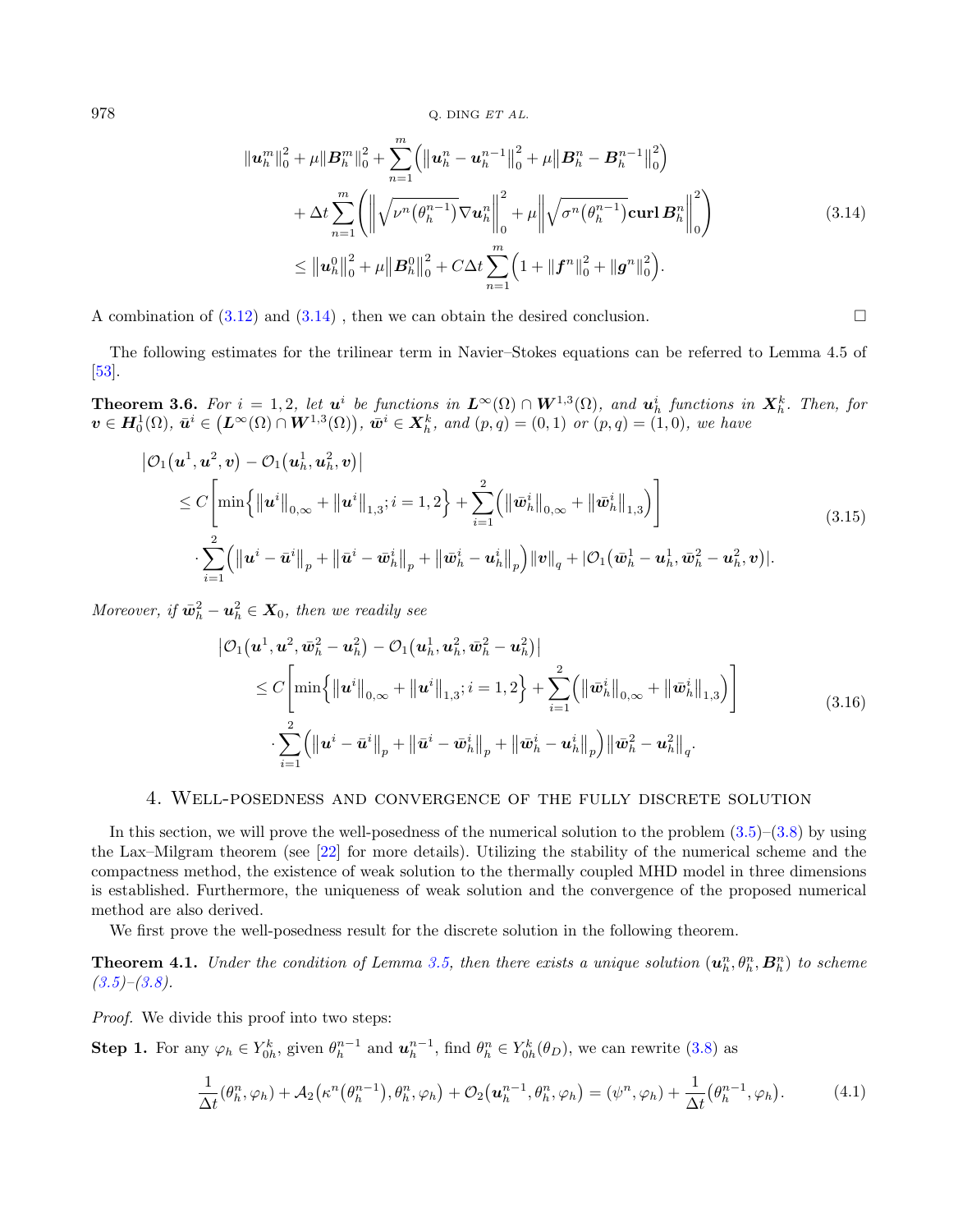$$
\begin{aligned}
&\|\boldsymbol{u}_h^m\|_0^2+\mu\|\boldsymbol{B}_h^m\|_0^2+\sum_{n=1}^m\Big(\big\|\boldsymbol{u}_h^n-\boldsymbol{u}_h^{n-1}\big\|_0^2+\mu\big\|\boldsymbol{B}_h^n-\boldsymbol{B}_h^{n-1}\big\|_0^2\Big)\\
&\quad+\Delta t\sum_{n=1}^m\left(\left\|\sqrt{\nu^n\big(\theta_h^{n-1}\big)}\nabla\boldsymbol{u}_h^n\right\|_0^2+\mu\left\|\sqrt{\sigma^n\big(\theta_h^{n-1}\big)}\,\mathbf{curl}\,\boldsymbol{B}_h^n\right\|_0^2\right)\\
&\quad\le\big\|\boldsymbol{u}_h^0\big\|_0^2+\mu\big\|\boldsymbol{B}_h^0\big\|_0^2+C\Delta t\sum_{n=1}^m\Big(1+\|\boldsymbol{f}^n\|_0^2+\|\boldsymbol{g}^n\|_0^2\Big).
\end{aligned}
\tag{3.14}
$$

A combination of (3.12) and (3.14) , then we can obtain the desired conclusion. □

The following estimates for the trilinear term in Navier–Stokes equations can be referred to Lemma 4.5 of [53].

**Theorem 3.6.** *For $i=1,2$, let $\boldsymbol{u}^i$ be functions in $\boldsymbol{L}^\infty(\Omega)\cap\boldsymbol{W}^{1,3}(\Omega)$, and $\boldsymbol{u}_h^i$ functions in $\boldsymbol{X}_h^k$. Then, for $\boldsymbol{v}\in\boldsymbol{H}_0^1(\Omega)$, $\bar{\boldsymbol{u}}^i\in\big(\boldsymbol{L}^\infty(\Omega)\cap\boldsymbol{W}^{1,3}(\Omega)\big)$, $\bar{\boldsymbol{w}}^i\in\boldsymbol{X}_h^k$, and $(p,q)=(0,1)$ or $(p,q)=(1,0)$, we have*

$$
\begin{aligned}
&\big|\mathcal{O}_1\big(\boldsymbol{u}^1,\boldsymbol{u}^2,\boldsymbol{v}\big)-\mathcal{O}_1\big(\boldsymbol{u}_h^1,\boldsymbol{u}_h^2,\boldsymbol{v}\big)\big|\\
&\quad\le C\left[\min\Big\{\big\|\boldsymbol{u}^i\big\|_{0,\infty}+\big\|\boldsymbol{u}^i\big\|_{1,3};i=1,2\Big\}+\sum_{i=1}^2\Big(\big\|\bar{\boldsymbol{w}}_h^i\big\|_{0,\infty}+\big\|\bar{\boldsymbol{w}}_h^i\big\|_{1,3}\Big)\right]\\
&\quad\quad\cdot\sum_{i=1}^2\Big(\big\|\boldsymbol{u}^i-\bar{\boldsymbol{u}}^i\big\|_p+\big\|\bar{\boldsymbol{u}}^i-\bar{\boldsymbol{w}}_h^i\big\|_p+\big\|\bar{\boldsymbol{w}}_h^i-\boldsymbol{u}_h^i\big\|_p\Big)\|\boldsymbol{v}\|_q+\big|\mathcal{O}_1\big(\bar{\boldsymbol{w}}_h^1-\boldsymbol{u}_h^1,\bar{\boldsymbol{w}}_h^2-\boldsymbol{u}_h^2,\boldsymbol{v}\big)\big|.
\end{aligned}
\tag{3.15}
$$

*Moreover, if $\bar{\boldsymbol{w}}_h^2-\boldsymbol{u}_h^2\in\boldsymbol{X}_0$, then we readily see*

$$
\begin{aligned}
&\big|\mathcal{O}_1\big(\boldsymbol{u}^1,\boldsymbol{u}^2,\bar{\boldsymbol{w}}_h^2-\boldsymbol{u}_h^2\big)-\mathcal{O}_1\big(\boldsymbol{u}_h^1,\boldsymbol{u}_h^2,\bar{\boldsymbol{w}}_h^2-\boldsymbol{u}_h^2\big)\big|\\
&\quad\le C\left[\min\Big\{\big\|\boldsymbol{u}^i\big\|_{0,\infty}+\big\|\boldsymbol{u}^i\big\|_{1,3};i=1,2\Big\}+\sum_{i=1}^2\Big(\big\|\bar{\boldsymbol{w}}_h^i\big\|_{0,\infty}+\big\|\bar{\boldsymbol{w}}_h^i\big\|_{1,3}\Big)\right]\\
&\quad\quad\cdot\sum_{i=1}^2\Big(\big\|\boldsymbol{u}^i-\bar{\boldsymbol{u}}^i\big\|_p+\big\|\bar{\boldsymbol{u}}^i-\bar{\boldsymbol{w}}_h^i\big\|_p+\big\|\bar{\boldsymbol{w}}_h^i-\boldsymbol{u}_h^i\big\|_p\Big)\big\|\bar{\boldsymbol{w}}_h^2-\boldsymbol{u}_h^2\big\|_q.
\end{aligned}
\tag{3.16}
$$

## 4. Well-posedness and convergence of the fully discrete solution

In this section, we will prove the well-posedness of the numerical solution to the problem (3.5)–(3.8) by using the Lax–Milgram theorem (see [22] for more details). Utilizing the stability of the numerical scheme and the compactness method, the existence of weak solution to the thermally coupled MHD model in three dimensions is established. Furthermore, the uniqueness of weak solution and the convergence of the proposed numerical method are also derived.

We first prove the well-posedness result for the discrete solution in the following theorem.

**Theorem 4.1.** *Under the condition of Lemma 3.5, then there exists a unique solution $(\boldsymbol{u}_h^n,\theta_h^n,\boldsymbol{B}_h^n)$ to scheme (3.5)–(3.8).*

*Proof.* We divide this proof into two steps:

**Step 1.** For any $\varphi_h\in Y_{0h}^k$, given $\theta_h^{n-1}$ and $\boldsymbol{u}_h^{n-1}$, find $\theta_h^n\in Y_{0h}^k(\theta_D)$, we can rewrite (3.8) as

$$
\frac{1}{\Delta t}\big(\theta_h^n,\varphi_h\big)+\mathcal{A}_2\big(\kappa^n\big(\theta_h^{n-1}\big),\theta_h^n,\varphi_h\big)+\mathcal{O}_2\big(\boldsymbol{u}_h^{n-1},\theta_h^n,\varphi_h\big)=\big(\psi^n,\varphi_h\big)+\frac{1}{\Delta t}\big(\theta_h^{n-1},\varphi_h\big).
\tag{4.1}
$$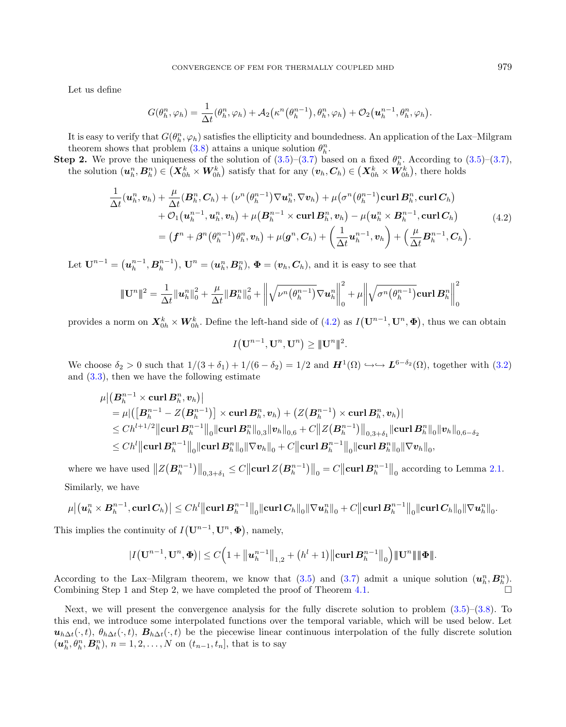Let us define

$$G(\theta_h^n, \varphi_h) = \frac{1}{\Delta t}(\theta_h^n, \varphi_h) + \mathcal{A}_2\big(\kappa^n\big(\theta_h^{n-1}\big), \theta_h^n, \varphi_h\big) + \mathcal{O}_2\big(\boldsymbol{u}_h^{n-1}, \theta_h^n, \varphi_h\big).$$

It is easy to verify that $G(\theta_h^n, \varphi_h)$ satisfies the ellipticity and boundedness. An application of the Lax–Milgram theorem shows that problem (3.8) attains a unique solution $\theta_h^n$.

**Step 2.** We prove the uniqueness of the solution of (3.5)–(3.7) based on a fixed $\theta_h^n$. According to (3.5)–(3.7), the solution $(\boldsymbol{u}_h^n, \boldsymbol{B}_h^n) \in \big(\boldsymbol{X}_{0h}^k \times \boldsymbol{W}_{0h}^k\big)$ satisfy that for any $(\boldsymbol{v}_h, \boldsymbol{C}_h) \in \big(\boldsymbol{X}_{0h}^k \times \boldsymbol{W}_{0h}^k\big)$, there holds

$$\begin{aligned}
&\frac{1}{\Delta t}(\boldsymbol{u}_h^n, \boldsymbol{v}_h) + \frac{\mu}{\Delta t}(\boldsymbol{B}_h^n, \boldsymbol{C}_h) + \big(\nu^n\big(\theta_h^{n-1}\big)\nabla \boldsymbol{u}_h^n, \nabla \boldsymbol{v}_h\big) + \mu\big(\sigma^n\big(\theta_h^{n-1}\big)\mathbf{curl}\,\boldsymbol{B}_h^n, \mathbf{curl}\,\boldsymbol{C}_h\big)\\
&\quad + \mathcal{O}_1\big(\boldsymbol{u}_h^{n-1}, \boldsymbol{u}_h^n, \boldsymbol{v}_h\big) + \mu\big(\boldsymbol{B}_h^{n-1} \times \mathbf{curl}\,\boldsymbol{B}_h^n, \boldsymbol{v}_h\big) - \mu\big(\boldsymbol{u}_h^n \times \boldsymbol{B}_h^{n-1}, \mathbf{curl}\,\boldsymbol{C}_h\big)\\
&\quad = \big(\boldsymbol{f}^n + \boldsymbol{\beta}^n\big(\theta_h^{n-1}\big)\theta_h^n, \boldsymbol{v}_h\big) + \mu(\boldsymbol{g}^n, \boldsymbol{C}_h) + \left(\frac{1}{\Delta t}\boldsymbol{u}_h^{n-1}, \boldsymbol{v}_h\right) + \left(\frac{\mu}{\Delta t}\boldsymbol{B}_h^{n-1}, \boldsymbol{C}_h\right).
\end{aligned} \tag{4.2}$$

Let $\mathbf{U}^{n-1} = \big(\boldsymbol{u}_h^{n-1}, \boldsymbol{B}_h^{n-1}\big)$, $\mathbf{U}^n = (\boldsymbol{u}_h^n, \boldsymbol{B}_h^n)$, $\boldsymbol{\Phi} = (\boldsymbol{v}_h, \boldsymbol{C}_h)$, and it is easy to see that

$$\|\mathbf{U}^n\|^2 = \frac{1}{\Delta t}\|\boldsymbol{u}_h^n\|_0^2 + \frac{\mu}{\Delta t}\|\boldsymbol{B}_h^n\|_0^2 + \left\|\sqrt{\nu^n\big(\theta_h^{n-1}\big)}\nabla \boldsymbol{u}_h^n\right\|_0^2 + \mu\left\|\sqrt{\sigma^n\big(\theta_h^{n-1}\big)}\mathbf{curl}\,\boldsymbol{B}_h^n\right\|_0^2$$

provides a norm on $\boldsymbol{X}_{0h}^k \times \boldsymbol{W}_{0h}^k$. Define the left-hand side of (4.2) as $I\big(\mathbf{U}^{n-1}, \mathbf{U}^n, \boldsymbol{\Phi}\big)$, thus we can obtain

$$I\big(\mathbf{U}^{n-1}, \mathbf{U}^n, \mathbf{U}^n\big) \geq \|\mathbf{U}^n\|^2.$$

We choose $\delta_2 > 0$ such that $1/(3+\delta_1) + 1/(6-\delta_2) = 1/2$ and $\boldsymbol{H}^1(\Omega) \hookrightarrow\hookrightarrow \boldsymbol{L}^{6-\delta_2}(\Omega)$, together with (3.2) and (3.3), then we have the following estimate

$$\begin{aligned}
&\mu\big|\big(\boldsymbol{B}_h^{n-1} \times \mathbf{curl}\,\boldsymbol{B}_h^n, \boldsymbol{v}_h\big)\big|\\
&= \mu\big|\big(\big[\boldsymbol{B}_h^{n-1} - Z\big(\boldsymbol{B}_h^{n-1}\big)\big] \times \mathbf{curl}\,\boldsymbol{B}_h^n, \boldsymbol{v}_h\big) + \big(Z\big(\boldsymbol{B}_h^{n-1}\big) \times \mathbf{curl}\,\boldsymbol{B}_h^n, \boldsymbol{v}_h\big)\big|\\
&\leq Ch^{l+1/2}\big\|\mathbf{curl}\,\boldsymbol{B}_h^{n-1}\big\|_0\|\mathbf{curl}\,\boldsymbol{B}_h^n\|_{0,3}\|\boldsymbol{v}_h\|_{0,6} + C\big\|Z\big(\boldsymbol{B}_h^{n-1}\big)\big\|_{0,3+\delta_1}\|\mathbf{curl}\,\boldsymbol{B}_h^n\|_0\|\boldsymbol{v}_h\|_{0,6-\delta_2}\\
&\leq Ch^{l}\big\|\mathbf{curl}\,\boldsymbol{B}_h^{n-1}\big\|_0\|\mathbf{curl}\,\boldsymbol{B}_h^n\|_0\|\nabla\boldsymbol{v}_h\|_0 + C\big\|\mathbf{curl}\,\boldsymbol{B}_h^{n-1}\big\|_0\|\mathbf{curl}\,\boldsymbol{B}_h^n\|_0\|\nabla\boldsymbol{v}_h\|_0,
\end{aligned}$$

where we have used $\big\|Z\big(\boldsymbol{B}_h^{n-1}\big)\big\|_{0,3+\delta_1} \leq C\big\|\mathbf{curl}\,Z\big(\boldsymbol{B}_h^{n-1}\big)\big\|_0 = C\big\|\mathbf{curl}\,\boldsymbol{B}_h^{n-1}\big\|_0$ according to Lemma 2.1.

Similarly, we have

$$\mu\big|\big(\boldsymbol{u}_h^n \times \boldsymbol{B}_h^{n-1}, \mathbf{curl}\,\boldsymbol{C}_h\big)\big| \leq Ch^l\big\|\mathbf{curl}\,\boldsymbol{B}_h^{n-1}\big\|_0\|\mathbf{curl}\,\boldsymbol{C}_h\|_0\|\nabla\boldsymbol{u}_h^n\|_0 + C\big\|\mathbf{curl}\,\boldsymbol{B}_h^{n-1}\big\|_0\|\mathbf{curl}\,\boldsymbol{C}_h\|_0\|\nabla\boldsymbol{u}_h^n\|_0.$$

This implies the continuity of $I\big(\mathbf{U}^{n-1}, \mathbf{U}^n, \boldsymbol{\Phi}\big)$, namely,

$$|I\big(\mathbf{U}^{n-1}, \mathbf{U}^n, \boldsymbol{\Phi}\big)| \leq C\Big(1 + \big\|\boldsymbol{u}_h^{n-1}\big\|_{1,2} + \big(h^l + 1\big)\big\|\mathbf{curl}\,\boldsymbol{B}_h^{n-1}\big\|_0\Big)\|\mathbf{U}^n\|\|\boldsymbol{\Phi}\|.$$

According to the Lax–Milgram theorem, we know that (3.5) and (3.7) admit a unique solution $(\boldsymbol{u}_h^n, \boldsymbol{B}_h^n)$. Combining Step 1 and Step 2, we have completed the proof of Theorem 4.1. $\square$

Next, we will present the convergence analysis for the fully discrete solution to problem (3.5)–(3.8). To this end, we introduce some interpolated functions over the temporal variable, which will be used below. Let $\boldsymbol{u}_{h\Delta t}(\cdot, t)$, $\theta_{h\Delta t}(\cdot, t)$, $\boldsymbol{B}_{h\Delta t}(\cdot, t)$ be the piecewise linear continuous interpolation of the fully discrete solution $(\boldsymbol{u}_h^n, \theta_h^n, \boldsymbol{B}_h^n)$, $n = 1, 2, \ldots, N$ on $(t_{n-1}, t_n]$, that is to say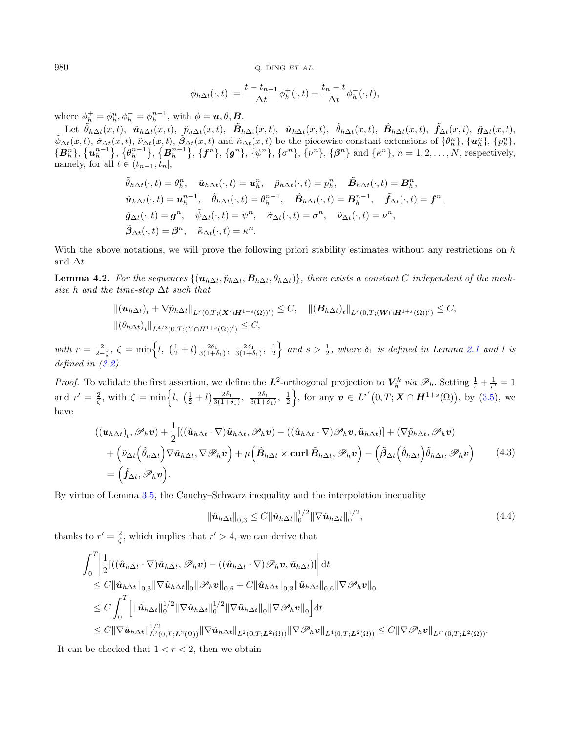$$\phi_{h\Delta t}(\cdot,t) := \frac{t-t_{n-1}}{\Delta t}\phi_h^+(\cdot,t) + \frac{t_n - t}{\Delta t}\phi_h^-(\cdot,t),$$

where $\phi_h^+ = \phi_h^n, \phi_h^- = \phi_h^{n-1}$, with $\phi = \boldsymbol{u}, \theta, \boldsymbol{B}$.

Let $\tilde{\theta}_{h\Delta t}(x,t)$, $\tilde{\boldsymbol{u}}_{h\Delta t}(x,t)$, $\tilde{p}_{h\Delta t}(x,t)$, $\tilde{\boldsymbol{B}}_{h\Delta t}(x,t)$, $\hat{\boldsymbol{u}}_{h\Delta t}(x,t)$, $\hat{\theta}_{h\Delta t}(x,t)$, $\hat{\boldsymbol{B}}_{h\Delta t}(x,t)$, $\tilde{\boldsymbol{f}}_{\Delta t}(x,t)$, $\tilde{\boldsymbol{g}}_{\Delta t}(x,t)$, $\tilde{\psi}_{\Delta t}(x,t)$, $\tilde{\sigma}_{\Delta t}(x,t)$, $\tilde{\nu}_{\Delta t}(x,t)$, $\tilde{\boldsymbol{\beta}}_{\Delta t}(x,t)$ and $\tilde{\kappa}_{\Delta t}(x,t)$ be the piecewise constant extensions of $\{\theta_h^n\}$, $\{\boldsymbol{u}_h^n\}$, $\{p_h^n\}$, $\{\boldsymbol{B}_h^n\}$, $\{\boldsymbol{u}_h^{n-1}\}$, $\{\theta_h^{n-1}\}$, $\{\boldsymbol{B}_h^{n-1}\}$, $\{\boldsymbol{f}^n\}$, $\{\boldsymbol{g}^n\}$, $\{\psi^n\}$, $\{\sigma^n\}$, $\{\nu^n\}$, $\{\boldsymbol{\beta}^n\}$ and $\{\kappa^n\}$, $n = 1,2,\ldots,N$, respectively, namely, for all $t \in (t_{n-1}, t_n]$,

$$\begin{aligned}
&\tilde{\theta}_{h\Delta t}(\cdot,t) = \theta_h^n, \quad \tilde{\boldsymbol{u}}_{h\Delta t}(\cdot,t) = \boldsymbol{u}_h^n, \quad \tilde{p}_{h\Delta t}(\cdot,t) = p_h^n, \quad \tilde{\boldsymbol{B}}_{h\Delta t}(\cdot,t) = \boldsymbol{B}_h^n,\\
&\hat{\boldsymbol{u}}_{h\Delta t}(\cdot,t) = \boldsymbol{u}_h^{n-1}, \quad \hat{\theta}_{h\Delta t}(\cdot,t) = \theta_h^{n-1}, \quad \hat{\boldsymbol{B}}_{h\Delta t}(\cdot,t) = \boldsymbol{B}_h^{n-1}, \quad \tilde{\boldsymbol{f}}_{\Delta t}(\cdot,t) = \boldsymbol{f}^n,\\
&\tilde{\boldsymbol{g}}_{\Delta t}(\cdot,t) = \boldsymbol{g}^n, \quad \tilde{\psi}_{\Delta t}(\cdot,t) = \psi^n, \quad \tilde{\sigma}_{\Delta t}(\cdot,t) = \sigma^n, \quad \tilde{\nu}_{\Delta t}(\cdot,t) = \nu^n,\\
&\tilde{\boldsymbol{\beta}}_{\Delta t}(\cdot,t) = \boldsymbol{\beta}^n, \quad \tilde{\kappa}_{\Delta t}(\cdot,t) = \kappa^n.
\end{aligned}$$

With the above notations, we will prove the following priori stability estimates without any restrictions on $h$ and $\Delta t$.

**Lemma 4.2.** *For the sequences $\{(\boldsymbol{u}_{h\Delta t}, \tilde{p}_{h\Delta t}, \boldsymbol{B}_{h\Delta t}, \theta_{h\Delta t})\}$, there exists a constant $C$ independent of the mesh-size $h$ and the time-step $\Delta t$ such that*

$$\begin{aligned}
&\|(\boldsymbol{u}_{h\Delta t})_t + \nabla \tilde{p}_{h\Delta t}\|_{L^r(0,T;(\boldsymbol{X}\cap \boldsymbol{H}^{1+s}(\Omega))')} \le C, \quad \|(\boldsymbol{B}_{h\Delta t})_t\|_{L^r(0,T;(\boldsymbol{W}\cap \boldsymbol{H}^{1+s}(\Omega))')} \le C,\\
&\|(\theta_{h\Delta t})_t\|_{L^{4/3}(0,T;(Y\cap H^{1+s}(\Omega))')} \le C,
\end{aligned}$$

*with $r = \frac{2}{2-\zeta}$, $\zeta = \min\Big\{l,\ \left(\frac{1}{2}+l\right)\frac{2\delta_1}{3(1+\delta_1)},\ \frac{2\delta_1}{3(1+\delta_1)},\ \frac{1}{2}\Big\}$ and $s > \frac{1}{2}$, where $\delta_1$ is defined in Lemma 2.1 and $l$ is defined in (3.2).*

*Proof.* To validate the first assertion, we define the $\boldsymbol{L}^2$-orthogonal projection to $\boldsymbol{V}_h^k$ *via* $\mathscr{P}_h$. Setting $\frac{1}{r} + \frac{1}{r'} = 1$ and $r' = \frac{2}{\zeta}$, with $\zeta = \min\Big\{l,\ \left(\frac{1}{2}+l\right)\frac{2\delta_1}{3(1+\delta_1)},\ \frac{2\delta_1}{3(1+\delta_1)},\ \frac{1}{2}\Big\}$, for any $\boldsymbol{v} \in L^{r'}\big(0,T;\boldsymbol{X}\cap \boldsymbol{H}^{1+s}(\Omega)\big)$, by (3.5), we have

$$\begin{aligned}
&((\boldsymbol{u}_{h\Delta t})_t, \mathscr{P}_h \boldsymbol{v}) + \frac{1}{2}[((\hat{\boldsymbol{u}}_{h\Delta t}\cdot\nabla)\tilde{\boldsymbol{u}}_{h\Delta t}, \mathscr{P}_h\boldsymbol{v}) - ((\hat{\boldsymbol{u}}_{h\Delta t}\cdot\nabla)\mathscr{P}_h\boldsymbol{v}, \tilde{\boldsymbol{u}}_{h\Delta t})] + (\nabla \tilde{p}_{h\Delta t}, \mathscr{P}_h\boldsymbol{v})\\
&\quad + \Big(\tilde{\nu}_{\Delta t}\Big(\hat{\theta}_{h\Delta t}\Big)\nabla\tilde{\boldsymbol{u}}_{h\Delta t}, \nabla\mathscr{P}_h\boldsymbol{v}\Big) + \mu\Big(\hat{\boldsymbol{B}}_{h\Delta t}\times \mathbf{curl}\,\tilde{\boldsymbol{B}}_{h\Delta t}, \mathscr{P}_h\boldsymbol{v}\Big) - \Big(\tilde{\boldsymbol{\beta}}_{\Delta t}\Big(\hat{\theta}_{h\Delta t}\Big)\tilde{\theta}_{h\Delta t}, \mathscr{P}_h\boldsymbol{v}\Big)\\
&\quad = \Big(\tilde{\boldsymbol{f}}_{\Delta t}, \mathscr{P}_h\boldsymbol{v}\Big).
\end{aligned} \tag{4.3}$$

By virtue of Lemma 3.5, the Cauchy–Schwarz inequality and the interpolation inequality

$$\|\hat{\boldsymbol{u}}_{h\Delta t}\|_{0,3} \le C\|\hat{\boldsymbol{u}}_{h\Delta t}\|_0^{1/2}\|\nabla\hat{\boldsymbol{u}}_{h\Delta t}\|_0^{1/2}, \tag{4.4}$$

thanks to $r' = \frac{2}{\zeta}$, which implies that $r' > 4$, we can derive that

$$\begin{aligned}
&\int_0^T \left|\frac{1}{2}[((\hat{\boldsymbol{u}}_{h\Delta t}\cdot\nabla)\tilde{\boldsymbol{u}}_{h\Delta t}, \mathscr{P}_h\boldsymbol{v}) - ((\hat{\boldsymbol{u}}_{h\Delta t}\cdot\nabla)\mathscr{P}_h\boldsymbol{v}, \tilde{\boldsymbol{u}}_{h\Delta t})]\right| \mathrm{d}t\\
&\le C\|\hat{\boldsymbol{u}}_{h\Delta t}\|_{0,3}\|\nabla\tilde{\boldsymbol{u}}_{h\Delta t}\|_0\|\mathscr{P}_h\boldsymbol{v}\|_{0,6} + C\|\hat{\boldsymbol{u}}_{h\Delta t}\|_{0,3}\|\tilde{\boldsymbol{u}}_{h\Delta t}\|_{0,6}\|\nabla\mathscr{P}_h\boldsymbol{v}\|_0\\
&\le C\int_0^T \Big[\|\hat{\boldsymbol{u}}_{h\Delta t}\|_0^{1/2}\|\nabla\hat{\boldsymbol{u}}_{h\Delta t}\|_0^{1/2}\|\nabla\tilde{\boldsymbol{u}}_{h\Delta t}\|_0\|\nabla\mathscr{P}_h\boldsymbol{v}\|_0\Big]\mathrm{d}t\\
&\le C\|\nabla\hat{\boldsymbol{u}}_{h\Delta t}\|_{L^2(0,T;\boldsymbol{L}^2(\Omega))}^{1/2}\|\nabla\tilde{\boldsymbol{u}}_{h\Delta t}\|_{L^2(0,T;\boldsymbol{L}^2(\Omega))}\|\nabla\mathscr{P}_h\boldsymbol{v}\|_{L^4(0,T;\boldsymbol{L}^2(\Omega))} \le C\|\nabla\mathscr{P}_h\boldsymbol{v}\|_{L^{r'}(0,T;\boldsymbol{L}^2(\Omega))}.
\end{aligned}$$

It can be checked that $1 < r < 2$, then we obtain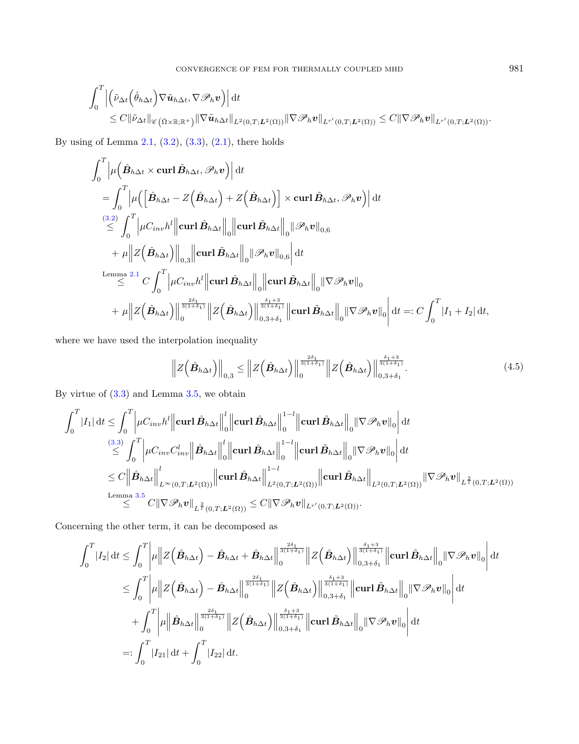$$
\begin{aligned}
&\int_0^T \left| \left( \tilde{\nu}_{\Delta t}\left(\hat{\theta}_{h\Delta t}\right) \nabla \tilde{\boldsymbol{u}}_{h\Delta t}, \nabla \mathscr{P}_h \boldsymbol{v} \right) \right| \mathrm{d}t \\
&\quad \leq C \|\tilde{\nu}_{\Delta t}\|_{\mathscr{C}\left(\bar{\Omega}\times\mathbb{R};\mathbb{R}^+\right)} \|\nabla \tilde{\boldsymbol{u}}_{h\Delta t}\|_{L^2(0,T;\boldsymbol{L}^2(\Omega))} \|\nabla \mathscr{P}_h \boldsymbol{v}\|_{L^{r'}(0,T;\boldsymbol{L}^2(\Omega))} \leq C \|\nabla \mathscr{P}_h \boldsymbol{v}\|_{L^{r'}(0,T;\boldsymbol{L}^2(\Omega))}.
\end{aligned}
$$

By using of Lemma 2.1, (3.2), (3.3), (2.1), there holds

$$
\begin{aligned}
&\int_0^T \left| \mu\left( \hat{\boldsymbol{B}}_{h\Delta t} \times \mathbf{curl}\, \tilde{\boldsymbol{B}}_{h\Delta t}, \mathscr{P}_h \boldsymbol{v} \right) \right| \mathrm{d}t \\
&= \int_0^T \left| \mu\left( \left[ \hat{\boldsymbol{B}}_{h\Delta t} - Z\left(\hat{\boldsymbol{B}}_{h\Delta t}\right) + Z\left(\hat{\boldsymbol{B}}_{h\Delta t}\right) \right] \times \mathbf{curl}\, \tilde{\boldsymbol{B}}_{h\Delta t}, \mathscr{P}_h \boldsymbol{v} \right) \right| \mathrm{d}t \\
&\overset{(3.2)}{\leq} \int_0^T \Big| \mu C_{inv} h^l \left\| \mathbf{curl}\, \hat{\boldsymbol{B}}_{h\Delta t} \right\|_0 \left\| \mathbf{curl}\, \tilde{\boldsymbol{B}}_{h\Delta t} \right\|_0 \|\mathscr{P}_h \boldsymbol{v}\|_{0,6} \\
&\quad + \mu \left\| Z\left(\hat{\boldsymbol{B}}_{h\Delta t}\right) \right\|_{0,3} \left\| \mathbf{curl}\, \tilde{\boldsymbol{B}}_{h\Delta t} \right\|_0 \|\mathscr{P}_h \boldsymbol{v}\|_{0,6} \Big| \mathrm{d}t \\
&\overset{\text{Lemma 2.1}}{\leq} C \int_0^T \Big| \mu C_{inv} h^l \left\| \mathbf{curl}\, \hat{\boldsymbol{B}}_{h\Delta t} \right\|_0 \left\| \mathbf{curl}\, \tilde{\boldsymbol{B}}_{h\Delta t} \right\|_0 \|\nabla \mathscr{P}_h \boldsymbol{v}\|_0 \\
&\quad + \mu \left\| Z\left(\hat{\boldsymbol{B}}_{h\Delta t}\right) \right\|_0^{\frac{2\delta_1}{3(1+\delta_1)}} \left\| Z\left(\hat{\boldsymbol{B}}_{h\Delta t}\right) \right\|_{0,3+\delta_1}^{\frac{\delta_1+3}{3(1+\delta_1)}} \left\| \mathbf{curl}\, \tilde{\boldsymbol{B}}_{h\Delta t} \right\|_0 \|\nabla \mathscr{P}_h \boldsymbol{v}\|_0 \Big| \mathrm{d}t =: C \int_0^T |I_1 + I_2| \,\mathrm{d}t,
\end{aligned}
$$

where we have used the interpolation inequality

$$
\left\| Z\left(\hat{\boldsymbol{B}}_{h\Delta t}\right) \right\|_{0,3} \leq \left\| Z\left(\hat{\boldsymbol{B}}_{h\Delta t}\right) \right\|_0^{\frac{2\delta_1}{3(1+\delta_1)}} \left\| Z\left(\hat{\boldsymbol{B}}_{h\Delta t}\right) \right\|_{0,3+\delta_1}^{\frac{\delta_1+3}{3(1+\delta_1)}}. \tag{4.5}
$$

By virtue of (3.3) and Lemma 3.5, we obtain

$$
\begin{aligned}
\int_0^T |I_1| \,\mathrm{d}t &\leq \int_0^T \left| \mu C_{inv} h^l \left\| \mathbf{curl}\, \hat{\boldsymbol{B}}_{h\Delta t} \right\|_0^l \left\| \mathbf{curl}\, \hat{\boldsymbol{B}}_{h\Delta t} \right\|_0^{1-l} \left\| \mathbf{curl}\, \tilde{\boldsymbol{B}}_{h\Delta t} \right\|_0 \|\nabla \mathscr{P}_h \boldsymbol{v}\|_0 \right| \mathrm{d}t \\
&\overset{(3.3)}{\leq} \int_0^T \left| \mu C_{inv} C_{inv}^l \left\| \hat{\boldsymbol{B}}_{h\Delta t} \right\|_0^l \left\| \mathbf{curl}\, \hat{\boldsymbol{B}}_{h\Delta t} \right\|_0^{1-l} \left\| \mathbf{curl}\, \tilde{\boldsymbol{B}}_{h\Delta t} \right\|_0 \|\nabla \mathscr{P}_h \boldsymbol{v}\|_0 \right| \mathrm{d}t \\
&\leq C \left\| \hat{\boldsymbol{B}}_{h\Delta t} \right\|_{L^\infty(0,T;\boldsymbol{L}^2(\Omega))}^l \left\| \mathbf{curl}\, \hat{\boldsymbol{B}}_{h\Delta t} \right\|_{L^2(0,T;\boldsymbol{L}^2(\Omega))}^{1-l} \left\| \mathbf{curl}\, \tilde{\boldsymbol{B}}_{h\Delta t} \right\|_{L^2(0,T;\boldsymbol{L}^2(\Omega))} \|\nabla \mathscr{P}_h \boldsymbol{v}\|_{L^{\frac{2}{l}}(0,T;\boldsymbol{L}^2(\Omega))} \\
&\overset{\text{Lemma 3.5}}{\leq} C \|\nabla \mathscr{P}_h \boldsymbol{v}\|_{L^{\frac{2}{l}}(0,T;\boldsymbol{L}^2(\Omega))} \leq C \|\nabla \mathscr{P}_h \boldsymbol{v}\|_{L^{r'}(0,T;\boldsymbol{L}^2(\Omega))}.
\end{aligned}
$$

Concerning the other term, it can be decomposed as

$$
\begin{aligned}
\int_0^T |I_2| \,\mathrm{d}t &\leq \int_0^T \left| \mu \left\| Z\left(\hat{\boldsymbol{B}}_{h\Delta t}\right) - \hat{\boldsymbol{B}}_{h\Delta t} + \hat{\boldsymbol{B}}_{h\Delta t} \right\|_0^{\frac{2\delta_1}{3(1+\delta_1)}} \left\| Z\left(\hat{\boldsymbol{B}}_{h\Delta t}\right) \right\|_{0,3+\delta_1}^{\frac{\delta_1+3}{3(1+\delta_1)}} \left\| \mathbf{curl}\, \tilde{\boldsymbol{B}}_{h\Delta t} \right\|_0 \|\nabla \mathscr{P}_h \boldsymbol{v}\|_0 \right| \mathrm{d}t \\
&\leq \int_0^T \left| \mu \left\| Z\left(\hat{\boldsymbol{B}}_{h\Delta t}\right) - \hat{\boldsymbol{B}}_{h\Delta t} \right\|_0^{\frac{2\delta_1}{3(1+\delta_1)}} \left\| Z\left(\hat{\boldsymbol{B}}_{h\Delta t}\right) \right\|_{0,3+\delta_1}^{\frac{\delta_1+3}{3(1+\delta_1)}} \left\| \mathbf{curl}\, \tilde{\boldsymbol{B}}_{h\Delta t} \right\|_0 \|\nabla \mathscr{P}_h \boldsymbol{v}\|_0 \right| \mathrm{d}t \\
&\quad + \int_0^T \left| \mu \left\| \hat{\boldsymbol{B}}_{h\Delta t} \right\|_0^{\frac{2\delta_1}{3(1+\delta_1)}} \left\| Z\left(\hat{\boldsymbol{B}}_{h\Delta t}\right) \right\|_{0,3+\delta_1}^{\frac{\delta_1+3}{3(1+\delta_1)}} \left\| \mathbf{curl}\, \tilde{\boldsymbol{B}}_{h\Delta t} \right\|_0 \|\nabla \mathscr{P}_h \boldsymbol{v}\|_0 \right| \mathrm{d}t \\
&=: \int_0^T |I_{21}| \,\mathrm{d}t + \int_0^T |I_{22}| \,\mathrm{d}t.
\end{aligned}
$$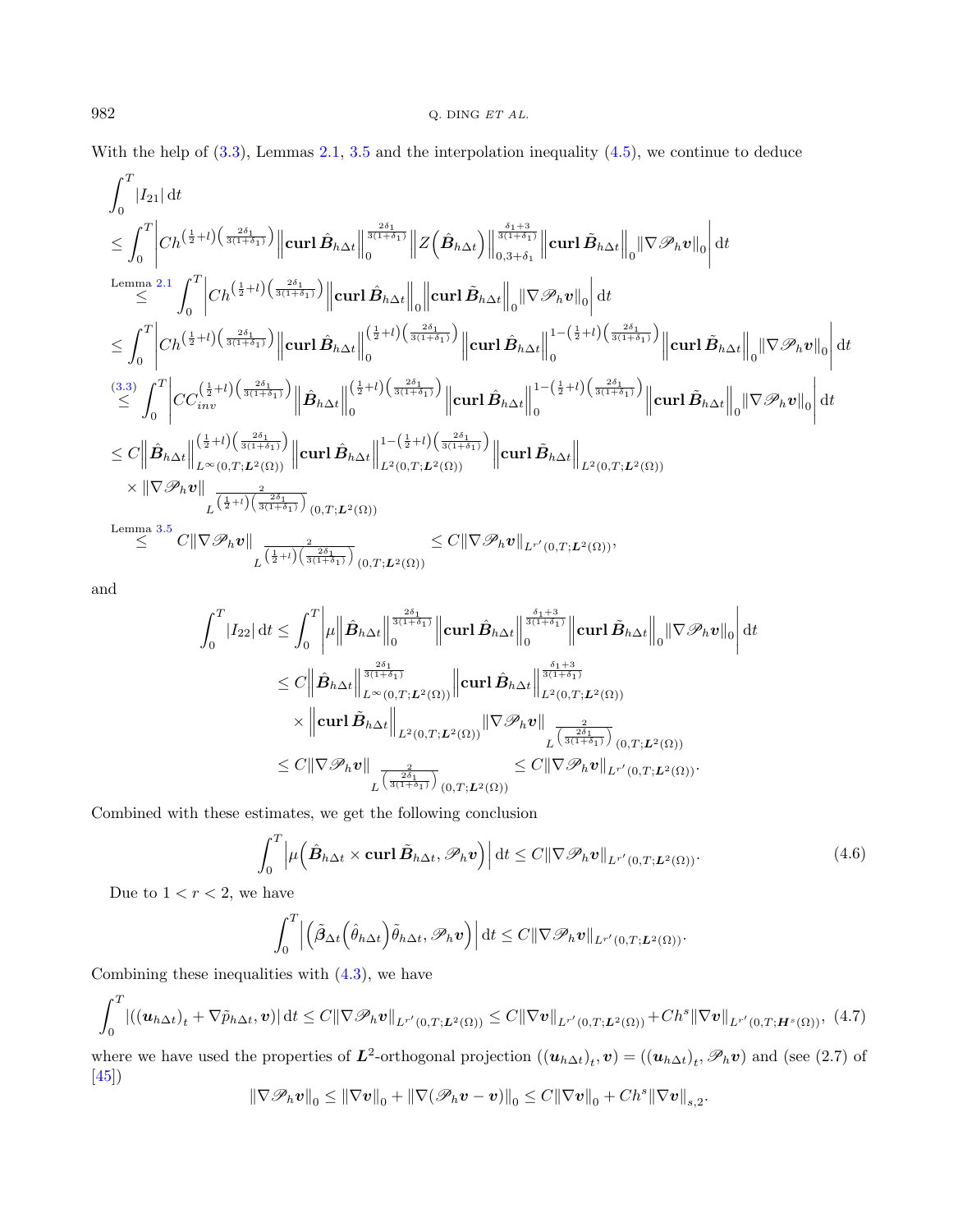With the help of (3.3), Lemmas 2.1, 3.5 and the interpolation inequality (4.5), we continue to deduce

$$
\begin{aligned}
&\int_0^T |I_{21}| \,\mathrm{d}t \\
&\leq \int_0^T \left| Ch^{\left(\frac{1}{2}+l\right)\left(\frac{2\delta_1}{3(1+\delta_1)}\right)} \left\|\mathbf{curl}\, \hat{\boldsymbol{B}}_{h\Delta t}\right\|_0^{\frac{2\delta_1}{3(1+\delta_1)}} \left\|Z\left(\hat{\boldsymbol{B}}_{h\Delta t}\right)\right\|_{0,3+\delta_1}^{\frac{\delta_1+3}{3(1+\delta_1)}} \left\|\mathbf{curl}\, \tilde{\boldsymbol{B}}_{h\Delta t}\right\|_0 \|\nabla \mathscr{P}_h \boldsymbol{v}\|_0 \right| \mathrm{d}t \\
&\overset{\text{Lemma 2.1}}{\leq} \int_0^T \left| Ch^{\left(\frac{1}{2}+l\right)\left(\frac{2\delta_1}{3(1+\delta_1)}\right)} \left\|\mathbf{curl}\, \hat{\boldsymbol{B}}_{h\Delta t}\right\|_0 \left\|\mathbf{curl}\, \tilde{\boldsymbol{B}}_{h\Delta t}\right\|_0 \|\nabla \mathscr{P}_h \boldsymbol{v}\|_0 \right| \mathrm{d}t \\
&\leq \int_0^T \left| Ch^{\left(\frac{1}{2}+l\right)\left(\frac{2\delta_1}{3(1+\delta_1)}\right)} \left\|\mathbf{curl}\, \hat{\boldsymbol{B}}_{h\Delta t}\right\|_0^{\left(\frac{1}{2}+l\right)\left(\frac{2\delta_1}{3(1+\delta_1)}\right)} \left\|\mathbf{curl}\, \hat{\boldsymbol{B}}_{h\Delta t}\right\|_0^{1-\left(\frac{1}{2}+l\right)\left(\frac{2\delta_1}{3(1+\delta_1)}\right)} \left\|\mathbf{curl}\, \tilde{\boldsymbol{B}}_{h\Delta t}\right\|_0 \|\nabla \mathscr{P}_h \boldsymbol{v}\|_0 \right| \mathrm{d}t \\
&\overset{(3.3)}{\leq} \int_0^T \left| CC_{inv}^{\left(\frac{1}{2}+l\right)\left(\frac{2\delta_1}{3(1+\delta_1)}\right)} \left\|\hat{\boldsymbol{B}}_{h\Delta t}\right\|_0^{\left(\frac{1}{2}+l\right)\left(\frac{2\delta_1}{3(1+\delta_1)}\right)} \left\|\mathbf{curl}\, \hat{\boldsymbol{B}}_{h\Delta t}\right\|_0^{1-\left(\frac{1}{2}+l\right)\left(\frac{2\delta_1}{3(1+\delta_1)}\right)} \left\|\mathbf{curl}\, \tilde{\boldsymbol{B}}_{h\Delta t}\right\|_0 \|\nabla \mathscr{P}_h \boldsymbol{v}\|_0 \right| \mathrm{d}t \\
&\leq C \left\|\hat{\boldsymbol{B}}_{h\Delta t}\right\|_{L^\infty(0,T;\boldsymbol{L}^2(\Omega))}^{\left(\frac{1}{2}+l\right)\left(\frac{2\delta_1}{3(1+\delta_1)}\right)} \left\|\mathbf{curl}\, \hat{\boldsymbol{B}}_{h\Delta t}\right\|_{L^2(0,T;\boldsymbol{L}^2(\Omega))}^{1-\left(\frac{1}{2}+l\right)\left(\frac{2\delta_1}{3(1+\delta_1)}\right)} \left\|\mathbf{curl}\, \tilde{\boldsymbol{B}}_{h\Delta t}\right\|_{L^2(0,T;\boldsymbol{L}^2(\Omega))} \\
&\quad \times \|\nabla \mathscr{P}_h \boldsymbol{v}\|_{L^{\frac{2}{\left(\frac{1}{2}+l\right)\left(\frac{2\delta_1}{3(1+\delta_1)}\right)}}(0,T;\boldsymbol{L}^2(\Omega))} \\
&\overset{\text{Lemma 3.5}}{\leq} C\|\nabla \mathscr{P}_h \boldsymbol{v}\|_{L^{\frac{2}{\left(\frac{1}{2}+l\right)\left(\frac{2\delta_1}{3(1+\delta_1)}\right)}}(0,T;\boldsymbol{L}^2(\Omega))} \leq C\|\nabla \mathscr{P}_h \boldsymbol{v}\|_{L^{r'}(0,T;\boldsymbol{L}^2(\Omega))},
\end{aligned}
$$

and

$$
\begin{aligned}
\int_0^T |I_{22}| \,\mathrm{d}t &\leq \int_0^T \left| \mu \left\|\hat{\boldsymbol{B}}_{h\Delta t}\right\|_0^{\frac{2\delta_1}{3(1+\delta_1)}} \left\|\mathbf{curl}\, \hat{\boldsymbol{B}}_{h\Delta t}\right\|_0^{\frac{\delta_1+3}{3(1+\delta_1)}} \left\|\mathbf{curl}\, \tilde{\boldsymbol{B}}_{h\Delta t}\right\|_0 \|\nabla \mathscr{P}_h \boldsymbol{v}\|_0 \right| \mathrm{d}t \\
&\leq C \left\|\hat{\boldsymbol{B}}_{h\Delta t}\right\|_{L^\infty(0,T;\boldsymbol{L}^2(\Omega))}^{\frac{2\delta_1}{3(1+\delta_1)}} \left\|\mathbf{curl}\, \hat{\boldsymbol{B}}_{h\Delta t}\right\|_{L^2(0,T;\boldsymbol{L}^2(\Omega))}^{\frac{\delta_1+3}{3(1+\delta_1)}} \\
&\quad \times \left\|\mathbf{curl}\, \tilde{\boldsymbol{B}}_{h\Delta t}\right\|_{L^2(0,T;\boldsymbol{L}^2(\Omega))} \|\nabla \mathscr{P}_h \boldsymbol{v}\|_{L^{\frac{2}{\left(\frac{2\delta_1}{3(1+\delta_1)}\right)}}(0,T;\boldsymbol{L}^2(\Omega))} \\
&\leq C\|\nabla \mathscr{P}_h \boldsymbol{v}\|_{L^{\frac{2}{\left(\frac{2\delta_1}{3(1+\delta_1)}\right)}}(0,T;\boldsymbol{L}^2(\Omega))} \leq C\|\nabla \mathscr{P}_h \boldsymbol{v}\|_{L^{r'}(0,T;\boldsymbol{L}^2(\Omega))}.
\end{aligned}
$$

Combined with these estimates, we get the following conclusion

$$
\int_0^T \left|\mu\left(\hat{\boldsymbol{B}}_{h\Delta t} \times \mathbf{curl}\, \tilde{\boldsymbol{B}}_{h\Delta t}, \mathscr{P}_h \boldsymbol{v}\right)\right| \mathrm{d}t \leq C\|\nabla \mathscr{P}_h \boldsymbol{v}\|_{L^{r'}(0,T;\boldsymbol{L}^2(\Omega))}. \tag{4.6}
$$

Due to $1 < r < 2$, we have

$$
\int_0^T \left|\left(\tilde{\boldsymbol{\beta}}_{\Delta t}\left(\hat{\theta}_{h\Delta t}\right)\tilde{\theta}_{h\Delta t}, \mathscr{P}_h \boldsymbol{v}\right)\right| \mathrm{d}t \leq C\|\nabla \mathscr{P}_h \boldsymbol{v}\|_{L^{r'}(0,T;\boldsymbol{L}^2(\Omega))}.
$$

Combining these inequalities with (4.3), we have

$$
\int_0^T |((\boldsymbol{u}_{h\Delta t})_t + \nabla \tilde{p}_{h\Delta t}, \boldsymbol{v})| \,\mathrm{d}t \leq C\|\nabla \mathscr{P}_h \boldsymbol{v}\|_{L^{r'}(0,T;\boldsymbol{L}^2(\Omega))} \leq C\|\nabla \boldsymbol{v}\|_{L^{r'}(0,T;\boldsymbol{L}^2(\Omega))} + Ch^s\|\nabla \boldsymbol{v}\|_{L^{r'}(0,T;\boldsymbol{H}^s(\Omega))}, \tag{4.7}
$$

where we have used the properties of $\boldsymbol{L}^2$-orthogonal projection $((\boldsymbol{u}_{h\Delta t})_t, \boldsymbol{v}) = ((\boldsymbol{u}_{h\Delta t})_t, \mathscr{P}_h \boldsymbol{v})$ and (see (2.7) of [45])

$$
\|\nabla \mathscr{P}_h \boldsymbol{v}\|_0 \leq \|\nabla \boldsymbol{v}\|_0 + \|\nabla(\mathscr{P}_h \boldsymbol{v} - \boldsymbol{v})\|_0 \leq C\|\nabla \boldsymbol{v}\|_0 + Ch^s\|\nabla \boldsymbol{v}\|_{s,2}.
$$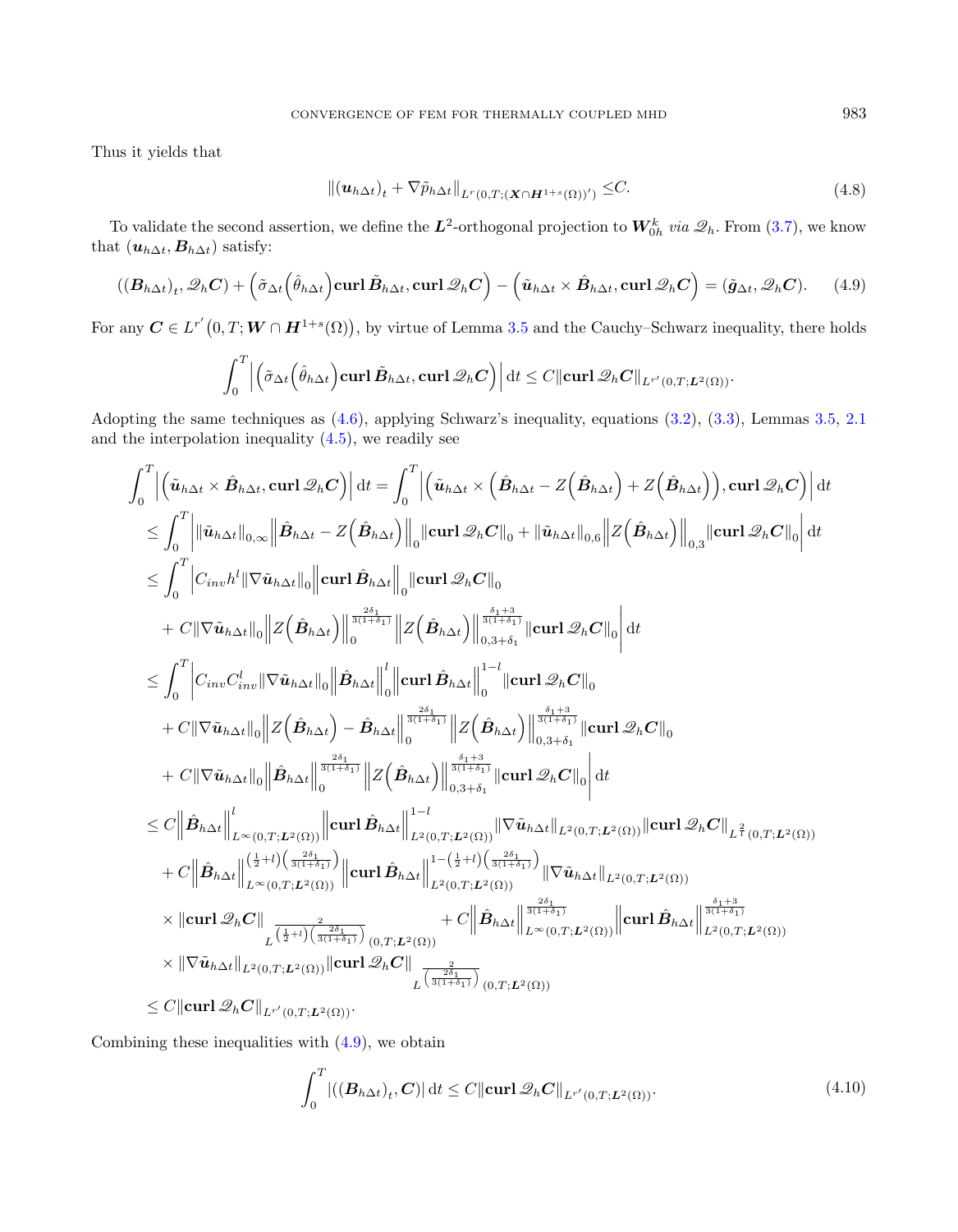Thus it yields that

$$\|(\boldsymbol{u}_{h\Delta t})_t + \nabla \tilde{p}_{h\Delta t}\|_{L^r(0,T;(\boldsymbol{X}\cap \boldsymbol{H}^{1+s}(\Omega))')} \leq C. \tag{4.8}$$

To validate the second assertion, we define the $\boldsymbol{L}^2$-orthogonal projection to $\boldsymbol{W}_{0h}^k$ *via* $\mathscr{Q}_h$. From (3.7), we know that $(\boldsymbol{u}_{h\Delta t}, \boldsymbol{B}_{h\Delta t})$ satisfy:

$$((\boldsymbol{B}_{h\Delta t})_t, \mathscr{Q}_h \boldsymbol{C}) + \Big(\tilde{\sigma}_{\Delta t}\Big(\hat{\theta}_{h\Delta t}\Big)\mathbf{curl}\,\tilde{\boldsymbol{B}}_{h\Delta t}, \mathbf{curl}\,\mathscr{Q}_h\boldsymbol{C}\Big) - \Big(\tilde{\boldsymbol{u}}_{h\Delta t}\times \hat{\boldsymbol{B}}_{h\Delta t}, \mathbf{curl}\,\mathscr{Q}_h\boldsymbol{C}\Big) = (\tilde{\boldsymbol{g}}_{\Delta t}, \mathscr{Q}_h\boldsymbol{C}). \tag{4.9}$$

For any $\boldsymbol{C}\in L^{r'}\big(0,T;\boldsymbol{W}\cap \boldsymbol{H}^{1+s}(\Omega)\big)$, by virtue of Lemma 3.5 and the Cauchy–Schwarz inequality, there holds

$$\int_0^T \Big|\Big(\tilde{\sigma}_{\Delta t}\Big(\hat{\theta}_{h\Delta t}\Big)\mathbf{curl}\,\tilde{\boldsymbol{B}}_{h\Delta t}, \mathbf{curl}\,\mathscr{Q}_h\boldsymbol{C}\Big)\Big|\,\mathrm{d}t \leq C\|\mathbf{curl}\,\mathscr{Q}_h\boldsymbol{C}\|_{L^{r'}(0,T;\boldsymbol{L}^2(\Omega))}.$$

Adopting the same techniques as (4.6), applying Schwarz's inequality, equations (3.2), (3.3), Lemmas 3.5, 2.1 and the interpolation inequality (4.5), we readily see

$$\begin{aligned}
&\int_0^T \Big|\Big(\tilde{\boldsymbol{u}}_{h\Delta t}\times \hat{\boldsymbol{B}}_{h\Delta t}, \mathbf{curl}\,\mathscr{Q}_h\boldsymbol{C}\Big)\Big|\,\mathrm{d}t = \int_0^T \Big|\Big(\tilde{\boldsymbol{u}}_{h\Delta t}\times \Big(\hat{\boldsymbol{B}}_{h\Delta t} - Z\Big(\hat{\boldsymbol{B}}_{h\Delta t}\Big) + Z\Big(\hat{\boldsymbol{B}}_{h\Delta t}\Big)\Big), \mathbf{curl}\,\mathscr{Q}_h\boldsymbol{C}\Big)\Big|\,\mathrm{d}t \\
&\leq \int_0^T \Big|\|\tilde{\boldsymbol{u}}_{h\Delta t}\|_{0,\infty}\Big\|\hat{\boldsymbol{B}}_{h\Delta t} - Z\Big(\hat{\boldsymbol{B}}_{h\Delta t}\Big)\Big\|_0 \|\mathbf{curl}\,\mathscr{Q}_h\boldsymbol{C}\|_0 + \|\tilde{\boldsymbol{u}}_{h\Delta t}\|_{0,6}\Big\|Z\Big(\hat{\boldsymbol{B}}_{h\Delta t}\Big)\Big\|_{0,3}\|\mathbf{curl}\,\mathscr{Q}_h\boldsymbol{C}\|_0\Big|\,\mathrm{d}t \\
&\leq \int_0^T \Big| C_{inv}h^l \|\nabla\tilde{\boldsymbol{u}}_{h\Delta t}\|_0 \Big\|\mathbf{curl}\,\hat{\boldsymbol{B}}_{h\Delta t}\Big\|_0 \|\mathbf{curl}\,\mathscr{Q}_h\boldsymbol{C}\|_0 \\
&\quad + C\|\nabla\tilde{\boldsymbol{u}}_{h\Delta t}\|_0 \Big\|Z\Big(\hat{\boldsymbol{B}}_{h\Delta t}\Big)\Big\|_0^{\frac{2\delta_1}{3(1+\delta_1)}} \Big\|Z\Big(\hat{\boldsymbol{B}}_{h\Delta t}\Big)\Big\|_{0,3+\delta_1}^{\frac{\delta_1+3}{3(1+\delta_1)}} \|\mathbf{curl}\,\mathscr{Q}_h\boldsymbol{C}\|_0\Big|\,\mathrm{d}t \\
&\leq \int_0^T \Big| C_{inv}C_{inv}^l \|\nabla\tilde{\boldsymbol{u}}_{h\Delta t}\|_0 \Big\|\hat{\boldsymbol{B}}_{h\Delta t}\Big\|_0^l \Big\|\mathbf{curl}\,\hat{\boldsymbol{B}}_{h\Delta t}\Big\|_0^{1-l} \|\mathbf{curl}\,\mathscr{Q}_h\boldsymbol{C}\|_0 \\
&\quad + C\|\nabla\tilde{\boldsymbol{u}}_{h\Delta t}\|_0 \Big\|Z\Big(\hat{\boldsymbol{B}}_{h\Delta t}\Big) - \hat{\boldsymbol{B}}_{h\Delta t}\Big\|_0^{\frac{2\delta_1}{3(1+\delta_1)}} \Big\|Z\Big(\hat{\boldsymbol{B}}_{h\Delta t}\Big)\Big\|_{0,3+\delta_1}^{\frac{\delta_1+3}{3(1+\delta_1)}} \|\mathbf{curl}\,\mathscr{Q}_h\boldsymbol{C}\|_0 \\
&\quad + C\|\nabla\tilde{\boldsymbol{u}}_{h\Delta t}\|_0 \Big\|\hat{\boldsymbol{B}}_{h\Delta t}\Big\|_0^{\frac{2\delta_1}{3(1+\delta_1)}} \Big\|Z\Big(\hat{\boldsymbol{B}}_{h\Delta t}\Big)\Big\|_{0,3+\delta_1}^{\frac{\delta_1+3}{3(1+\delta_1)}} \|\mathbf{curl}\,\mathscr{Q}_h\boldsymbol{C}\|_0\Big|\,\mathrm{d}t \\
&\leq C\Big\|\hat{\boldsymbol{B}}_{h\Delta t}\Big\|_{L^\infty(0,T;\boldsymbol{L}^2(\Omega))}^l \Big\|\mathbf{curl}\,\hat{\boldsymbol{B}}_{h\Delta t}\Big\|_{L^2(0,T;\boldsymbol{L}^2(\Omega))}^{1-l} \|\nabla\tilde{\boldsymbol{u}}_{h\Delta t}\|_{L^2(0,T;\boldsymbol{L}^2(\Omega))} \|\mathbf{curl}\,\mathscr{Q}_h\boldsymbol{C}\|_{L^{\frac{2}{l}}(0,T;\boldsymbol{L}^2(\Omega))} \\
&\quad + C\Big\|\hat{\boldsymbol{B}}_{h\Delta t}\Big\|_{L^\infty(0,T;\boldsymbol{L}^2(\Omega))}^{\left(\frac{1}{2}+l\right)\left(\frac{2\delta_1}{3(1+\delta_1)}\right)} \Big\|\mathbf{curl}\,\hat{\boldsymbol{B}}_{h\Delta t}\Big\|_{L^2(0,T;\boldsymbol{L}^2(\Omega))}^{1-\left(\frac{1}{2}+l\right)\left(\frac{2\delta_1}{3(1+\delta_1)}\right)} \|\nabla\tilde{\boldsymbol{u}}_{h\Delta t}\|_{L^2(0,T;\boldsymbol{L}^2(\Omega))} \\
&\quad \times \|\mathbf{curl}\,\mathscr{Q}_h\boldsymbol{C}\|_{L^{\frac{2}{\left(\frac{1}{2}+l\right)\left(\frac{2\delta_1}{3(1+\delta_1)}\right)}}(0,T;\boldsymbol{L}^2(\Omega))} + C\Big\|\hat{\boldsymbol{B}}_{h\Delta t}\Big\|_{L^\infty(0,T;\boldsymbol{L}^2(\Omega))}^{\frac{2\delta_1}{3(1+\delta_1)}} \Big\|\mathbf{curl}\,\hat{\boldsymbol{B}}_{h\Delta t}\Big\|_{L^2(0,T;\boldsymbol{L}^2(\Omega))}^{\frac{\delta_1+3}{3(1+\delta_1)}} \\
&\quad \times \|\nabla\tilde{\boldsymbol{u}}_{h\Delta t}\|_{L^2(0,T;\boldsymbol{L}^2(\Omega))} \|\mathbf{curl}\,\mathscr{Q}_h\boldsymbol{C}\|_{L^{\frac{2}{\left(\frac{2\delta_1}{3(1+\delta_1)}\right)}}(0,T;\boldsymbol{L}^2(\Omega))} \\
&\leq C\|\mathbf{curl}\,\mathscr{Q}_h\boldsymbol{C}\|_{L^{r'}(0,T;\boldsymbol{L}^2(\Omega))}.
\end{aligned}$$

Combining these inequalities with (4.9), we obtain

$$\int_0^T |((\boldsymbol{B}_{h\Delta t})_t, \boldsymbol{C})|\,\mathrm{d}t \leq C\|\mathbf{curl}\,\mathscr{Q}_h\boldsymbol{C}\|_{L^{r'}(0,T;\boldsymbol{L}^2(\Omega))}. \tag{4.10}$$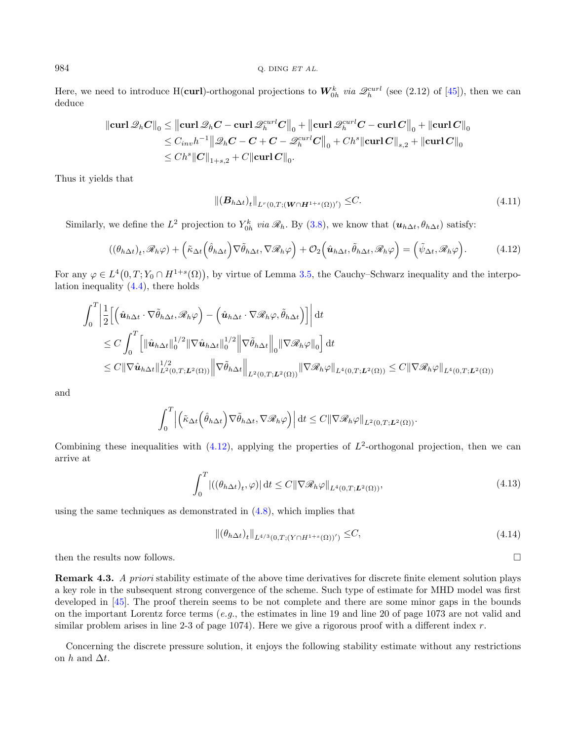Here, we need to introduce H(**curl**)-orthogonal projections to $\boldsymbol{W}_{0h}^k$ *via* $\mathscr{Q}_h^{curl}$ (see (2.12) of [45]), then we can deduce

$$
\begin{aligned}
\|\mathbf{curl}\,\mathscr{Q}_h\boldsymbol{C}\|_0 &\leq \left\|\mathbf{curl}\,\mathscr{Q}_h\boldsymbol{C} - \mathbf{curl}\,\mathscr{Q}_h^{curl}\boldsymbol{C}\right\|_0 + \left\|\mathbf{curl}\,\mathscr{Q}_h^{curl}\boldsymbol{C} - \mathbf{curl}\,\boldsymbol{C}\right\|_0 + \|\mathbf{curl}\,\boldsymbol{C}\|_0 \\
&\leq C_{inv}h^{-1}\left\|\mathscr{Q}_h\boldsymbol{C} - \boldsymbol{C} + \boldsymbol{C} - \mathscr{Q}_h^{curl}\boldsymbol{C}\right\|_0 + Ch^s\|\mathbf{curl}\,\boldsymbol{C}\|_{s,2} + \|\mathbf{curl}\,\boldsymbol{C}\|_0 \\
&\leq Ch^s\|\boldsymbol{C}\|_{1+s,2} + C\|\mathbf{curl}\,\boldsymbol{C}\|_0.
\end{aligned}
$$

Thus it yields that

$$
\|(\boldsymbol{B}_{h\Delta t})_t\|_{L^r(0,T;(\boldsymbol{W}\cap \boldsymbol{H}^{1+s}(\Omega))')} \leq C. \tag{4.11}
$$

Similarly, we define the $L^2$ projection to $Y_{0h}^k$ *via* $\mathscr{R}_h$. By (3.8), we know that $(\boldsymbol{u}_{h\Delta t}, \theta_{h\Delta t})$ satisfy:

$$
((\theta_{h\Delta t})_t, \mathscr{R}_h\varphi) + \left(\tilde{\kappa}_{\Delta t}\left(\hat{\theta}_{h\Delta t}\right)\nabla\tilde{\theta}_{h\Delta t}, \nabla\mathscr{R}_h\varphi\right) + \mathcal{O}_2\left(\hat{\boldsymbol{u}}_{h\Delta t}, \tilde{\theta}_{h\Delta t}, \mathscr{R}_h\varphi\right) = \left(\tilde{\psi}_{\Delta t}, \mathscr{R}_h\varphi\right). \tag{4.12}
$$

For any $\varphi \in L^4\big(0,T; Y_0 \cap H^{1+s}(\Omega)\big)$, by virtue of Lemma 3.5, the Cauchy–Schwarz inequality and the interpolation inequality (4.4), there holds

$$
\begin{aligned}
&\int_0^T \left|\frac{1}{2}\Big[\left(\hat{\boldsymbol{u}}_{h\Delta t}\cdot\nabla\tilde{\theta}_{h\Delta t}, \mathscr{R}_h\varphi\right) - \left(\hat{\boldsymbol{u}}_{h\Delta t}\cdot\nabla\mathscr{R}_h\varphi, \tilde{\theta}_{h\Delta t}\right)\Big]\right| \mathrm{d}t \\
&\leq C\int_0^T \left[\|\hat{\boldsymbol{u}}_{h\Delta t}\|_0^{1/2}\|\nabla\hat{\boldsymbol{u}}_{h\Delta t}\|_0^{1/2}\left\|\nabla\tilde{\theta}_{h\Delta t}\right\|_0\|\nabla\mathscr{R}_h\varphi\|_0\right] \mathrm{d}t \\
&\leq C\|\nabla\hat{\boldsymbol{u}}_{h\Delta t}\|_{L^2(0,T;\boldsymbol{L}^2(\Omega))}^{1/2}\left\|\nabla\tilde{\theta}_{h\Delta t}\right\|_{L^2(0,T;\boldsymbol{L}^2(\Omega))}\|\nabla\mathscr{R}_h\varphi\|_{L^4(0,T;\boldsymbol{L}^2(\Omega))} \leq C\|\nabla\mathscr{R}_h\varphi\|_{L^4(0,T;\boldsymbol{L}^2(\Omega))}
\end{aligned}
$$

and

$$
\int_0^T \left|\left(\tilde{\kappa}_{\Delta t}\left(\hat{\theta}_{h\Delta t}\right)\nabla\tilde{\theta}_{h\Delta t}, \nabla\mathscr{R}_h\varphi\right)\right| \mathrm{d}t \leq C\|\nabla\mathscr{R}_h\varphi\|_{L^2(0,T;\boldsymbol{L}^2(\Omega))}.
$$

Combining these inequalities with (4.12), applying the properties of $L^2$-orthogonal projection, then we can arrive at

$$
\int_0^T |((\theta_{h\Delta t})_t, \varphi)| \,\mathrm{d}t \leq C\|\nabla\mathscr{R}_h\varphi\|_{L^4(0,T;\boldsymbol{L}^2(\Omega))}, \tag{4.13}
$$

using the same techniques as demonstrated in (4.8), which implies that

$$
\|(\theta_{h\Delta t})_t\|_{L^{4/3}(0,T;(Y\cap H^{1+s}(\Omega))')} \leq C, \tag{4.14}
$$

then the results now follows. $\square$

**Remark 4.3.** *A priori* stability estimate of the above time derivatives for discrete finite element solution plays a key role in the subsequent strong convergence of the scheme. Such type of estimate for MHD model was first developed in [45]. The proof therein seems to be not complete and there are some minor gaps in the bounds on the important Lorentz force terms (*e.g.*, the estimates in line 19 and line 20 of page 1073 are not valid and similar problem arises in line 2-3 of page 1074). Here we give a rigorous proof with a different index $r$.

Concerning the discrete pressure solution, it enjoys the following stability estimate without any restrictions on $h$ and $\Delta t$.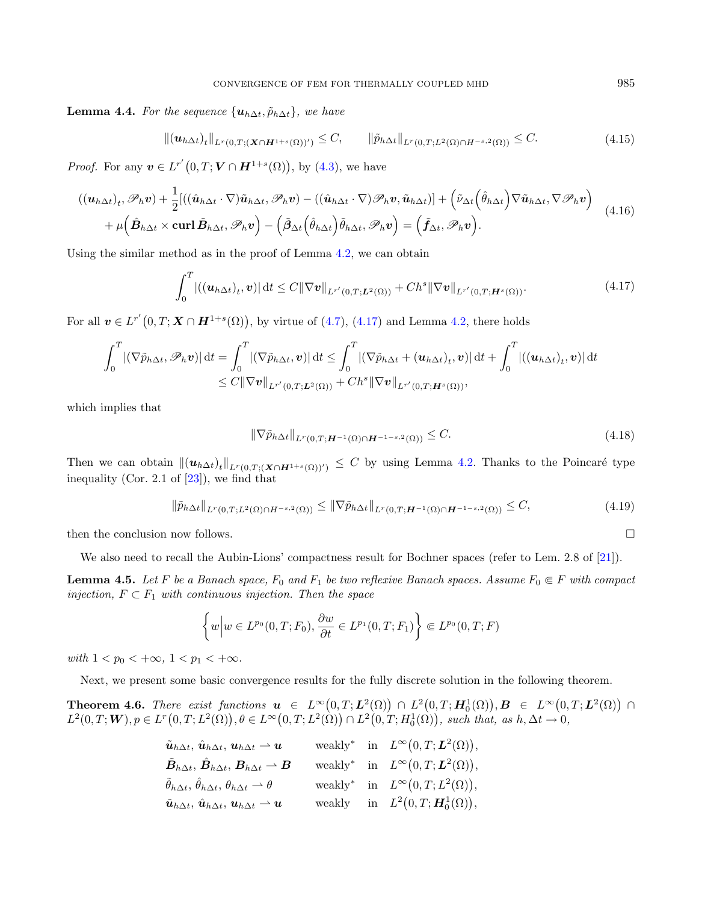**Lemma 4.4.** *For the sequence* $\{\boldsymbol{u}_{h\Delta t}, \tilde{p}_{h\Delta t}\}$, *we have*

$$
\|(\boldsymbol{u}_{h\Delta t})_t\|_{L^r(0,T;(\boldsymbol{X}\cap \boldsymbol{H}^{1+s}(\Omega))')} \leq C, \qquad \|\tilde{p}_{h\Delta t}\|_{L^r(0,T;L^2(\Omega)\cap H^{-s,2}(\Omega))} \leq C. \tag{4.15}
$$

*Proof.* For any $\boldsymbol{v} \in L^{r'}\big(0,T;\boldsymbol{V}\cap \boldsymbol{H}^{1+s}(\Omega)\big)$, by (4.3), we have

$$
\begin{aligned}
&((\boldsymbol{u}_{h\Delta t})_t, \mathscr{P}_h\boldsymbol{v}) + \frac{1}{2}[((\hat{\boldsymbol{u}}_{h\Delta t}\cdot\nabla)\tilde{\boldsymbol{u}}_{h\Delta t}, \mathscr{P}_h\boldsymbol{v}) - ((\hat{\boldsymbol{u}}_{h\Delta t}\cdot\nabla)\mathscr{P}_h\boldsymbol{v}, \tilde{\boldsymbol{u}}_{h\Delta t})] + \Big(\tilde{\nu}_{\Delta t}\Big(\hat{\theta}_{h\Delta t}\Big)\nabla\tilde{\boldsymbol{u}}_{h\Delta t}, \nabla\mathscr{P}_h\boldsymbol{v}\Big) \\
&\quad + \mu\Big(\hat{\boldsymbol{B}}_{h\Delta t}\times \mathbf{curl}\,\tilde{\boldsymbol{B}}_{h\Delta t}, \mathscr{P}_h\boldsymbol{v}\Big) - \Big(\tilde{\boldsymbol{\beta}}_{\Delta t}\Big(\hat{\theta}_{h\Delta t}\Big)\tilde{\theta}_{h\Delta t}, \mathscr{P}_h\boldsymbol{v}\Big) = \Big(\tilde{\boldsymbol{f}}_{\Delta t}, \mathscr{P}_h\boldsymbol{v}\Big).
\end{aligned} \tag{4.16}
$$

Using the similar method as in the proof of Lemma 4.2, we can obtain

$$
\int_0^T |((\boldsymbol{u}_{h\Delta t})_t, \boldsymbol{v})|\,\mathrm{d}t \leq C\|\nabla\boldsymbol{v}\|_{L^{r'}(0,T;\boldsymbol{L}^2(\Omega))} + Ch^s\|\nabla\boldsymbol{v}\|_{L^{r'}(0,T;\boldsymbol{H}^s(\Omega))}. \tag{4.17}
$$

For all $\boldsymbol{v} \in L^{r'}\big(0,T;\boldsymbol{X}\cap \boldsymbol{H}^{1+s}(\Omega)\big)$, by virtue of (4.7), (4.17) and Lemma 4.2, there holds

$$
\begin{aligned}
\int_0^T |(\nabla\tilde{p}_{h\Delta t}, \mathscr{P}_h\boldsymbol{v})|\,\mathrm{d}t &= \int_0^T |(\nabla\tilde{p}_{h\Delta t}, \boldsymbol{v})|\,\mathrm{d}t \leq \int_0^T |(\nabla\tilde{p}_{h\Delta t} + (\boldsymbol{u}_{h\Delta t})_t, \boldsymbol{v})|\,\mathrm{d}t + \int_0^T |((\boldsymbol{u}_{h\Delta t})_t, \boldsymbol{v})|\,\mathrm{d}t \\
&\leq C\|\nabla\boldsymbol{v}\|_{L^{r'}(0,T;\boldsymbol{L}^2(\Omega))} + Ch^s\|\nabla\boldsymbol{v}\|_{L^{r'}(0,T;\boldsymbol{H}^s(\Omega))},
\end{aligned}
$$

which implies that

$$
\|\nabla\tilde{p}_{h\Delta t}\|_{L^r(0,T;\boldsymbol{H}^{-1}(\Omega)\cap \boldsymbol{H}^{-1-s,2}(\Omega))} \leq C. \tag{4.18}
$$

Then we can obtain $\|(\boldsymbol{u}_{h\Delta t})_t\|_{L^r(0,T;(\boldsymbol{X}\cap\boldsymbol{H}^{1+s}(\Omega))')} \leq C$ by using Lemma 4.2. Thanks to the Poincaré type inequality (Cor. 2.1 of [23]), we find that

$$
\|\tilde{p}_{h\Delta t}\|_{L^r(0,T;L^2(\Omega)\cap H^{-s,2}(\Omega))} \leq \|\nabla\tilde{p}_{h\Delta t}\|_{L^r(0,T;\boldsymbol{H}^{-1}(\Omega)\cap\boldsymbol{H}^{-1-s,2}(\Omega))} \leq C, \tag{4.19}
$$

then the conclusion now follows. $\square$

We also need to recall the Aubin-Lions' compactness result for Bochner spaces (refer to Lem. 2.8 of [21]).

**Lemma 4.5.** *Let $F$ be a Banach space, $F_0$ and $F_1$ be two reflexive Banach spaces. Assume $F_0 \Subset F$ with compact injection, $F \subset F_1$ with continuous injection. Then the space*

$$
\left\{w\,\middle|\, w\in L^{p_0}(0,T;F_0), \frac{\partial w}{\partial t}\in L^{p_1}(0,T;F_1)\right\} \Subset L^{p_0}(0,T;F)
$$

*with $1 < p_0 < +\infty$, $1 < p_1 < +\infty$.*

Next, we present some basic convergence results for the fully discrete solution in the following theorem.

**Theorem 4.6.** *There exist functions $\boldsymbol{u} \in L^\infty\big(0,T;\boldsymbol{L}^2(\Omega)\big)\cap L^2\big(0,T;\boldsymbol{H}_0^1(\Omega)\big), \boldsymbol{B} \in L^\infty\big(0,T;\boldsymbol{L}^2(\Omega)\big)\cap L^2(0,T;\boldsymbol{W}), p \in L^r\big(0,T;L^2(\Omega)\big), \theta \in L^\infty\big(0,T;L^2(\Omega)\big)\cap L^2\big(0,T;H_0^1(\Omega)\big)$, such that, as $h, \Delta t \to 0$,*

$$
\begin{aligned}
&\tilde{\boldsymbol{u}}_{h\Delta t},\, \hat{\boldsymbol{u}}_{h\Delta t},\, \boldsymbol{u}_{h\Delta t} \rightharpoonup \boldsymbol{u} && \text{weakly}^* \quad \text{in} \quad L^\infty\big(0,T;\boldsymbol{L}^2(\Omega)\big),\\
&\tilde{\boldsymbol{B}}_{h\Delta t},\, \hat{\boldsymbol{B}}_{h\Delta t},\, \boldsymbol{B}_{h\Delta t} \rightharpoonup \boldsymbol{B} && \text{weakly}^* \quad \text{in} \quad L^\infty\big(0,T;\boldsymbol{L}^2(\Omega)\big),\\
&\tilde{\theta}_{h\Delta t},\, \hat{\theta}_{h\Delta t},\, \theta_{h\Delta t} \rightharpoonup \theta && \text{weakly}^* \quad \text{in} \quad L^\infty\big(0,T;L^2(\Omega)\big),\\
&\tilde{\boldsymbol{u}}_{h\Delta t},\, \hat{\boldsymbol{u}}_{h\Delta t},\, \boldsymbol{u}_{h\Delta t} \rightharpoonup \boldsymbol{u} && \text{weakly} \quad \text{in} \quad L^2\big(0,T;\boldsymbol{H}_0^1(\Omega)\big),
\end{aligned}
$$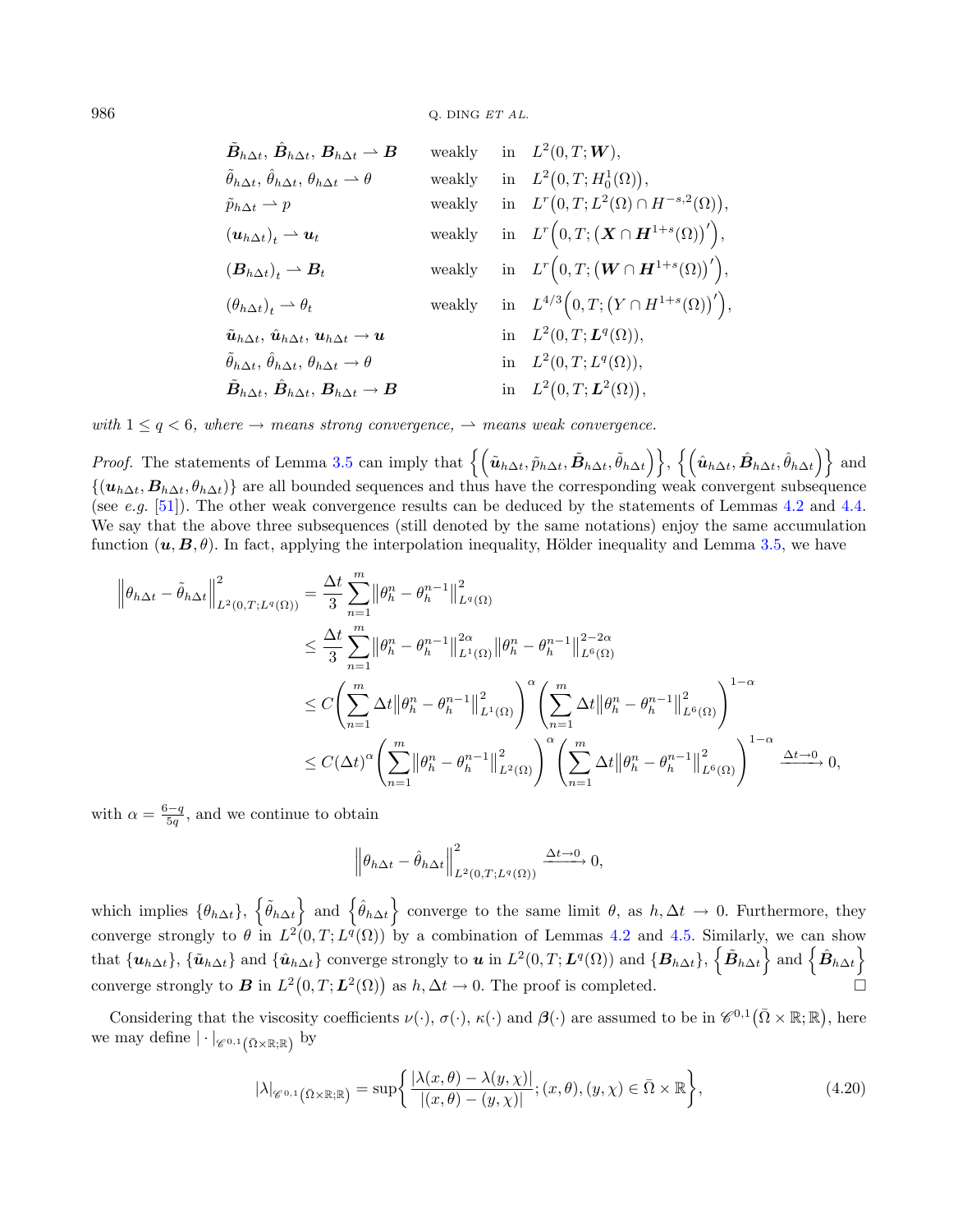$$
\begin{aligned}
&\tilde{\boldsymbol{B}}_{h\Delta t},\, \hat{\boldsymbol{B}}_{h\Delta t},\, \boldsymbol{B}_{h\Delta t} \rightharpoonup \boldsymbol{B} && \text{weakly} && \text{in} \quad L^2(0,T;\boldsymbol{W}),\\
&\tilde{\theta}_{h\Delta t},\, \hat{\theta}_{h\Delta t},\, \theta_{h\Delta t} \rightharpoonup \theta && \text{weakly} && \text{in} \quad L^2\big(0,T;H_0^1(\Omega)\big),\\
&\tilde{p}_{h\Delta t} \rightharpoonup p && \text{weakly} && \text{in} \quad L^r\big(0,T;L^2(\Omega)\cap H^{-s,2}(\Omega)\big),\\
&(\boldsymbol{u}_{h\Delta t})_t \rightharpoonup \boldsymbol{u}_t && \text{weakly} && \text{in} \quad L^r\Big(0,T;\big(\boldsymbol{X}\cap \boldsymbol{H}^{1+s}(\Omega)\big)'\Big),\\
&(\boldsymbol{B}_{h\Delta t})_t \rightharpoonup \boldsymbol{B}_t && \text{weakly} && \text{in} \quad L^r\Big(0,T;\big(\boldsymbol{W}\cap \boldsymbol{H}^{1+s}(\Omega)\big)'\Big),\\
&(\theta_{h\Delta t})_t \rightharpoonup \theta_t && \text{weakly} && \text{in} \quad L^{4/3}\Big(0,T;\big(Y\cap H^{1+s}(\Omega)\big)'\Big),\\
&\tilde{\boldsymbol{u}}_{h\Delta t},\, \hat{\boldsymbol{u}}_{h\Delta t},\, \boldsymbol{u}_{h\Delta t} \to \boldsymbol{u} && && \text{in} \quad L^2(0,T;\boldsymbol{L}^q(\Omega)),\\
&\tilde{\theta}_{h\Delta t},\, \hat{\theta}_{h\Delta t},\, \theta_{h\Delta t} \to \theta && && \text{in} \quad L^2(0,T;L^q(\Omega)),\\
&\tilde{\boldsymbol{B}}_{h\Delta t},\, \hat{\boldsymbol{B}}_{h\Delta t},\, \boldsymbol{B}_{h\Delta t} \to \boldsymbol{B} && && \text{in} \quad L^2\big(0,T;\boldsymbol{L}^2(\Omega)\big),
\end{aligned}
$$

*with $1\le q<6$, where $\to$ means strong convergence, $\rightharpoonup$ means weak convergence.*

*Proof.* The statements of Lemma 3.5 can imply that $\Big\{\Big(\tilde{\boldsymbol{u}}_{h\Delta t},\tilde{p}_{h\Delta t},\tilde{\boldsymbol{B}}_{h\Delta t},\tilde{\theta}_{h\Delta t}\Big)\Big\}$, $\Big\{\Big(\hat{\boldsymbol{u}}_{h\Delta t},\hat{\boldsymbol{B}}_{h\Delta t},\hat{\theta}_{h\Delta t}\Big)\Big\}$ and $\{(\boldsymbol{u}_{h\Delta t},\boldsymbol{B}_{h\Delta t},\theta_{h\Delta t})\}$ are all bounded sequences and thus have the corresponding weak convergent subsequence (see *e.g.* [51]). The other weak convergence results can be deduced by the statements of Lemmas 4.2 and 4.4. We say that the above three subsequences (still denoted by the same notations) enjoy the same accumulation function $(\boldsymbol{u},\boldsymbol{B},\theta)$. In fact, applying the interpolation inequality, Hölder inequality and Lemma 3.5, we have

$$
\begin{aligned}
\Big\|\theta_{h\Delta t}-\tilde{\theta}_{h\Delta t}\Big\|^2_{L^2(0,T;L^q(\Omega))} &= \frac{\Delta t}{3}\sum_{n=1}^{m}\big\|\theta_h^n-\theta_h^{n-1}\big\|^2_{L^q(\Omega)}\\
&\le \frac{\Delta t}{3}\sum_{n=1}^{m}\big\|\theta_h^n-\theta_h^{n-1}\big\|^{2\alpha}_{L^1(\Omega)}\big\|\theta_h^n-\theta_h^{n-1}\big\|^{2-2\alpha}_{L^6(\Omega)}\\
&\le C\left(\sum_{n=1}^{m}\Delta t\big\|\theta_h^n-\theta_h^{n-1}\big\|^2_{L^1(\Omega)}\right)^{\alpha}\left(\sum_{n=1}^{m}\Delta t\big\|\theta_h^n-\theta_h^{n-1}\big\|^2_{L^6(\Omega)}\right)^{1-\alpha}\\
&\le C(\Delta t)^{\alpha}\left(\sum_{n=1}^{m}\big\|\theta_h^n-\theta_h^{n-1}\big\|^2_{L^2(\Omega)}\right)^{\alpha}\left(\sum_{n=1}^{m}\Delta t\big\|\theta_h^n-\theta_h^{n-1}\big\|^2_{L^6(\Omega)}\right)^{1-\alpha}\xrightarrow{\Delta t\to 0} 0,
\end{aligned}
$$

with $\alpha=\frac{6-q}{5q}$, and we continue to obtain

$$
\Big\|\theta_{h\Delta t}-\hat{\theta}_{h\Delta t}\Big\|^2_{L^2(0,T;L^q(\Omega))}\xrightarrow{\Delta t\to 0} 0,
$$

which implies $\{\theta_{h\Delta t}\}$, $\Big\{\tilde{\theta}_{h\Delta t}\Big\}$ and $\Big\{\hat{\theta}_{h\Delta t}\Big\}$ converge to the same limit $\theta$, as $h,\Delta t\to 0$. Furthermore, they converge strongly to $\theta$ in $L^2(0,T;L^q(\Omega))$ by a combination of Lemmas 4.2 and 4.5. Similarly, we can show that $\{\boldsymbol{u}_{h\Delta t}\}$, $\{\tilde{\boldsymbol{u}}_{h\Delta t}\}$ and $\{\hat{\boldsymbol{u}}_{h\Delta t}\}$ converge strongly to $\boldsymbol{u}$ in $L^2(0,T;\boldsymbol{L}^q(\Omega))$ and $\{\boldsymbol{B}_{h\Delta t}\}$, $\Big\{\tilde{\boldsymbol{B}}_{h\Delta t}\Big\}$ and $\Big\{\hat{\boldsymbol{B}}_{h\Delta t}\Big\}$ converge strongly to $\boldsymbol{B}$ in $L^2\big(0,T;\boldsymbol{L}^2(\Omega)\big)$ as $h,\Delta t\to 0$. The proof is completed. $\square$

Considering that the viscosity coefficients $\nu(\cdot)$, $\sigma(\cdot)$, $\kappa(\cdot)$ and $\boldsymbol{\beta}(\cdot)$ are assumed to be in $\mathscr{C}^{0,1}\big(\bar{\Omega}\times\mathbb{R};\mathbb{R}\big)$, here we may define $|\cdot|_{\mathscr{C}^{0,1}(\bar{\Omega}\times\mathbb{R};\mathbb{R})}$ by

$$
|\lambda|_{\mathscr{C}^{0,1}(\bar{\Omega}\times\mathbb{R};\mathbb{R})}=\sup\left\{\frac{|\lambda(x,\theta)-\lambda(y,\chi)|}{|(x,\theta)-(y,\chi)|};(x,\theta),(y,\chi)\in\bar{\Omega}\times\mathbb{R}\right\}, \tag{4.20}
$$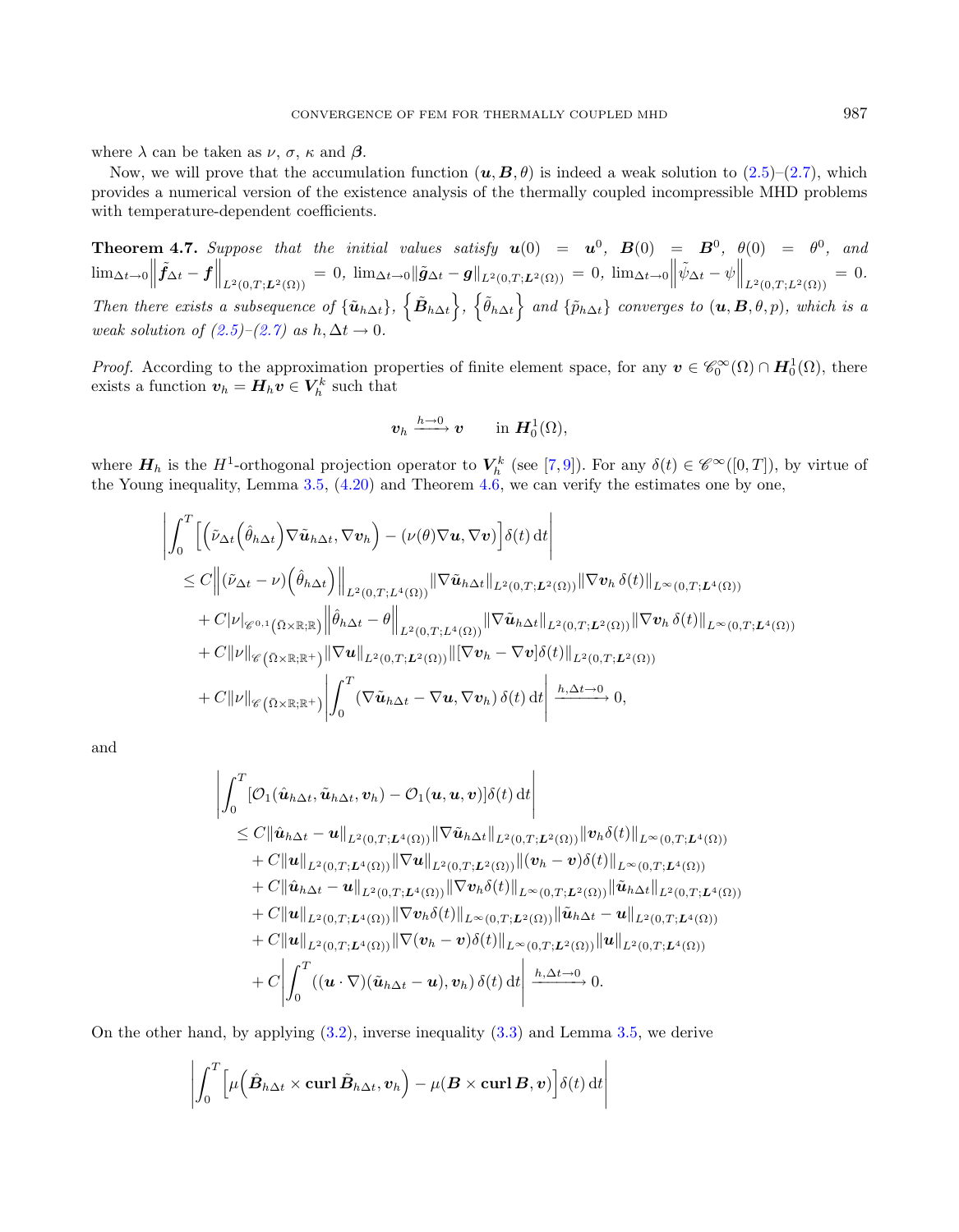where $\lambda$ can be taken as $\nu$, $\sigma$, $\kappa$ and $\boldsymbol{\beta}$.

Now, we will prove that the accumulation function $(\boldsymbol{u}, \boldsymbol{B}, \theta)$ is indeed a weak solution to (2.5)–(2.7), which provides a numerical version of the existence analysis of the thermally coupled incompressible MHD problems with temperature-dependent coefficients.

**Theorem 4.7.** *Suppose that the initial values satisfy $\boldsymbol{u}(0) = \boldsymbol{u}^0$, $\boldsymbol{B}(0) = \boldsymbol{B}^0$, $\theta(0) = \theta^0$, and $\lim_{\Delta t\to 0}\left\|\tilde{\boldsymbol{f}}_{\Delta t} - \boldsymbol{f}\right\|_{L^2(0,T;\boldsymbol{L}^2(\Omega))} = 0$, $\lim_{\Delta t\to 0}\|\tilde{\boldsymbol{g}}_{\Delta t} - \boldsymbol{g}\|_{L^2(0,T;\boldsymbol{L}^2(\Omega))} = 0$, $\lim_{\Delta t\to 0}\left\|\tilde{\psi}_{\Delta t} - \psi\right\|_{L^2(0,T;L^2(\Omega))} = 0$. Then there exists a subsequence of $\{\tilde{\boldsymbol{u}}_{h\Delta t}\}$, $\left\{\tilde{\boldsymbol{B}}_{h\Delta t}\right\}$, $\left\{\tilde{\theta}_{h\Delta t}\right\}$ and $\{\tilde{p}_{h\Delta t}\}$ converges to $(\boldsymbol{u}, \boldsymbol{B}, \theta, p)$, which is a weak solution of (2.5)–(2.7) as $h, \Delta t \to 0$.*

*Proof.* According to the approximation properties of finite element space, for any $\boldsymbol{v} \in \mathscr{C}_0^\infty(\Omega) \cap \boldsymbol{H}_0^1(\Omega)$, there exists a function $\boldsymbol{v}_h = \boldsymbol{H}_h \boldsymbol{v} \in \boldsymbol{V}_h^k$ such that

$$\boldsymbol{v}_h \xrightarrow{h\to 0} \boldsymbol{v} \qquad \text{in } \boldsymbol{H}_0^1(\Omega),$$

where $\boldsymbol{H}_h$ is the $H^1$-orthogonal projection operator to $\boldsymbol{V}_h^k$ (see [7,9]). For any $\delta(t) \in \mathscr{C}^\infty([0,T])$, by virtue of the Young inequality, Lemma 3.5, (4.20) and Theorem 4.6, we can verify the estimates one by one,

$$\begin{aligned}
&\left|\int_0^T \left[\left(\tilde{\nu}_{\Delta t}\left(\hat{\theta}_{h\Delta t}\right)\nabla\tilde{\boldsymbol{u}}_{h\Delta t}, \nabla\boldsymbol{v}_h\right) - (\nu(\theta)\nabla\boldsymbol{u}, \nabla\boldsymbol{v})\right]\delta(t)\,\mathrm{d}t\right| \\
&\le C\left\|(\tilde{\nu}_{\Delta t} - \nu)\left(\hat{\theta}_{h\Delta t}\right)\right\|_{L^2(0,T;L^4(\Omega))}\|\nabla\tilde{\boldsymbol{u}}_{h\Delta t}\|_{L^2(0,T;\boldsymbol{L}^2(\Omega))}\|\nabla\boldsymbol{v}_h\,\delta(t)\|_{L^\infty(0,T;\boldsymbol{L}^4(\Omega))} \\
&\quad + C|\nu|_{\mathscr{C}^{0,1}(\bar{\Omega}\times\mathbb{R};\mathbb{R})}\left\|\hat{\theta}_{h\Delta t} - \theta\right\|_{L^2(0,T;L^4(\Omega))}\|\nabla\tilde{\boldsymbol{u}}_{h\Delta t}\|_{L^2(0,T;\boldsymbol{L}^2(\Omega))}\|\nabla\boldsymbol{v}_h\,\delta(t)\|_{L^\infty(0,T;\boldsymbol{L}^4(\Omega))} \\
&\quad + C\|\nu\|_{\mathscr{C}(\bar{\Omega}\times\mathbb{R};\mathbb{R}^+)}\|\nabla\boldsymbol{u}\|_{L^2(0,T;\boldsymbol{L}^2(\Omega))}\|[\nabla\boldsymbol{v}_h - \nabla\boldsymbol{v}]\delta(t)\|_{L^2(0,T;\boldsymbol{L}^2(\Omega))} \\
&\quad + C\|\nu\|_{\mathscr{C}(\bar{\Omega}\times\mathbb{R};\mathbb{R}^+)}\left|\int_0^T (\nabla\tilde{\boldsymbol{u}}_{h\Delta t} - \nabla\boldsymbol{u}, \nabla\boldsymbol{v}_h)\,\delta(t)\,\mathrm{d}t\right| \xrightarrow{h,\Delta t\to 0} 0,
\end{aligned}$$

and

$$\begin{aligned}
&\left|\int_0^T [\mathcal{O}_1(\hat{\boldsymbol{u}}_{h\Delta t}, \tilde{\boldsymbol{u}}_{h\Delta t}, \boldsymbol{v}_h) - \mathcal{O}_1(\boldsymbol{u}, \boldsymbol{u}, \boldsymbol{v})]\delta(t)\,\mathrm{d}t\right| \\
&\le C\|\hat{\boldsymbol{u}}_{h\Delta t} - \boldsymbol{u}\|_{L^2(0,T;\boldsymbol{L}^4(\Omega))}\|\nabla\tilde{\boldsymbol{u}}_{h\Delta t}\|_{L^2(0,T;\boldsymbol{L}^2(\Omega))}\|\boldsymbol{v}_h\delta(t)\|_{L^\infty(0,T;\boldsymbol{L}^4(\Omega))} \\
&\quad + C\|\boldsymbol{u}\|_{L^2(0,T;\boldsymbol{L}^4(\Omega))}\|\nabla\boldsymbol{u}\|_{L^2(0,T;\boldsymbol{L}^2(\Omega))}\|(\boldsymbol{v}_h - \boldsymbol{v})\delta(t)\|_{L^\infty(0,T;\boldsymbol{L}^4(\Omega))} \\
&\quad + C\|\hat{\boldsymbol{u}}_{h\Delta t} - \boldsymbol{u}\|_{L^2(0,T;\boldsymbol{L}^4(\Omega))}\|\nabla\boldsymbol{v}_h\delta(t)\|_{L^\infty(0,T;\boldsymbol{L}^2(\Omega))}\|\tilde{\boldsymbol{u}}_{h\Delta t}\|_{L^2(0,T;\boldsymbol{L}^4(\Omega))} \\
&\quad + C\|\boldsymbol{u}\|_{L^2(0,T;\boldsymbol{L}^4(\Omega))}\|\nabla\boldsymbol{v}_h\delta(t)\|_{L^\infty(0,T;\boldsymbol{L}^2(\Omega))}\|\tilde{\boldsymbol{u}}_{h\Delta t} - \boldsymbol{u}\|_{L^2(0,T;\boldsymbol{L}^4(\Omega))} \\
&\quad + C\|\boldsymbol{u}\|_{L^2(0,T;\boldsymbol{L}^4(\Omega))}\|\nabla(\boldsymbol{v}_h - \boldsymbol{v})\delta(t)\|_{L^\infty(0,T;\boldsymbol{L}^2(\Omega))}\|\boldsymbol{u}\|_{L^2(0,T;\boldsymbol{L}^4(\Omega))} \\
&\quad + C\left|\int_0^T ((\boldsymbol{u}\cdot\nabla)(\tilde{\boldsymbol{u}}_{h\Delta t} - \boldsymbol{u}), \boldsymbol{v}_h)\,\delta(t)\,\mathrm{d}t\right| \xrightarrow{h,\Delta t\to 0} 0.
\end{aligned}$$

On the other hand, by applying (3.2), inverse inequality (3.3) and Lemma 3.5, we derive

$$\left|\int_0^T \left[\mu\left(\hat{\boldsymbol{B}}_{h\Delta t} \times \mathbf{curl}\,\tilde{\boldsymbol{B}}_{h\Delta t}, \boldsymbol{v}_h\right) - \mu(\boldsymbol{B} \times \mathbf{curl}\,\boldsymbol{B}, \boldsymbol{v})\right]\delta(t)\,\mathrm{d}t\right|$$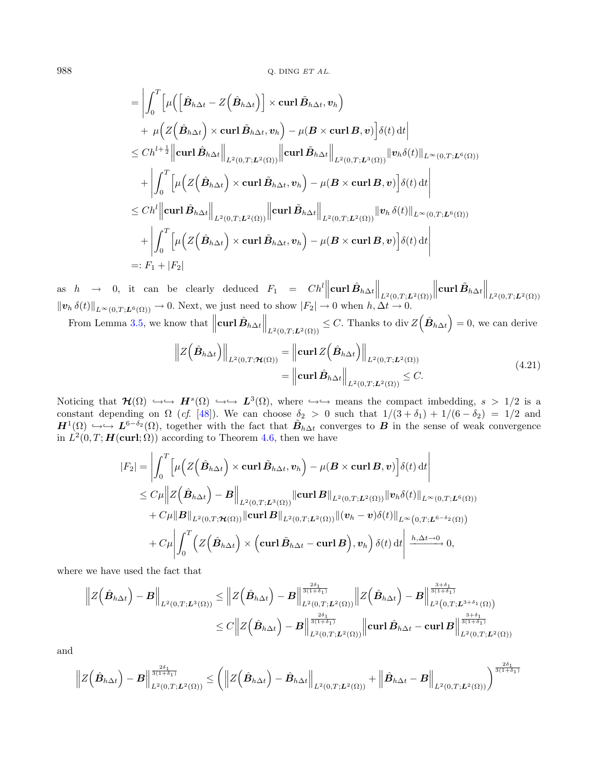$$
\begin{aligned}
&= \left| \int_0^T \Big[ \mu\Big( \Big[ \hat{\boldsymbol{B}}_{h\Delta t} - Z\Big(\hat{\boldsymbol{B}}_{h\Delta t}\Big) \Big] \times \mathbf{curl}\, \tilde{\boldsymbol{B}}_{h\Delta t}, \boldsymbol{v}_h \Big) \right. \\
&\quad \left. + \ \mu\Big( Z\Big(\hat{\boldsymbol{B}}_{h\Delta t}\Big) \times \mathbf{curl}\, \tilde{\boldsymbol{B}}_{h\Delta t}, \boldsymbol{v}_h \Big) - \mu(\boldsymbol{B} \times \mathbf{curl}\, \boldsymbol{B}, \boldsymbol{v}) \Big] \delta(t) \,\mathrm{d}t \right| \\
&\le C h^{l+\frac{1}{2}} \Big\| \mathbf{curl}\, \hat{\boldsymbol{B}}_{h\Delta t} \Big\|_{L^2(0,T;\boldsymbol{L}^2(\Omega))} \Big\| \mathbf{curl}\, \tilde{\boldsymbol{B}}_{h\Delta t} \Big\|_{L^2(0,T;\boldsymbol{L}^3(\Omega))} \| \boldsymbol{v}_h \delta(t) \|_{L^\infty(0,T;\boldsymbol{L}^6(\Omega))} \\
&\quad + \left| \int_0^T \Big[ \mu\Big( Z\Big(\hat{\boldsymbol{B}}_{h\Delta t}\Big) \times \mathbf{curl}\, \tilde{\boldsymbol{B}}_{h\Delta t}, \boldsymbol{v}_h \Big) - \mu(\boldsymbol{B} \times \mathbf{curl}\, \boldsymbol{B}, \boldsymbol{v}) \Big] \delta(t) \,\mathrm{d}t \right| \\
&\le C h^{l} \Big\| \mathbf{curl}\, \hat{\boldsymbol{B}}_{h\Delta t} \Big\|_{L^2(0,T;\boldsymbol{L}^2(\Omega))} \Big\| \mathbf{curl}\, \tilde{\boldsymbol{B}}_{h\Delta t} \Big\|_{L^2(0,T;\boldsymbol{L}^2(\Omega))} \| \boldsymbol{v}_h \, \delta(t) \|_{L^\infty(0,T;\boldsymbol{L}^6(\Omega))} \\
&\quad + \left| \int_0^T \Big[ \mu\Big( Z\Big(\hat{\boldsymbol{B}}_{h\Delta t}\Big) \times \mathbf{curl}\, \tilde{\boldsymbol{B}}_{h\Delta t}, \boldsymbol{v}_h \Big) - \mu(\boldsymbol{B} \times \mathbf{curl}\, \boldsymbol{B}, \boldsymbol{v}) \Big] \delta(t) \,\mathrm{d}t \right| \\
&=: F_1 + |F_2|
\end{aligned}
$$

as $h \to 0$, it can be clearly deduced $F_1 = Ch^l \Big\| \mathbf{curl}\, \hat{\boldsymbol{B}}_{h\Delta t} \Big\|_{L^2(0,T;\boldsymbol{L}^2(\Omega))} \Big\| \mathbf{curl}\, \tilde{\boldsymbol{B}}_{h\Delta t} \Big\|_{L^2(0,T;\boldsymbol{L}^2(\Omega))} \| \boldsymbol{v}_h \, \delta(t) \|_{L^\infty(0,T;\boldsymbol{L}^6(\Omega))} \to 0$. Next, we just need to show $|F_2| \to 0$ when $h, \Delta t \to 0$.

From Lemma 3.5, we know that $\Big\| \mathbf{curl}\, \hat{\boldsymbol{B}}_{h\Delta t} \Big\|_{L^2(0,T;\boldsymbol{L}^2(\Omega))} \le C$. Thanks to $\operatorname{div} Z\Big(\hat{\boldsymbol{B}}_{h\Delta t}\Big) = 0$, we can derive

$$
\begin{aligned}
\Big\| Z\Big(\hat{\boldsymbol{B}}_{h\Delta t}\Big) \Big\|_{L^2(0,T;\boldsymbol{\mathcal{H}}(\Omega))} &= \Big\| \mathbf{curl}\, Z\Big(\hat{\boldsymbol{B}}_{h\Delta t}\Big) \Big\|_{L^2(0,T;\boldsymbol{L}^2(\Omega))} \\
&= \Big\| \mathbf{curl}\, \hat{\boldsymbol{B}}_{h\Delta t} \Big\|_{L^2(0,T;\boldsymbol{L}^2(\Omega))} \le C.
\end{aligned} \tag{4.21}
$$

Noticing that $\boldsymbol{\mathcal{H}}(\Omega) \hookrightarrow\hookrightarrow \boldsymbol{H}^s(\Omega) \hookrightarrow\hookrightarrow \boldsymbol{L}^3(\Omega)$, where $\hookrightarrow\hookrightarrow$ means the compact imbedding, $s > 1/2$ is a constant depending on $\Omega$ (*cf.* [48]). We can choose $\delta_2 > 0$ such that $1/(3+\delta_1) + 1/(6-\delta_2) = 1/2$ and $\boldsymbol{H}^1(\Omega) \hookrightarrow\hookrightarrow \boldsymbol{L}^{6-\delta_2}(\Omega)$, together with the fact that $\tilde{\boldsymbol{B}}_{h\Delta t}$ converges to $\boldsymbol{B}$ in the sense of weak convergence in $L^2(0,T;\boldsymbol{H}(\mathbf{curl};\Omega))$ according to Theorem 4.6, then we have

$$
\begin{aligned}
|F_2| &= \left| \int_0^T \Big[ \mu\Big( Z\Big(\hat{\boldsymbol{B}}_{h\Delta t}\Big) \times \mathbf{curl}\, \tilde{\boldsymbol{B}}_{h\Delta t}, \boldsymbol{v}_h \Big) - \mu(\boldsymbol{B} \times \mathbf{curl}\, \boldsymbol{B}, \boldsymbol{v}) \Big] \delta(t) \,\mathrm{d}t \right| \\
&\le C\mu \Big\| Z\Big(\hat{\boldsymbol{B}}_{h\Delta t}\Big) - \boldsymbol{B} \Big\|_{L^2(0,T;\boldsymbol{L}^3(\Omega))} \| \mathbf{curl}\, \boldsymbol{B} \|_{L^2(0,T;\boldsymbol{L}^2(\Omega))} \| \boldsymbol{v}_h \delta(t) \|_{L^\infty(0,T;\boldsymbol{L}^6(\Omega))} \\
&\quad + C\mu \| \boldsymbol{B} \|_{L^2(0,T;\boldsymbol{\mathcal{H}}(\Omega))} \| \mathbf{curl}\, \boldsymbol{B} \|_{L^2(0,T;\boldsymbol{L}^2(\Omega))} \| (\boldsymbol{v}_h - \boldsymbol{v}) \delta(t) \|_{L^\infty\left(0,T;\boldsymbol{L}^{6-\delta_2}(\Omega)\right)} \\
&\quad + C\mu \left| \int_0^T \Big( Z\Big(\hat{\boldsymbol{B}}_{h\Delta t}\Big) \times \Big( \mathbf{curl}\, \tilde{\boldsymbol{B}}_{h\Delta t} - \mathbf{curl}\, \boldsymbol{B} \Big), \boldsymbol{v}_h \Big) \, \delta(t) \,\mathrm{d}t \right| \xrightarrow{h,\Delta t \to 0} 0,
\end{aligned}
$$

where we have used the fact that

$$
\begin{aligned}
\Big\| Z\Big(\hat{\boldsymbol{B}}_{h\Delta t}\Big) - \boldsymbol{B} \Big\|_{L^2(0,T;\boldsymbol{L}^3(\Omega))} &\le \Big\| Z\Big(\hat{\boldsymbol{B}}_{h\Delta t}\Big) - \boldsymbol{B} \Big\|_{L^2(0,T;\boldsymbol{L}^2(\Omega))}^{\frac{2\delta_1}{3(1+\delta_1)}} \Big\| Z\Big(\hat{\boldsymbol{B}}_{h\Delta t}\Big) - \boldsymbol{B} \Big\|_{L^2\left(0,T;\boldsymbol{L}^{3+\delta_1}(\Omega)\right)}^{\frac{3+\delta_1}{3(1+\delta_1)}} \\
&\le C \Big\| Z\Big(\hat{\boldsymbol{B}}_{h\Delta t}\Big) - \boldsymbol{B} \Big\|_{L^2(0,T;\boldsymbol{L}^2(\Omega))}^{\frac{2\delta_1}{3(1+\delta_1)}} \Big\| \mathbf{curl}\, \hat{\boldsymbol{B}}_{h\Delta t} - \mathbf{curl}\, \boldsymbol{B} \Big\|_{L^2(0,T;\boldsymbol{L}^2(\Omega))}^{\frac{3+\delta_1}{3(1+\delta_1)}}
\end{aligned}
$$

and

$$
\Big\| Z\Big(\hat{\boldsymbol{B}}_{h\Delta t}\Big) - \boldsymbol{B} \Big\|_{L^2(0,T;\boldsymbol{L}^2(\Omega))}^{\frac{2\delta_1}{3(1+\delta_1)}} \le \left( \Big\| Z\Big(\hat{\boldsymbol{B}}_{h\Delta t}\Big) - \hat{\boldsymbol{B}}_{h\Delta t} \Big\|_{L^2(0,T;\boldsymbol{L}^2(\Omega))} + \Big\| \hat{\boldsymbol{B}}_{h\Delta t} - \boldsymbol{B} \Big\|_{L^2(0,T;\boldsymbol{L}^2(\Omega))} \right)^{\frac{2\delta_1}{3(1+\delta_1)}}
$$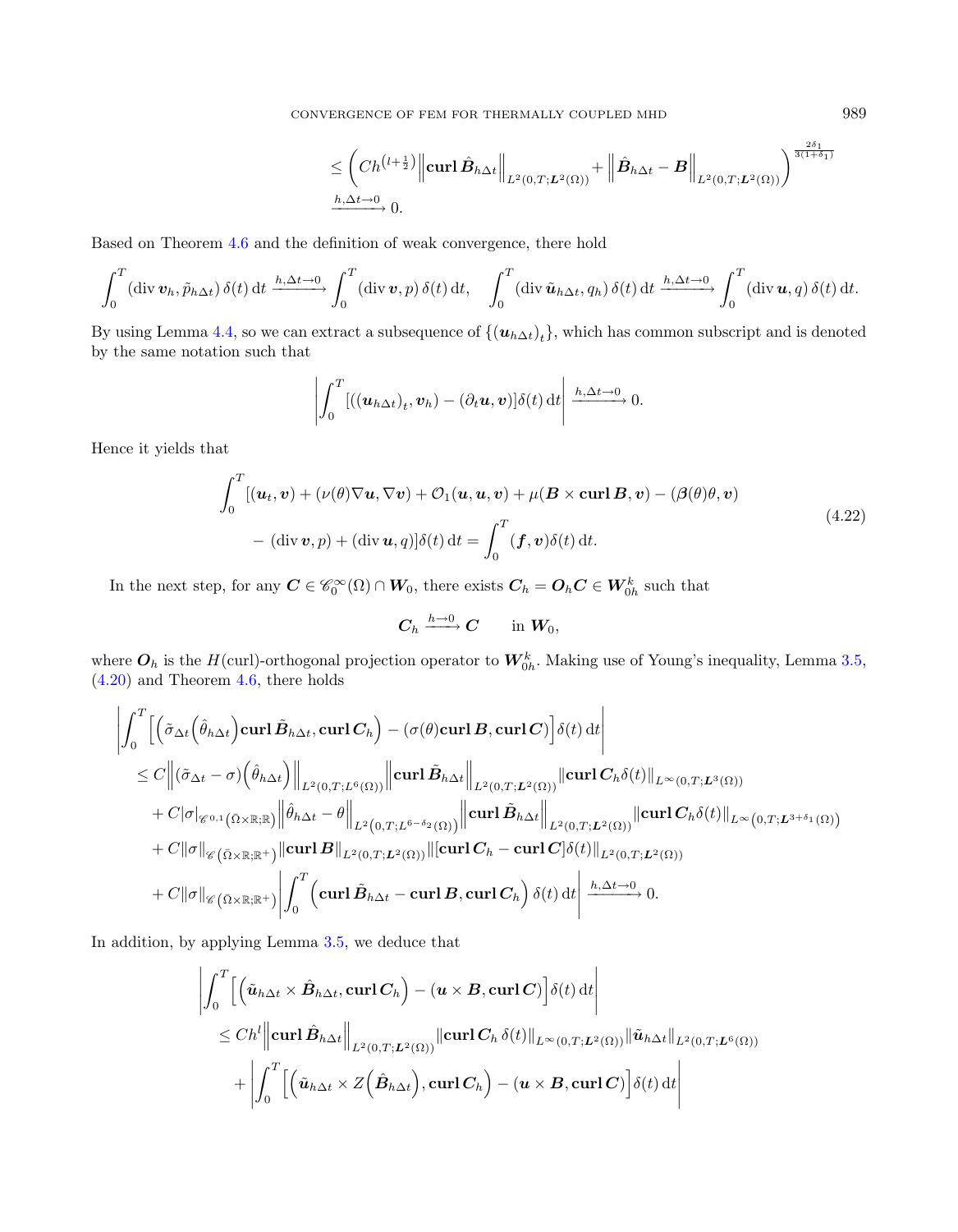$$
\leq \left( Ch^{\left(l+\frac{1}{2}\right)} \left\| \mathbf{curl}\, \hat{\boldsymbol{B}}_{h\Delta t} \right\|_{L^2(0,T;\boldsymbol{L}^2(\Omega))} + \left\| \hat{\boldsymbol{B}}_{h\Delta t} - \boldsymbol{B} \right\|_{L^2(0,T;\boldsymbol{L}^2(\Omega))} \right)^{\frac{2\delta_1}{3(1+\delta_1)}}
$$

$$
\xrightarrow{h,\Delta t \to 0} 0.
$$

Based on Theorem 4.6 and the definition of weak convergence, there hold

$$
\int_0^T (\operatorname{div} \boldsymbol{v}_h, \tilde{p}_{h\Delta t})\, \delta(t)\, \mathrm{d}t \xrightarrow{h,\Delta t \to 0} \int_0^T (\operatorname{div} \boldsymbol{v}, p)\, \delta(t)\, \mathrm{d}t, \quad \int_0^T (\operatorname{div} \tilde{\boldsymbol{u}}_{h\Delta t}, q_h)\, \delta(t)\, \mathrm{d}t \xrightarrow{h,\Delta t \to 0} \int_0^T (\operatorname{div} \boldsymbol{u}, q)\, \delta(t)\, \mathrm{d}t.
$$

By using Lemma 4.4, so we can extract a subsequence of $\{(\boldsymbol{u}_{h\Delta t})_t\}$, which has common subscript and is denoted by the same notation such that

$$
\left| \int_0^T [((\boldsymbol{u}_{h\Delta t})_t, \boldsymbol{v}_h) - (\partial_t \boldsymbol{u}, \boldsymbol{v})] \delta(t)\, \mathrm{d}t \right| \xrightarrow{h,\Delta t \to 0} 0.
$$

Hence it yields that

$$
\begin{aligned}
\int_0^T &[(\boldsymbol{u}_t, \boldsymbol{v}) + (\nu(\theta) \nabla \boldsymbol{u}, \nabla \boldsymbol{v}) + \mathcal{O}_1(\boldsymbol{u}, \boldsymbol{u}, \boldsymbol{v}) + \mu(\boldsymbol{B} \times \mathbf{curl}\, \boldsymbol{B}, \boldsymbol{v}) - (\boldsymbol{\beta}(\theta)\theta, \boldsymbol{v}) \\
&- (\operatorname{div} \boldsymbol{v}, p) + (\operatorname{div} \boldsymbol{u}, q)] \delta(t)\, \mathrm{d}t = \int_0^T (\boldsymbol{f}, \boldsymbol{v}) \delta(t)\, \mathrm{d}t.
\end{aligned} \tag{4.22}
$$

In the next step, for any $\boldsymbol{C} \in \mathscr{C}_0^\infty(\Omega) \cap \boldsymbol{W}_0$, there exists $\boldsymbol{C}_h = \boldsymbol{O}_h \boldsymbol{C} \in \boldsymbol{W}_{0h}^k$ such that

$$
\boldsymbol{C}_h \xrightarrow{h \to 0} \boldsymbol{C} \qquad \text{in } \boldsymbol{W}_0,
$$

where $\boldsymbol{O}_h$ is the $H(\mathrm{curl})$-orthogonal projection operator to $\boldsymbol{W}_{0h}^k$. Making use of Young's inequality, Lemma 3.5, (4.20) and Theorem 4.6, there holds

$$
\begin{aligned}
&\left| \int_0^T \left[ \left( \tilde{\sigma}_{\Delta t}\left( \hat{\theta}_{h\Delta t} \right) \mathbf{curl}\, \tilde{\boldsymbol{B}}_{h\Delta t}, \mathbf{curl}\, \boldsymbol{C}_h \right) - (\sigma(\theta) \mathbf{curl}\, \boldsymbol{B}, \mathbf{curl}\, \boldsymbol{C}) \right] \delta(t)\, \mathrm{d}t \right| \\
&\leq C \left\| (\tilde{\sigma}_{\Delta t} - \sigma)\left( \hat{\theta}_{h\Delta t} \right) \right\|_{L^2(0,T;L^6(\Omega))} \left\| \mathbf{curl}\, \tilde{\boldsymbol{B}}_{h\Delta t} \right\|_{L^2(0,T;\boldsymbol{L}^2(\Omega))} \| \mathbf{curl}\, \boldsymbol{C}_h \delta(t) \|_{L^\infty(0,T;\boldsymbol{L}^3(\Omega))} \\
&\quad + C |\sigma|_{\mathscr{C}^{0,1}\left(\bar{\Omega} \times \mathbb{R}; \mathbb{R}\right)} \left\| \hat{\theta}_{h\Delta t} - \theta \right\|_{L^2\left(0,T;L^{6-\delta_2}(\Omega)\right)} \left\| \mathbf{curl}\, \tilde{\boldsymbol{B}}_{h\Delta t} \right\|_{L^2(0,T;\boldsymbol{L}^2(\Omega))} \| \mathbf{curl}\, \boldsymbol{C}_h \delta(t) \|_{L^\infty\left(0,T;\boldsymbol{L}^{3+\delta_1}(\Omega)\right)} \\
&\quad + C \|\sigma\|_{\mathscr{C}\left(\bar{\Omega} \times \mathbb{R}; \mathbb{R}^+\right)} \| \mathbf{curl}\, \boldsymbol{B} \|_{L^2(0,T;\boldsymbol{L}^2(\Omega))} \| [\mathbf{curl}\, \boldsymbol{C}_h - \mathbf{curl}\, \boldsymbol{C}] \delta(t) \|_{L^2(0,T;\boldsymbol{L}^2(\Omega))} \\
&\quad + C \|\sigma\|_{\mathscr{C}\left(\bar{\Omega} \times \mathbb{R}; \mathbb{R}^+\right)} \left| \int_0^T \left( \mathbf{curl}\, \tilde{\boldsymbol{B}}_{h\Delta t} - \mathbf{curl}\, \boldsymbol{B}, \mathbf{curl}\, \boldsymbol{C}_h \right) \delta(t)\, \mathrm{d}t \right| \xrightarrow{h,\Delta t \to 0} 0.
\end{aligned}
$$

In addition, by applying Lemma 3.5, we deduce that

$$
\begin{aligned}
&\left| \int_0^T \left[ \left( \tilde{\boldsymbol{u}}_{h\Delta t} \times \hat{\boldsymbol{B}}_{h\Delta t}, \mathbf{curl}\, \boldsymbol{C}_h \right) - (\boldsymbol{u} \times \boldsymbol{B}, \mathbf{curl}\, \boldsymbol{C}) \right] \delta(t)\, \mathrm{d}t \right| \\
&\leq C h^l \left\| \mathbf{curl}\, \hat{\boldsymbol{B}}_{h\Delta t} \right\|_{L^2(0,T;\boldsymbol{L}^2(\Omega))} \| \mathbf{curl}\, \boldsymbol{C}_h\, \delta(t) \|_{L^\infty(0,T;\boldsymbol{L}^2(\Omega))} \| \tilde{\boldsymbol{u}}_{h\Delta t} \|_{L^2(0,T;\boldsymbol{L}^6(\Omega))} \\
&\quad + \left| \int_0^T \left[ \left( \tilde{\boldsymbol{u}}_{h\Delta t} \times Z\left( \hat{\boldsymbol{B}}_{h\Delta t} \right), \mathbf{curl}\, \boldsymbol{C}_h \right) - (\boldsymbol{u} \times \boldsymbol{B}, \mathbf{curl}\, \boldsymbol{C}) \right] \delta(t)\, \mathrm{d}t \right|
\end{aligned}
$$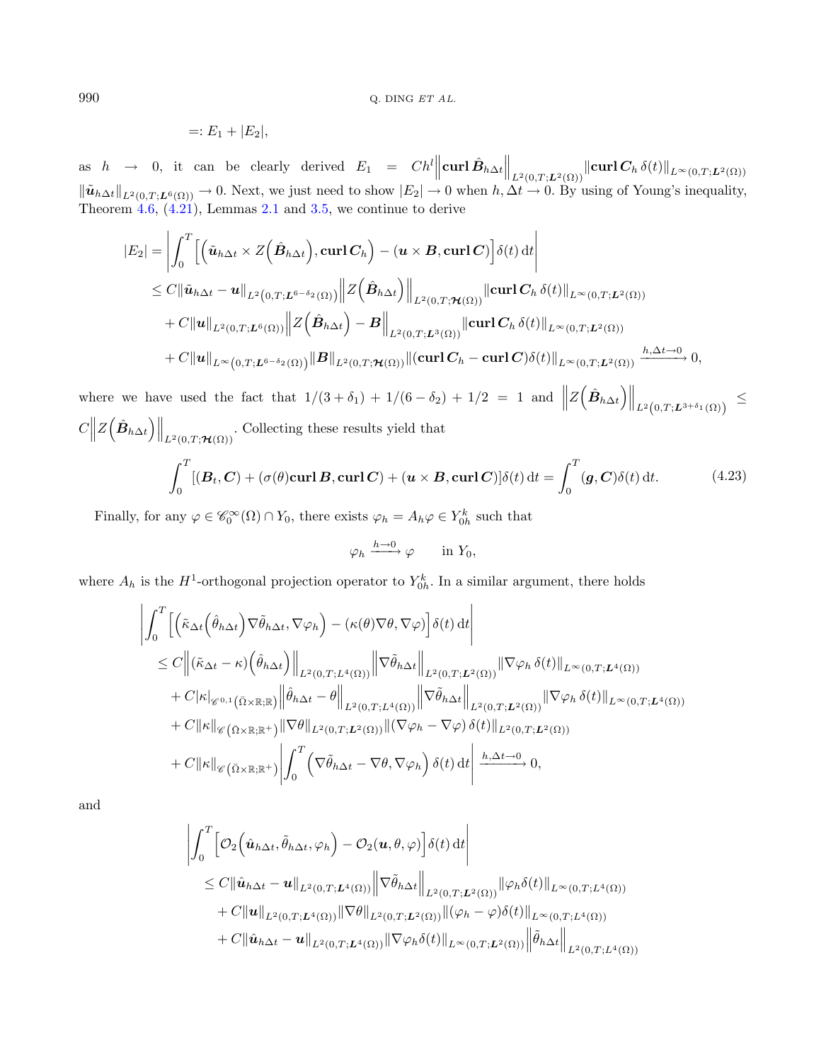$$=: E_1 + |E_2|,$$

as $h \to 0$, it can be clearly derived $E_1 = Ch^l \left\|\mathbf{curl}\,\hat{\boldsymbol{B}}_{h\Delta t}\right\|_{L^2(0,T;\boldsymbol{L}^2(\Omega))} \|\mathbf{curl}\,\boldsymbol{C}_h\,\delta(t)\|_{L^\infty(0,T;\boldsymbol{L}^2(\Omega))}$ $\|\tilde{\boldsymbol{u}}_{h\Delta t}\|_{L^2(0,T;\boldsymbol{L}^6(\Omega))} \to 0$. Next, we just need to show $|E_2| \to 0$ when $h, \Delta t \to 0$. By using of Young's inequality, Theorem 4.6, (4.21), Lemmas 2.1 and 3.5, we continue to derive

$$
\begin{aligned}
|E_2| &= \left| \int_0^T \left[ \left( \tilde{\boldsymbol{u}}_{h\Delta t} \times Z\left(\hat{\boldsymbol{B}}_{h\Delta t}\right), \mathbf{curl}\,\boldsymbol{C}_h \right) - (\boldsymbol{u} \times \boldsymbol{B}, \mathbf{curl}\,\boldsymbol{C}) \right] \delta(t)\,\mathrm{d}t \right| \\
&\le C \|\tilde{\boldsymbol{u}}_{h\Delta t} - \boldsymbol{u}\|_{L^2\left(0,T;\boldsymbol{L}^{6-\delta_2}(\Omega)\right)} \left\| Z\left(\hat{\boldsymbol{B}}_{h\Delta t}\right) \right\|_{L^2(0,T;\boldsymbol{\mathcal{H}}(\Omega))} \|\mathbf{curl}\,\boldsymbol{C}_h\,\delta(t)\|_{L^\infty(0,T;\boldsymbol{L}^2(\Omega))} \\
&\quad + C\|\boldsymbol{u}\|_{L^2(0,T;\boldsymbol{L}^6(\Omega))} \left\| Z\left(\hat{\boldsymbol{B}}_{h\Delta t}\right) - \boldsymbol{B} \right\|_{L^2(0,T;\boldsymbol{L}^3(\Omega))} \|\mathbf{curl}\,\boldsymbol{C}_h\,\delta(t)\|_{L^\infty(0,T;\boldsymbol{L}^2(\Omega))} \\
&\quad + C\|\boldsymbol{u}\|_{L^\infty\left(0,T;\boldsymbol{L}^{6-\delta_2}(\Omega)\right)} \|\boldsymbol{B}\|_{L^2(0,T;\boldsymbol{\mathcal{H}}(\Omega))} \|(\mathbf{curl}\,\boldsymbol{C}_h - \mathbf{curl}\,\boldsymbol{C})\delta(t)\|_{L^\infty(0,T;\boldsymbol{L}^2(\Omega))} \xrightarrow{h,\Delta t \to 0} 0,
\end{aligned}
$$

where we have used the fact that $1/(3+\delta_1) + 1/(6-\delta_2) + 1/2 = 1$ and $\left\| Z\left(\hat{\boldsymbol{B}}_{h\Delta t}\right) \right\|_{L^2\left(0,T;\boldsymbol{L}^{3+\delta_1}(\Omega)\right)} \le C \left\| Z\left(\hat{\boldsymbol{B}}_{h\Delta t}\right) \right\|_{L^2(0,T;\boldsymbol{\mathcal{H}}(\Omega))}$. Collecting these results yield that

$$
\int_0^T [(\boldsymbol{B}_t, \boldsymbol{C}) + (\sigma(\theta)\mathbf{curl}\,\boldsymbol{B}, \mathbf{curl}\,\boldsymbol{C}) + (\boldsymbol{u} \times \boldsymbol{B}, \mathbf{curl}\,\boldsymbol{C})]\delta(t)\,\mathrm{d}t = \int_0^T (\boldsymbol{g}, \boldsymbol{C})\delta(t)\,\mathrm{d}t. \tag{4.23}
$$

Finally, for any $\varphi \in \mathscr{C}_0^\infty(\Omega) \cap Y_0$, there exists $\varphi_h = A_h\varphi \in Y_{0h}^k$ such that

$$
\varphi_h \xrightarrow{h \to 0} \varphi \qquad \text{in } Y_0,
$$

where $A_h$ is the $H^1$-orthogonal projection operator to $Y_{0h}^k$. In a similar argument, there holds

$$
\begin{aligned}
&\left| \int_0^T \left[ \left( \tilde{\kappa}_{\Delta t}\left(\hat{\theta}_{h\Delta t}\right) \nabla\tilde{\theta}_{h\Delta t}, \nabla\varphi_h \right) - (\kappa(\theta)\nabla\theta, \nabla\varphi) \right] \delta(t)\,\mathrm{d}t \right| \\
&\quad \le C \left\| (\tilde{\kappa}_{\Delta t} - \kappa)\left(\hat{\theta}_{h\Delta t}\right) \right\|_{L^2(0,T;L^4(\Omega))} \left\| \nabla\tilde{\theta}_{h\Delta t} \right\|_{L^2(0,T;\boldsymbol{L}^2(\Omega))} \|\nabla\varphi_h\,\delta(t)\|_{L^\infty(0,T;\boldsymbol{L}^4(\Omega))} \\
&\qquad + C|\kappa|_{\mathscr{C}^{0,1}\left(\bar{\Omega}\times\mathbb{R};\mathbb{R}\right)} \left\| \hat{\theta}_{h\Delta t} - \theta \right\|_{L^2(0,T;L^4(\Omega))} \left\| \nabla\tilde{\theta}_{h\Delta t} \right\|_{L^2(0,T;\boldsymbol{L}^2(\Omega))} \|\nabla\varphi_h\,\delta(t)\|_{L^\infty(0,T;\boldsymbol{L}^4(\Omega))} \\
&\qquad + C\|\kappa\|_{\mathscr{C}\left(\bar{\Omega}\times\mathbb{R};\mathbb{R}^+\right)} \|\nabla\theta\|_{L^2(0,T;\boldsymbol{L}^2(\Omega))} \|(\nabla\varphi_h - \nabla\varphi)\,\delta(t)\|_{L^2(0,T;\boldsymbol{L}^2(\Omega))} \\
&\qquad + C\|\kappa\|_{\mathscr{C}\left(\bar{\Omega}\times\mathbb{R};\mathbb{R}^+\right)} \left| \int_0^T \left( \nabla\tilde{\theta}_{h\Delta t} - \nabla\theta, \nabla\varphi_h \right) \delta(t)\,\mathrm{d}t \right| \xrightarrow{h,\Delta t \to 0} 0,
\end{aligned}
$$

and

$$
\begin{aligned}
&\left| \int_0^T \left[ \mathcal{O}_2\left(\hat{\boldsymbol{u}}_{h\Delta t}, \tilde{\theta}_{h\Delta t}, \varphi_h\right) - \mathcal{O}_2(\boldsymbol{u}, \theta, \varphi) \right] \delta(t)\,\mathrm{d}t \right| \\
&\quad \le C\|\hat{\boldsymbol{u}}_{h\Delta t} - \boldsymbol{u}\|_{L^2(0,T;\boldsymbol{L}^4(\Omega))} \left\| \nabla\tilde{\theta}_{h\Delta t} \right\|_{L^2(0,T;\boldsymbol{L}^2(\Omega))} \|\varphi_h\delta(t)\|_{L^\infty(0,T;L^4(\Omega))} \\
&\qquad + C\|\boldsymbol{u}\|_{L^2(0,T;\boldsymbol{L}^4(\Omega))} \|\nabla\theta\|_{L^2(0,T;\boldsymbol{L}^2(\Omega))} \|(\varphi_h - \varphi)\delta(t)\|_{L^\infty(0,T;L^4(\Omega))} \\
&\qquad + C\|\hat{\boldsymbol{u}}_{h\Delta t} - \boldsymbol{u}\|_{L^2(0,T;\boldsymbol{L}^4(\Omega))} \|\nabla\varphi_h\delta(t)\|_{L^\infty(0,T;\boldsymbol{L}^2(\Omega))} \left\| \tilde{\theta}_{h\Delta t} \right\|_{L^2(0,T;L^4(\Omega))}
\end{aligned}
$$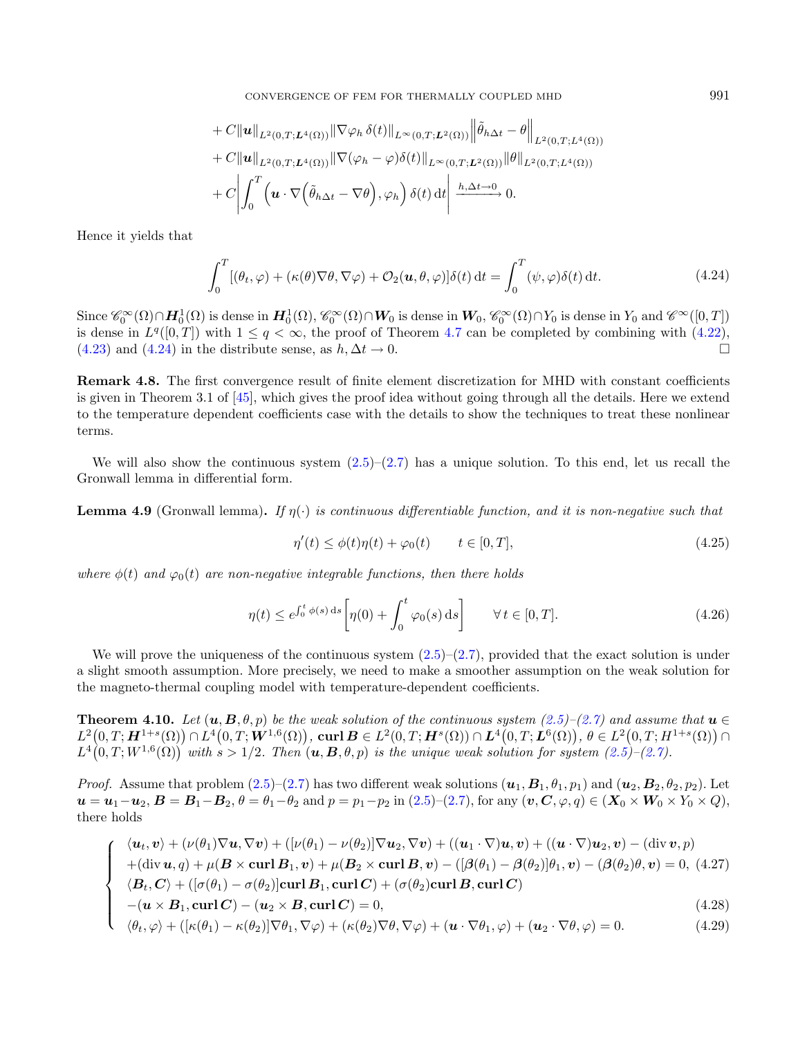$$
\begin{aligned}
&+ C\|\boldsymbol{u}\|_{L^2(0,T;\boldsymbol{L}^4(\Omega))}\|\nabla\varphi_h\,\delta(t)\|_{L^\infty(0,T;\boldsymbol{L}^2(\Omega))}\left\|\tilde{\theta}_{h\Delta t}-\theta\right\|_{L^2(0,T;L^4(\Omega))}\\
&+ C\|\boldsymbol{u}\|_{L^2(0,T;\boldsymbol{L}^4(\Omega))}\|\nabla(\varphi_h-\varphi)\delta(t)\|_{L^\infty(0,T;\boldsymbol{L}^2(\Omega))}\|\theta\|_{L^2(0,T;L^4(\Omega))}\\
&+ C\left|\int_0^T\left(\boldsymbol{u}\cdot\nabla\left(\tilde{\theta}_{h\Delta t}-\nabla\theta\right),\varphi_h\right)\delta(t)\,\mathrm{d}t\right|\xrightarrow{h,\Delta t\to 0}0.
\end{aligned}
$$

Hence it yields that

$$
\int_0^T[(\theta_t,\varphi)+(\kappa(\theta)\nabla\theta,\nabla\varphi)+\mathcal{O}_2(\boldsymbol{u},\theta,\varphi)]\delta(t)\,\mathrm{d}t=\int_0^T(\psi,\varphi)\delta(t)\,\mathrm{d}t. \tag{4.24}
$$

Since $\mathscr{C}_0^\infty(\Omega)\cap\boldsymbol{H}_0^1(\Omega)$ is dense in $\boldsymbol{H}_0^1(\Omega)$, $\mathscr{C}_0^\infty(\Omega)\cap\boldsymbol{W}_0$ is dense in $\boldsymbol{W}_0$, $\mathscr{C}_0^\infty(\Omega)\cap Y_0$ is dense in $Y_0$ and $\mathscr{C}^\infty([0,T])$ is dense in $L^q([0,T])$ with $1\le q<\infty$, the proof of Theorem 4.7 can be completed by combining with (4.22), (4.23) and (4.24) in the distribute sense, as $h,\Delta t\to 0$. $\square$

**Remark 4.8.** The first convergence result of finite element discretization for MHD with constant coefficients is given in Theorem 3.1 of [45], which gives the proof idea without going through all the details. Here we extend to the temperature dependent coefficients case with the details to show the techniques to treat these nonlinear terms.

We will also show the continuous system (2.5)–(2.7) has a unique solution. To this end, let us recall the Gronwall lemma in differential form.

**Lemma 4.9** (Gronwall lemma)**.** *If $\eta(\cdot)$ is continuous differentiable function, and it is non-negative such that*

$$
\eta'(t)\le\phi(t)\eta(t)+\varphi_0(t)\qquad t\in[0,T], \tag{4.25}
$$

*where $\phi(t)$ and $\varphi_0(t)$ are non-negative integrable functions, then there holds*

$$
\eta(t)\le e^{\int_0^t\phi(s)\,\mathrm{d}s}\left[\eta(0)+\int_0^t\varphi_0(s)\,\mathrm{d}s\right]\qquad\forall\,t\in[0,T]. \tag{4.26}
$$

We will prove the uniqueness of the continuous system (2.5)–(2.7), provided that the exact solution is under a slight smooth assumption. More precisely, we need to make a smoother assumption on the weak solution for the magneto-thermal coupling model with temperature-dependent coefficients.

**Theorem 4.10.** *Let $(\boldsymbol{u},\boldsymbol{B},\theta,p)$ be the weak solution of the continuous system (2.5)–(2.7) and assume that $\boldsymbol{u}\in L^2\big(0,T;\boldsymbol{H}^{1+s}(\Omega)\big)\cap L^4\big(0,T;\boldsymbol{W}^{1,6}(\Omega)\big)$, $\mathbf{curl}\,\boldsymbol{B}\in L^2(0,T;\boldsymbol{H}^s(\Omega))\cap\boldsymbol{L}^4\big(0,T;\boldsymbol{L}^6(\Omega)\big)$, $\theta\in L^2\big(0,T;H^{1+s}(\Omega)\big)\cap L^4\big(0,T;W^{1,6}(\Omega)\big)$ with $s>1/2$. Then $(\boldsymbol{u},\boldsymbol{B},\theta,p)$ is the unique weak solution for system (2.5)–(2.7).*

*Proof.* Assume that problem (2.5)–(2.7) has two different weak solutions $(\boldsymbol{u}_1,\boldsymbol{B}_1,\theta_1,p_1)$ and $(\boldsymbol{u}_2,\boldsymbol{B}_2,\theta_2,p_2)$. Let $\boldsymbol{u}=\boldsymbol{u}_1-\boldsymbol{u}_2$, $\boldsymbol{B}=\boldsymbol{B}_1-\boldsymbol{B}_2$, $\theta=\theta_1-\theta_2$ and $p=p_1-p_2$ in (2.5)–(2.7), for any $(\boldsymbol{v},\boldsymbol{C},\varphi,q)\in(\boldsymbol{X}_0\times\boldsymbol{W}_0\times Y_0\times Q)$, there holds

$$
\left\{
\begin{aligned}
&\langle\boldsymbol{u}_t,\boldsymbol{v}\rangle+(\nu(\theta_1)\nabla\boldsymbol{u},\nabla\boldsymbol{v})+([\nu(\theta_1)-\nu(\theta_2)]\nabla\boldsymbol{u}_2,\nabla\boldsymbol{v})+((\boldsymbol{u}_1\cdot\nabla)\boldsymbol{u},\boldsymbol{v})+((\boldsymbol{u}\cdot\nabla)\boldsymbol{u}_2,\boldsymbol{v})-(\operatorname{div}\boldsymbol{v},p)\\
&+(\operatorname{div}\boldsymbol{u},q)+\mu(\boldsymbol{B}\times\mathbf{curl}\,\boldsymbol{B}_1,\boldsymbol{v})+\mu(\boldsymbol{B}_2\times\mathbf{curl}\,\boldsymbol{B},\boldsymbol{v})-([\boldsymbol{\beta}(\theta_1)-\boldsymbol{\beta}(\theta_2)]\theta_1,\boldsymbol{v})-(\boldsymbol{\beta}(\theta_2)\theta,\boldsymbol{v})=0, && (4.27)\\
&\langle\boldsymbol{B}_t,\boldsymbol{C}\rangle+([\sigma(\theta_1)-\sigma(\theta_2)]\mathbf{curl}\,\boldsymbol{B}_1,\mathbf{curl}\,\boldsymbol{C})+(\sigma(\theta_2)\mathbf{curl}\,\boldsymbol{B},\mathbf{curl}\,\boldsymbol{C})\\
&-(\boldsymbol{u}\times\boldsymbol{B}_1,\mathbf{curl}\,\boldsymbol{C})-(\boldsymbol{u}_2\times\boldsymbol{B},\mathbf{curl}\,\boldsymbol{C})=0, && (4.28)\\
&\langle\theta_t,\varphi\rangle+([\kappa(\theta_1)-\kappa(\theta_2)]\nabla\theta_1,\nabla\varphi)+(\kappa(\theta_2)\nabla\theta,\nabla\varphi)+(\boldsymbol{u}\cdot\nabla\theta_1,\varphi)+(\boldsymbol{u}_2\cdot\nabla\theta,\varphi)=0. && (4.29)
\end{aligned}
\right.
$$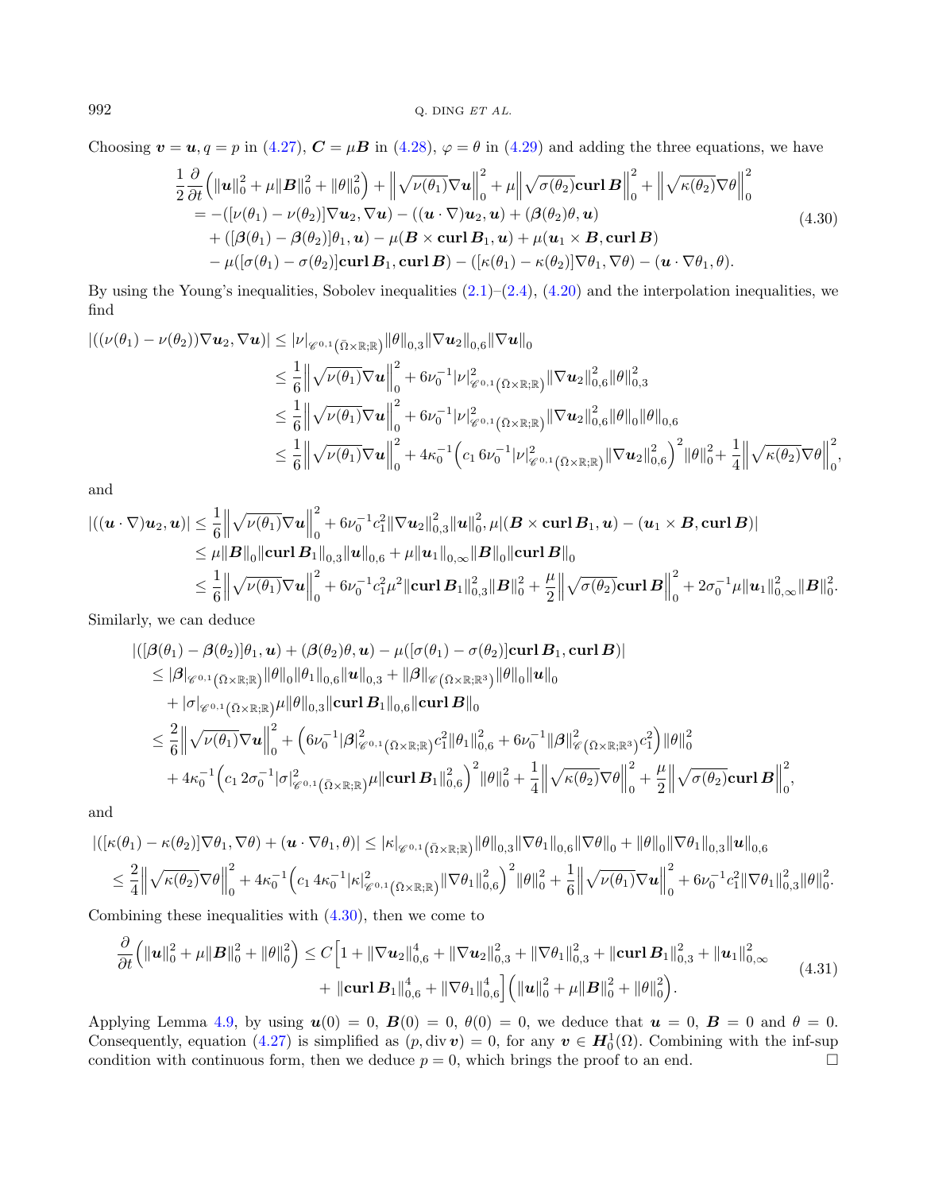Choosing $\boldsymbol{v} = \boldsymbol{u}, q = p$ in (4.27), $\boldsymbol{C} = \mu \boldsymbol{B}$ in (4.28), $\varphi = \theta$ in (4.29) and adding the three equations, we have

$$
\begin{aligned}
\frac{1}{2}\frac{\partial}{\partial t}\Big(\|\boldsymbol{u}\|_0^2 + \mu\|\boldsymbol{B}\|_0^2 + \|\theta\|_0^2\Big) &+ \Big\|\sqrt{\nu(\theta_1)}\nabla \boldsymbol{u}\Big\|_0^2 + \mu\Big\|\sqrt{\sigma(\theta_2)}\mathbf{curl}\,\boldsymbol{B}\Big\|_0^2 + \Big\|\sqrt{\kappa(\theta_2)}\nabla\theta\Big\|_0^2 \\
&= -([\nu(\theta_1) - \nu(\theta_2)]\nabla \boldsymbol{u}_2, \nabla \boldsymbol{u}) - ((\boldsymbol{u}\cdot\nabla)\boldsymbol{u}_2, \boldsymbol{u}) + (\boldsymbol{\beta}(\theta_2)\theta, \boldsymbol{u}) \\
&\quad + ([\boldsymbol{\beta}(\theta_1) - \boldsymbol{\beta}(\theta_2)]\theta_1, \boldsymbol{u}) - \mu(\boldsymbol{B}\times \mathbf{curl}\,\boldsymbol{B}_1, \boldsymbol{u}) + \mu(\boldsymbol{u}_1 \times \boldsymbol{B}, \mathbf{curl}\,\boldsymbol{B}) \\
&\quad - \mu([\sigma(\theta_1) - \sigma(\theta_2)]\mathbf{curl}\,\boldsymbol{B}_1, \mathbf{curl}\,\boldsymbol{B}) - ([\kappa(\theta_1) - \kappa(\theta_2)]\nabla\theta_1, \nabla\theta) - (\boldsymbol{u}\cdot\nabla\theta_1, \theta).
\end{aligned} \tag{4.30}
$$

By using the Young's inequalities, Sobolev inequalities (2.1)–(2.4), (4.20) and the interpolation inequalities, we find

$$
\begin{aligned}
|((\nu(\theta_1) - \nu(\theta_2))\nabla \boldsymbol{u}_2, \nabla \boldsymbol{u})| &\le |\nu|_{\mathscr{C}^{0,1}(\bar{\Omega}\times\mathbb{R};\mathbb{R})}\|\theta\|_{0,3}\|\nabla \boldsymbol{u}_2\|_{0,6}\|\nabla \boldsymbol{u}\|_0 \\
&\le \frac{1}{6}\Big\|\sqrt{\nu(\theta_1)}\nabla \boldsymbol{u}\Big\|_0^2 + 6\nu_0^{-1}|\nu|^2_{\mathscr{C}^{0,1}(\bar{\Omega}\times\mathbb{R};\mathbb{R})}\|\nabla \boldsymbol{u}_2\|_{0,6}^2\|\theta\|_{0,3}^2 \\
&\le \frac{1}{6}\Big\|\sqrt{\nu(\theta_1)}\nabla \boldsymbol{u}\Big\|_0^2 + 6\nu_0^{-1}|\nu|^2_{\mathscr{C}^{0,1}(\bar{\Omega}\times\mathbb{R};\mathbb{R})}\|\nabla \boldsymbol{u}_2\|_{0,6}^2\|\theta\|_0\|\theta\|_{0,6} \\
&\le \frac{1}{6}\Big\|\sqrt{\nu(\theta_1)}\nabla \boldsymbol{u}\Big\|_0^2 + 4\kappa_0^{-1}\Big(c_1\, 6\nu_0^{-1}|\nu|^2_{\mathscr{C}^{0,1}(\bar{\Omega}\times\mathbb{R};\mathbb{R})}\|\nabla \boldsymbol{u}_2\|_{0,6}^2\Big)^2\|\theta\|_0^2 + \frac{1}{4}\Big\|\sqrt{\kappa(\theta_2)}\nabla\theta\Big\|_0^2,
\end{aligned}
$$

and

$$
\begin{aligned}
|((\boldsymbol{u}\cdot\nabla)\boldsymbol{u}_2, \boldsymbol{u})| &\le \frac{1}{6}\Big\|\sqrt{\nu(\theta_1)}\nabla \boldsymbol{u}\Big\|_0^2 + 6\nu_0^{-1}c_1^2\|\nabla \boldsymbol{u}_2\|_{0,3}^2\|\boldsymbol{u}\|_0^2, \mu|(\boldsymbol{B}\times\mathbf{curl}\,\boldsymbol{B}_1, \boldsymbol{u}) - (\boldsymbol{u}_1\times\boldsymbol{B}, \mathbf{curl}\,\boldsymbol{B})| \\
&\le \mu\|\boldsymbol{B}\|_0\|\mathbf{curl}\,\boldsymbol{B}_1\|_{0,3}\|\boldsymbol{u}\|_{0,6} + \mu\|\boldsymbol{u}_1\|_{0,\infty}\|\boldsymbol{B}\|_0\|\mathbf{curl}\,\boldsymbol{B}\|_0 \\
&\le \frac{1}{6}\Big\|\sqrt{\nu(\theta_1)}\nabla \boldsymbol{u}\Big\|_0^2 + 6\nu_0^{-1}c_1^2\mu^2\|\mathbf{curl}\,\boldsymbol{B}_1\|_{0,3}^2\|\boldsymbol{B}\|_0^2 + \frac{\mu}{2}\Big\|\sqrt{\sigma(\theta_2)}\mathbf{curl}\,\boldsymbol{B}\Big\|_0^2 + 2\sigma_0^{-1}\mu\|\boldsymbol{u}_1\|_{0,\infty}^2\|\boldsymbol{B}\|_0^2.
\end{aligned}
$$

Similarly, we can deduce

$$
\begin{aligned}
&|([\boldsymbol{\beta}(\theta_1) - \boldsymbol{\beta}(\theta_2)]\theta_1, \boldsymbol{u}) + (\boldsymbol{\beta}(\theta_2)\theta, \boldsymbol{u}) - \mu([\sigma(\theta_1) - \sigma(\theta_2)]\mathbf{curl}\,\boldsymbol{B}_1, \mathbf{curl}\,\boldsymbol{B})| \\
&\le |\boldsymbol{\beta}|_{\mathscr{C}^{0,1}(\bar{\Omega}\times\mathbb{R};\mathbb{R})}\|\theta\|_0\|\theta_1\|_{0,6}\|\boldsymbol{u}\|_{0,3} + \|\boldsymbol{\beta}\|_{\mathscr{C}(\bar{\Omega}\times\mathbb{R};\mathbb{R}^3)}\|\theta\|_0\|\boldsymbol{u}\|_0 \\
&\quad + |\sigma|_{\mathscr{C}^{0,1}(\bar{\Omega}\times\mathbb{R};\mathbb{R})}\mu\|\theta\|_{0,3}\|\mathbf{curl}\,\boldsymbol{B}_1\|_{0,6}\|\mathbf{curl}\,\boldsymbol{B}\|_0 \\
&\le \frac{2}{6}\Big\|\sqrt{\nu(\theta_1)}\nabla \boldsymbol{u}\Big\|_0^2 + \Big(6\nu_0^{-1}|\boldsymbol{\beta}|^2_{\mathscr{C}^{0,1}(\bar{\Omega}\times\mathbb{R};\mathbb{R})}c_1^2\|\theta_1\|_{0,6}^2 + 6\nu_0^{-1}\|\boldsymbol{\beta}\|^2_{\mathscr{C}(\bar{\Omega}\times\mathbb{R};\mathbb{R}^3)}c_1^2\Big)\|\theta\|_0^2 \\
&\quad + 4\kappa_0^{-1}\Big(c_1\, 2\sigma_0^{-1}|\sigma|^2_{\mathscr{C}^{0,1}(\bar{\Omega}\times\mathbb{R};\mathbb{R})}\mu\|\mathbf{curl}\,\boldsymbol{B}_1\|_{0,6}^2\Big)^2\|\theta\|_0^2 + \frac{1}{4}\Big\|\sqrt{\kappa(\theta_2)}\nabla\theta\Big\|_0^2 + \frac{\mu}{2}\Big\|\sqrt{\sigma(\theta_2)}\mathbf{curl}\,\boldsymbol{B}\Big\|_0^2,
\end{aligned}
$$

and

$$
\begin{aligned}
&|([\kappa(\theta_1) - \kappa(\theta_2)]\nabla\theta_1, \nabla\theta) + (\boldsymbol{u}\cdot\nabla\theta_1, \theta)| \le |\kappa|_{\mathscr{C}^{0,1}(\bar{\Omega}\times\mathbb{R};\mathbb{R})}\|\theta\|_{0,3}\|\nabla\theta_1\|_{0,6}\|\nabla\theta\|_0 + \|\theta\|_0\|\nabla\theta_1\|_{0,3}\|\boldsymbol{u}\|_{0,6} \\
&\le \frac{2}{4}\Big\|\sqrt{\kappa(\theta_2)}\nabla\theta\Big\|_0^2 + 4\kappa_0^{-1}\Big(c_1\, 4\kappa_0^{-1}|\kappa|^2_{\mathscr{C}^{0,1}(\bar{\Omega}\times\mathbb{R};\mathbb{R})}\|\nabla\theta_1\|_{0,6}^2\Big)^2\|\theta\|_0^2 + \frac{1}{6}\Big\|\sqrt{\nu(\theta_1)}\nabla \boldsymbol{u}\Big\|_0^2 + 6\nu_0^{-1}c_1^2\|\nabla\theta_1\|_{0,3}^2\|\theta\|_0^2.
\end{aligned}
$$

Combining these inequalities with (4.30), then we come to

$$
\begin{aligned}
\frac{\partial}{\partial t}\Big(\|\boldsymbol{u}\|_0^2 + \mu\|\boldsymbol{B}\|_0^2 + \|\theta\|_0^2\Big) \le C\Big[&1 + \|\nabla \boldsymbol{u}_2\|_{0,6}^4 + \|\nabla \boldsymbol{u}_2\|_{0,3}^2 + \|\nabla\theta_1\|_{0,3}^2 + \|\mathbf{curl}\,\boldsymbol{B}_1\|_{0,3}^2 + \|\boldsymbol{u}_1\|_{0,\infty}^2 \\
&+ \|\mathbf{curl}\,\boldsymbol{B}_1\|_{0,6}^4 + \|\nabla\theta_1\|_{0,6}^4\Big]\Big(\|\boldsymbol{u}\|_0^2 + \mu\|\boldsymbol{B}\|_0^2 + \|\theta\|_0^2\Big).
\end{aligned} \tag{4.31}
$$

Applying Lemma 4.9, by using $\boldsymbol{u}(0) = 0$, $\boldsymbol{B}(0) = 0$, $\theta(0) = 0$, we deduce that $\boldsymbol{u} = 0$, $\boldsymbol{B} = 0$ and $\theta = 0$. Consequently, equation (4.27) is simplified as $(p, \operatorname{div}\boldsymbol{v}) = 0$, for any $\boldsymbol{v} \in \boldsymbol{H}_0^1(\Omega)$. Combining with the inf-sup condition with continuous form, then we deduce $p = 0$, which brings the proof to an end. □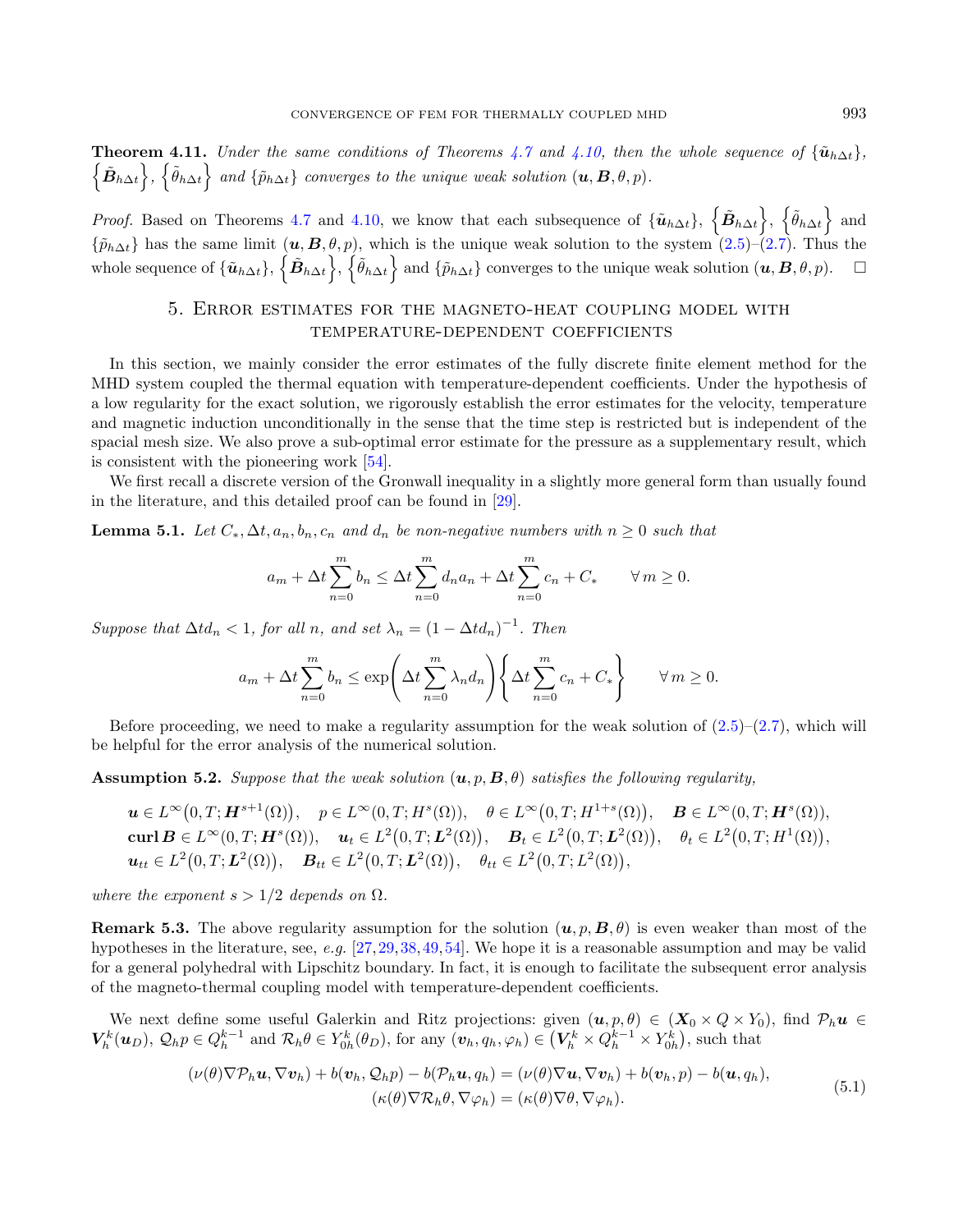**Theorem 4.11.** *Under the same conditions of Theorems 4.7 and 4.10, then the whole sequence of* $\{\tilde{\boldsymbol{u}}_{h\Delta t}\}$, $\left\{\tilde{\boldsymbol{B}}_{h\Delta t}\right\}$, $\left\{\tilde{\theta}_{h\Delta t}\right\}$ *and* $\{\tilde{p}_{h\Delta t}\}$ *converges to the unique weak solution* $(\boldsymbol{u}, \boldsymbol{B}, \theta, p)$.

*Proof.* Based on Theorems 4.7 and 4.10, we know that each subsequence of $\{\tilde{\boldsymbol{u}}_{h\Delta t}\}$, $\left\{\tilde{\boldsymbol{B}}_{h\Delta t}\right\}$, $\left\{\tilde{\theta}_{h\Delta t}\right\}$ and $\{\tilde{p}_{h\Delta t}\}$ has the same limit $(\boldsymbol{u}, \boldsymbol{B}, \theta, p)$, which is the unique weak solution to the system (2.5)–(2.7). Thus the whole sequence of $\{\tilde{\boldsymbol{u}}_{h\Delta t}\}$, $\left\{\tilde{\boldsymbol{B}}_{h\Delta t}\right\}$, $\left\{\tilde{\theta}_{h\Delta t}\right\}$ and $\{\tilde{p}_{h\Delta t}\}$ converges to the unique weak solution $(\boldsymbol{u}, \boldsymbol{B}, \theta, p)$. $\square$

## 5. Error estimates for the magneto-heat coupling model with temperature-dependent coefficients

In this section, we mainly consider the error estimates of the fully discrete finite element method for the MHD system coupled the thermal equation with temperature-dependent coefficients. Under the hypothesis of a low regularity for the exact solution, we rigorously establish the error estimates for the velocity, temperature and magnetic induction unconditionally in the sense that the time step is restricted but is independent of the spacial mesh size. We also prove a sub-optimal error estimate for the pressure as a supplementary result, which is consistent with the pioneering work [54].

We first recall a discrete version of the Gronwall inequality in a slightly more general form than usually found in the literature, and this detailed proof can be found in [29].

**Lemma 5.1.** *Let* $C_*, \Delta t, a_n, b_n, c_n$ *and* $d_n$ *be non-negative numbers with* $n \geq 0$ *such that*

$$a_m + \Delta t \sum_{n=0}^{m} b_n \leq \Delta t \sum_{n=0}^{m} d_n a_n + \Delta t \sum_{n=0}^{m} c_n + C_* \qquad \forall\, m \geq 0.$$

*Suppose that* $\Delta t d_n < 1$, *for all* $n$, *and set* $\lambda_n = (1 - \Delta t d_n)^{-1}$. *Then*

$$a_m + \Delta t \sum_{n=0}^{m} b_n \leq \exp\left(\Delta t \sum_{n=0}^{m} \lambda_n d_n\right)\left\{\Delta t \sum_{n=0}^{m} c_n + C_*\right\} \qquad \forall\, m \geq 0.$$

Before proceeding, we need to make a regularity assumption for the weak solution of (2.5)–(2.7), which will be helpful for the error analysis of the numerical solution.

**Assumption 5.2.** *Suppose that the weak solution* $(\boldsymbol{u}, p, \boldsymbol{B}, \theta)$ *satisfies the following regularity,*

$$\begin{aligned}
&\boldsymbol{u} \in L^{\infty}\big(0, T; \boldsymbol{H}^{s+1}(\Omega)\big), \quad p \in L^{\infty}(0, T; H^{s}(\Omega)), \quad \theta \in L^{\infty}\big(0, T; H^{1+s}(\Omega)\big), \quad \boldsymbol{B} \in L^{\infty}(0, T; \boldsymbol{H}^{s}(\Omega)),\\
&\mathbf{curl}\, \boldsymbol{B} \in L^{\infty}(0, T; \boldsymbol{H}^{s}(\Omega)), \quad \boldsymbol{u}_t \in L^{2}\big(0, T; \boldsymbol{L}^{2}(\Omega)\big), \quad \boldsymbol{B}_t \in L^{2}\big(0, T; \boldsymbol{L}^{2}(\Omega)\big), \quad \theta_t \in L^{2}\big(0, T; H^{1}(\Omega)\big),\\
&\boldsymbol{u}_{tt} \in L^{2}\big(0, T; \boldsymbol{L}^{2}(\Omega)\big), \quad \boldsymbol{B}_{tt} \in L^{2}\big(0, T; \boldsymbol{L}^{2}(\Omega)\big), \quad \theta_{tt} \in L^{2}\big(0, T; L^{2}(\Omega)\big),
\end{aligned}$$

*where the exponent* $s > 1/2$ *depends on* $\Omega$.

**Remark 5.3.** The above regularity assumption for the solution $(\boldsymbol{u}, p, \boldsymbol{B}, \theta)$ is even weaker than most of the hypotheses in the literature, see, *e.g.* [27, 29, 38, 49, 54]. We hope it is a reasonable assumption and may be valid for a general polyhedral with Lipschitz boundary. In fact, it is enough to facilitate the subsequent error analysis of the magneto-thermal coupling model with temperature-dependent coefficients.

We next define some useful Galerkin and Ritz projections: given $(\boldsymbol{u}, p, \theta) \in (\boldsymbol{X}_0 \times Q \times Y_0)$, find $\mathcal{P}_h \boldsymbol{u} \in \boldsymbol{V}_h^k(\boldsymbol{u}_D)$, $\mathcal{Q}_h p \in Q_h^{k-1}$ and $\mathcal{R}_h \theta \in Y_{0h}^k(\theta_D)$, for any $(\boldsymbol{v}_h, q_h, \varphi_h) \in \big(\boldsymbol{V}_h^k \times Q_h^{k-1} \times Y_{0h}^k\big)$, such that

$$\begin{aligned}
(\nu(\theta)\nabla \mathcal{P}_h \boldsymbol{u}, \nabla \boldsymbol{v}_h) + b(\boldsymbol{v}_h, \mathcal{Q}_h p) - b(\mathcal{P}_h \boldsymbol{u}, q_h) &= (\nu(\theta)\nabla \boldsymbol{u}, \nabla \boldsymbol{v}_h) + b(\boldsymbol{v}_h, p) - b(\boldsymbol{u}, q_h),\\
(\kappa(\theta)\nabla \mathcal{R}_h \theta, \nabla \varphi_h) &= (\kappa(\theta)\nabla \theta, \nabla \varphi_h).
\end{aligned} \tag{5.1}$$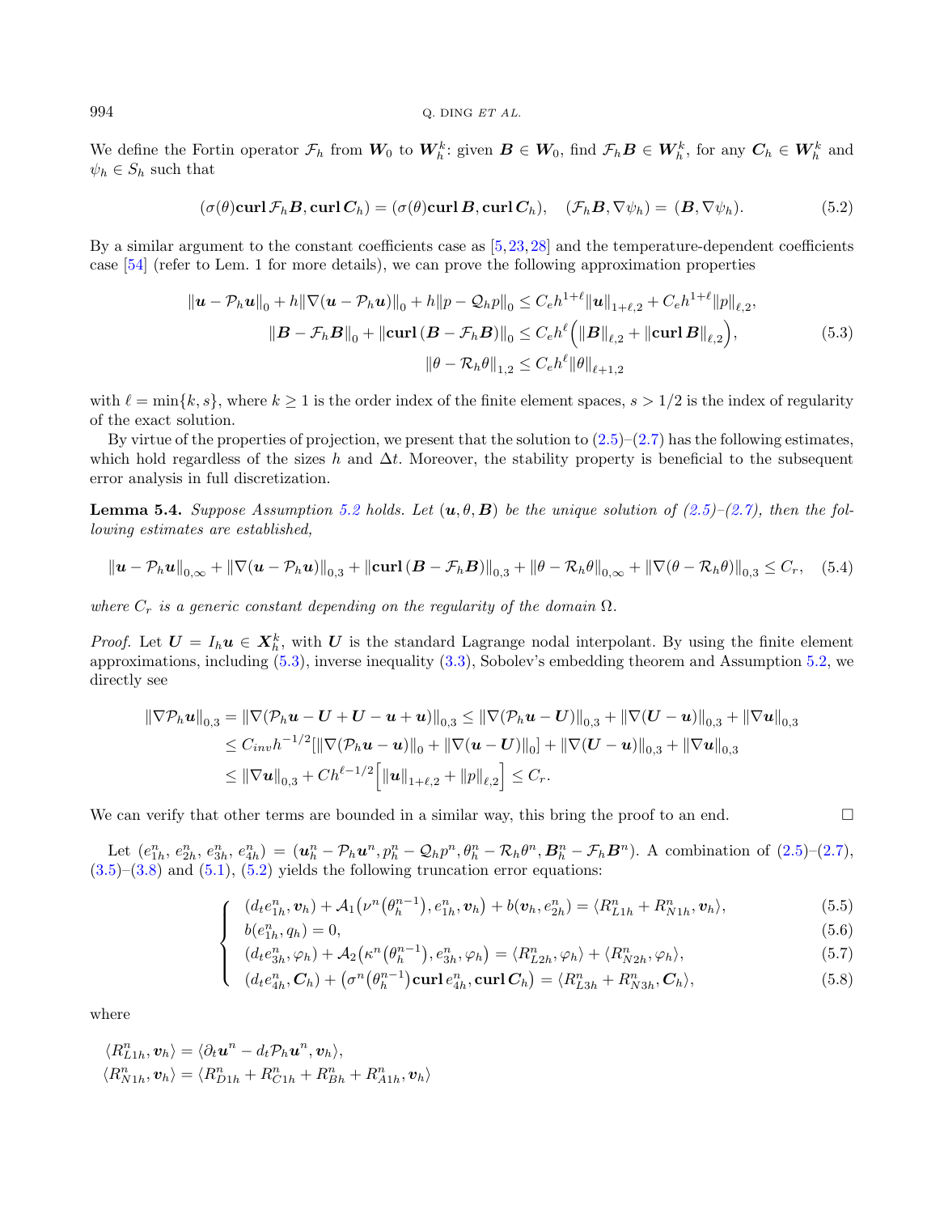We define the Fortin operator $\mathcal{F}_h$ from $\boldsymbol{W}_0$ to $\boldsymbol{W}_h^k$: given $\boldsymbol{B} \in \boldsymbol{W}_0$, find $\mathcal{F}_h\boldsymbol{B} \in \boldsymbol{W}_h^k$, for any $\boldsymbol{C}_h \in \boldsymbol{W}_h^k$ and $\psi_h \in S_h$ such that

$$(\sigma(\theta)\mathbf{curl}\,\mathcal{F}_h\boldsymbol{B}, \mathbf{curl}\,\boldsymbol{C}_h) = (\sigma(\theta)\mathbf{curl}\,\boldsymbol{B}, \mathbf{curl}\,\boldsymbol{C}_h), \quad (\mathcal{F}_h\boldsymbol{B}, \nabla\psi_h) = (\boldsymbol{B}, \nabla\psi_h). \tag{5.2}$$

By a similar argument to the constant coefficients case as [5, 23, 28] and the temperature-dependent coefficients case [54] (refer to Lem. 1 for more details), we can prove the following approximation properties

$$\begin{aligned}
\|\boldsymbol{u} - \mathcal{P}_h\boldsymbol{u}\|_0 + h\|\nabla(\boldsymbol{u} - \mathcal{P}_h\boldsymbol{u})\|_0 + h\|p - \mathcal{Q}_hp\|_0 &\le C_e h^{1+\ell}\|\boldsymbol{u}\|_{1+\ell,2} + C_e h^{1+\ell}\|p\|_{\ell,2},\\
\|\boldsymbol{B} - \mathcal{F}_h\boldsymbol{B}\|_0 + \|\mathbf{curl}\,(\boldsymbol{B} - \mathcal{F}_h\boldsymbol{B})\|_0 &\le C_e h^{\ell}\Big(\|\boldsymbol{B}\|_{\ell,2} + \|\mathbf{curl}\,\boldsymbol{B}\|_{\ell,2}\Big),\\
\|\theta - \mathcal{R}_h\theta\|_{1,2} &\le C_e h^{\ell}\|\theta\|_{\ell+1,2}
\end{aligned} \tag{5.3}$$

with $\ell = \min\{k, s\}$, where $k \ge 1$ is the order index of the finite element spaces, $s > 1/2$ is the index of regularity of the exact solution.

By virtue of the properties of projection, we present that the solution to (2.5)–(2.7) has the following estimates, which hold regardless of the sizes $h$ and $\Delta t$. Moreover, the stability property is beneficial to the subsequent error analysis in full discretization.

**Lemma 5.4.** *Suppose Assumption 5.2 holds. Let $(\boldsymbol{u}, \theta, \boldsymbol{B})$ be the unique solution of (2.5)–(2.7), then the following estimates are established,*

$$\|\boldsymbol{u} - \mathcal{P}_h\boldsymbol{u}\|_{0,\infty} + \|\nabla(\boldsymbol{u} - \mathcal{P}_h\boldsymbol{u})\|_{0,3} + \|\mathbf{curl}\,(\boldsymbol{B} - \mathcal{F}_h\boldsymbol{B})\|_{0,3} + \|\theta - \mathcal{R}_h\theta\|_{0,\infty} + \|\nabla(\theta - \mathcal{R}_h\theta)\|_{0,3} \le C_r, \tag{5.4}$$

*where $C_r$ is a generic constant depending on the regularity of the domain $\Omega$.*

*Proof.* Let $\boldsymbol{U} = I_h\boldsymbol{u} \in \boldsymbol{X}_h^k$, with $\boldsymbol{U}$ is the standard Lagrange nodal interpolant. By using the finite element approximations, including (5.3), inverse inequality (3.3), Sobolev's embedding theorem and Assumption 5.2, we directly see

$$\begin{aligned}
\|\nabla\mathcal{P}_h\boldsymbol{u}\|_{0,3} &= \|\nabla(\mathcal{P}_h\boldsymbol{u} - \boldsymbol{U} + \boldsymbol{U} - \boldsymbol{u} + \boldsymbol{u})\|_{0,3} \le \|\nabla(\mathcal{P}_h\boldsymbol{u} - \boldsymbol{U})\|_{0,3} + \|\nabla(\boldsymbol{U} - \boldsymbol{u})\|_{0,3} + \|\nabla\boldsymbol{u}\|_{0,3}\\
&\le C_{inv}h^{-1/2}[\|\nabla(\mathcal{P}_h\boldsymbol{u} - \boldsymbol{u})\|_0 + \|\nabla(\boldsymbol{u} - \boldsymbol{U})\|_0] + \|\nabla(\boldsymbol{U} - \boldsymbol{u})\|_{0,3} + \|\nabla\boldsymbol{u}\|_{0,3}\\
&\le \|\nabla\boldsymbol{u}\|_{0,3} + Ch^{\ell-1/2}\Big[\|\boldsymbol{u}\|_{1+\ell,2} + \|p\|_{\ell,2}\Big] \le C_r.
\end{aligned}$$

We can verify that other terms are bounded in a similar way, this bring the proof to an end. $\square$

Let $(e_{1h}^n, e_{2h}^n, e_{3h}^n, e_{4h}^n) = (\boldsymbol{u}_h^n - \mathcal{P}_h\boldsymbol{u}^n, p_h^n - \mathcal{Q}_hp^n, \theta_h^n - \mathcal{R}_h\theta^n, \boldsymbol{B}_h^n - \mathcal{F}_h\boldsymbol{B}^n)$. A combination of (2.5)–(2.7), (3.5)–(3.8) and (5.1), (5.2) yields the following truncation error equations:

$$\left\{\begin{aligned}
&(d_te_{1h}^n, \boldsymbol{v}_h) + \mathcal{A}_1\big(\nu^n\big(\theta_h^{n-1}\big), e_{1h}^n, \boldsymbol{v}_h\big) + b(\boldsymbol{v}_h, e_{2h}^n) = \langle R_{L1h}^n + R_{N1h}^n, \boldsymbol{v}_h\rangle, &(5.5)\\
&b(e_{1h}^n, q_h) = 0, &(5.6)\\
&(d_te_{3h}^n, \varphi_h) + \mathcal{A}_2\big(\kappa^n\big(\theta_h^{n-1}\big), e_{3h}^n, \varphi_h\big) = \langle R_{L2h}^n, \varphi_h\rangle + \langle R_{N2h}^n, \varphi_h\rangle, &(5.7)\\
&(d_te_{4h}^n, \boldsymbol{C}_h) + \big(\sigma^n\big(\theta_h^{n-1}\big)\mathbf{curl}\,e_{4h}^n, \mathbf{curl}\,\boldsymbol{C}_h\big) = \langle R_{L3h}^n + R_{N3h}^n, \boldsymbol{C}_h\rangle, &(5.8)
\end{aligned}\right.$$

where

$$\begin{aligned}
&\langle R_{L1h}^n, \boldsymbol{v}_h\rangle = \langle \partial_t\boldsymbol{u}^n - d_t\mathcal{P}_h\boldsymbol{u}^n, \boldsymbol{v}_h\rangle,\\
&\langle R_{N1h}^n, \boldsymbol{v}_h\rangle = \langle R_{D1h}^n + R_{C1h}^n + R_{Bh}^n + R_{A1h}^n, \boldsymbol{v}_h\rangle
\end{aligned}$$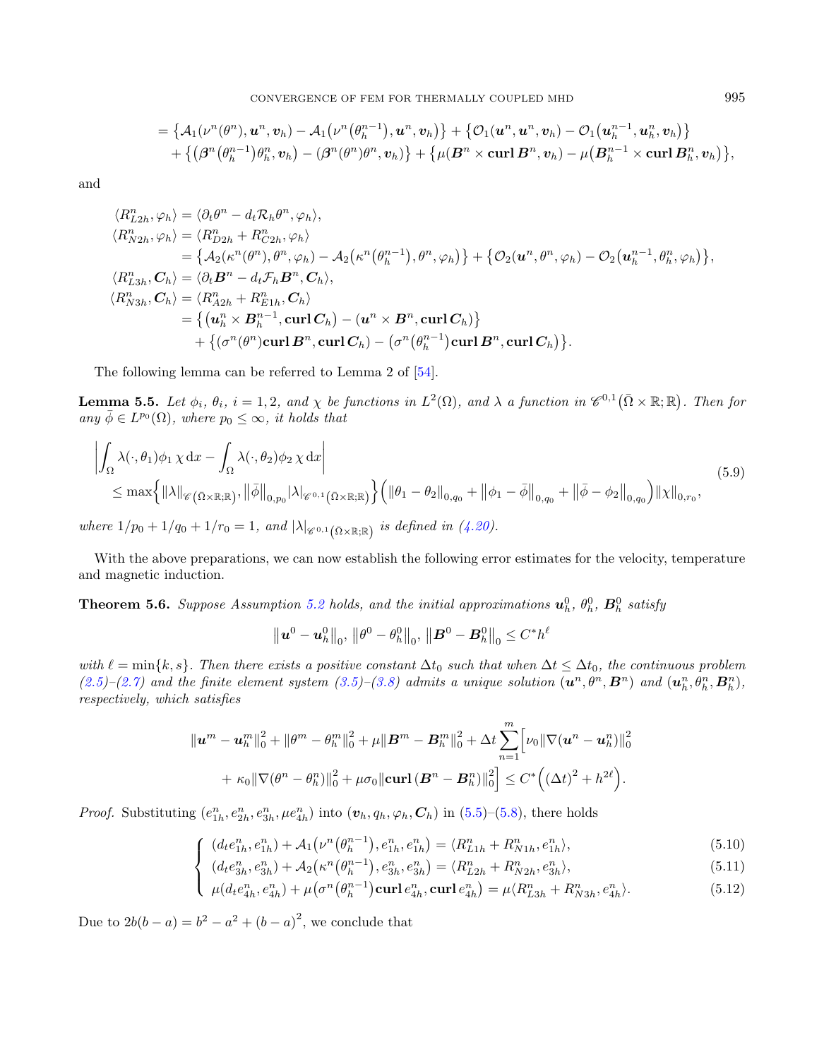$$
= \left\{ \mathcal{A}_1(\nu^n(\theta^n), \boldsymbol{u}^n, \boldsymbol{v}_h) - \mathcal{A}_1\big(\nu^n\big(\theta_h^{n-1}\big), \boldsymbol{u}^n, \boldsymbol{v}_h\big) \right\} + \left\{ \mathcal{O}_1(\boldsymbol{u}^n, \boldsymbol{u}^n, \boldsymbol{v}_h) - \mathcal{O}_1\big(\boldsymbol{u}_h^{n-1}, \boldsymbol{u}_h^n, \boldsymbol{v}_h\big) \right\}
+ \left\{ \big(\boldsymbol{\beta}^n\big(\theta_h^{n-1}\big)\theta_h^n, \boldsymbol{v}_h\big) - (\boldsymbol{\beta}^n(\theta^n)\theta^n, \boldsymbol{v}_h) \right\} + \left\{ \mu(\boldsymbol{B}^n \times \mathbf{curl}\, \boldsymbol{B}^n, \boldsymbol{v}_h) - \mu\big(\boldsymbol{B}_h^{n-1} \times \mathbf{curl}\, \boldsymbol{B}_h^n, \boldsymbol{v}_h\big) \right\},
$$

and

$$
\begin{aligned}
\langle R_{L2h}^n, \varphi_h \rangle &= \langle \partial_t \theta^n - d_t \mathcal{R}_h \theta^n, \varphi_h \rangle, \\
\langle R_{N2h}^n, \varphi_h \rangle &= \langle R_{D2h}^n + R_{C2h}^n, \varphi_h \rangle \\
&= \left\{ \mathcal{A}_2(\kappa^n(\theta^n), \theta^n, \varphi_h) - \mathcal{A}_2\big(\kappa^n\big(\theta_h^{n-1}\big), \theta^n, \varphi_h\big) \right\} + \left\{ \mathcal{O}_2(\boldsymbol{u}^n, \theta^n, \varphi_h) - \mathcal{O}_2\big(\boldsymbol{u}_h^{n-1}, \theta_h^n, \varphi_h\big) \right\}, \\
\langle R_{L3h}^n, \boldsymbol{C}_h \rangle &= \langle \partial_t \boldsymbol{B}^n - d_t \mathcal{F}_h \boldsymbol{B}^n, \boldsymbol{C}_h \rangle, \\
\langle R_{N3h}^n, \boldsymbol{C}_h \rangle &= \langle R_{A2h}^n + R_{E1h}^n, \boldsymbol{C}_h \rangle \\
&= \left\{ \big(\boldsymbol{u}_h^n \times \boldsymbol{B}_h^{n-1}, \mathbf{curl}\, \boldsymbol{C}_h\big) - (\boldsymbol{u}^n \times \boldsymbol{B}^n, \mathbf{curl}\, \boldsymbol{C}_h) \right\} \\
&\quad + \left\{ (\sigma^n(\theta^n)\mathbf{curl}\, \boldsymbol{B}^n, \mathbf{curl}\, \boldsymbol{C}_h) - \big(\sigma^n\big(\theta_h^{n-1}\big)\mathbf{curl}\, \boldsymbol{B}^n, \mathbf{curl}\, \boldsymbol{C}_h\big) \right\}.
\end{aligned}
$$

The following lemma can be referred to Lemma 2 of [54].

**Lemma 5.5.** *Let $\phi_i$, $\theta_i$, $i = 1, 2$, and $\chi$ be functions in $L^2(\Omega)$, and $\lambda$ a function in $\mathscr{C}^{0,1}(\bar{\Omega} \times \mathbb{R}; \mathbb{R})$. Then for any $\bar{\phi} \in L^{p_0}(\Omega)$, where $p_0 \le \infty$, it holds that*

$$
\begin{aligned}
&\left| \int_\Omega \lambda(\cdot, \theta_1)\phi_1\, \chi \,\mathrm{d}x - \int_\Omega \lambda(\cdot, \theta_2)\phi_2\, \chi \,\mathrm{d}x \right| \\
&\le \max\left\{ \|\lambda\|_{\mathscr{C}(\bar{\Omega}\times\mathbb{R};\mathbb{R})}, \|\bar{\phi}\|_{0,p_0} |\lambda|_{\mathscr{C}^{0,1}(\bar{\Omega}\times\mathbb{R};\mathbb{R})} \right\} \Big( \|\theta_1 - \theta_2\|_{0,q_0} + \|\phi_1 - \bar{\phi}\|_{0,q_0} + \|\bar{\phi} - \phi_2\|_{0,q_0} \Big) \|\chi\|_{0,r_0},
\end{aligned} \tag{5.9}
$$

*where $1/p_0 + 1/q_0 + 1/r_0 = 1$, and $|\lambda|_{\mathscr{C}^{0,1}(\bar{\Omega}\times\mathbb{R};\mathbb{R})}$ is defined in (4.20).*

With the above preparations, we can now establish the following error estimates for the velocity, temperature and magnetic induction.

**Theorem 5.6.** *Suppose Assumption 5.2 holds, and the initial approximations $\boldsymbol{u}_h^0$, $\theta_h^0$, $\boldsymbol{B}_h^0$ satisfy*

$$
\|\boldsymbol{u}^0 - \boldsymbol{u}_h^0\|_0,\ \|\theta^0 - \theta_h^0\|_0,\ \|\boldsymbol{B}^0 - \boldsymbol{B}_h^0\|_0 \le C^* h^\ell
$$

*with $\ell = \min\{k, s\}$. Then there exists a positive constant $\Delta t_0$ such that when $\Delta t \le \Delta t_0$, the continuous problem (2.5)–(2.7) and the finite element system (3.5)–(3.8) admits a unique solution $(\boldsymbol{u}^n, \theta^n, \boldsymbol{B}^n)$ and $(\boldsymbol{u}_h^n, \theta_h^n, \boldsymbol{B}_h^n)$, respectively, which satisfies*

$$
\begin{aligned}
&\|\boldsymbol{u}^m - \boldsymbol{u}_h^m\|_0^2 + \|\theta^m - \theta_h^m\|_0^2 + \mu\|\boldsymbol{B}^m - \boldsymbol{B}_h^m\|_0^2 + \Delta t \sum_{n=1}^m \Big[ \nu_0 \|\nabla(\boldsymbol{u}^n - \boldsymbol{u}_h^n)\|_0^2 \\
&\quad + \kappa_0 \|\nabla(\theta^n - \theta_h^n)\|_0^2 + \mu\sigma_0 \|\mathbf{curl}\,(\boldsymbol{B}^n - \boldsymbol{B}_h^n)\|_0^2 \Big] \le C^* \Big( (\Delta t)^2 + h^{2\ell} \Big).
\end{aligned}
$$

*Proof.* Substituting $(e_{1h}^n, e_{2h}^n, e_{3h}^n, \mu e_{4h}^n)$ into $(\boldsymbol{v}_h, q_h, \varphi_h, \boldsymbol{C}_h)$ in (5.5)–(5.8), there holds

$$
\left\{
\begin{aligned}
&(d_t e_{1h}^n, e_{1h}^n) + \mathcal{A}_1\big(\nu^n\big(\theta_h^{n-1}\big), e_{1h}^n, e_{1h}^n\big) = \langle R_{L1h}^n + R_{N1h}^n, e_{1h}^n \rangle, && (5.10)\\
&(d_t e_{3h}^n, e_{3h}^n) + \mathcal{A}_2\big(\kappa^n\big(\theta_h^{n-1}\big), e_{3h}^n, e_{3h}^n\big) = \langle R_{L2h}^n + R_{N2h}^n, e_{3h}^n \rangle, && (5.11)\\
&\mu(d_t e_{4h}^n, e_{4h}^n) + \mu\big(\sigma^n\big(\theta_h^{n-1}\big)\mathbf{curl}\, e_{4h}^n, \mathbf{curl}\, e_{4h}^n\big) = \mu\langle R_{L3h}^n + R_{N3h}^n, e_{4h}^n \rangle. && (5.12)
\end{aligned}
\right.
$$

Due to $2b(b-a) = b^2 - a^2 + (b-a)^2$, we conclude that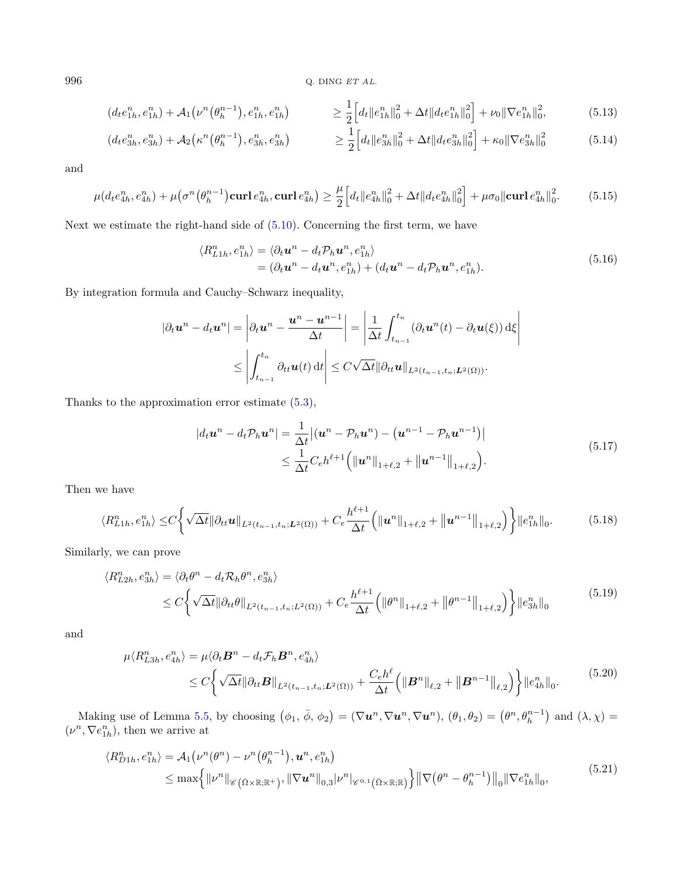$$
(d_t e_{1h}^n, e_{1h}^n) + \mathcal{A}_1\big(\nu^n\big(\theta_h^{n-1}\big), e_{1h}^n, e_{1h}^n\big) \geq \frac{1}{2}\Big[d_t\|e_{1h}^n\|_0^2 + \Delta t\|d_t e_{1h}^n\|_0^2\Big] + \nu_0\|\nabla e_{1h}^n\|_0^2, \tag{5.13}
$$

$$
(d_t e_{3h}^n, e_{3h}^n) + \mathcal{A}_2\big(\kappa^n\big(\theta_h^{n-1}\big), e_{3h}^n, e_{3h}^n\big) \geq \frac{1}{2}\Big[d_t\|e_{3h}^n\|_0^2 + \Delta t\|d_t e_{3h}^n\|_0^2\Big] + \kappa_0\|\nabla e_{3h}^n\|_0^2 \tag{5.14}
$$

and

$$
\mu(d_t e_{4h}^n, e_{4h}^n) + \mu\big(\sigma^n\big(\theta_h^{n-1}\big)\mathbf{curl}\, e_{4h}^n, \mathbf{curl}\, e_{4h}^n\big) \geq \frac{\mu}{2}\Big[d_t\|e_{4h}^n\|_0^2 + \Delta t\|d_t e_{4h}^n\|_0^2\Big] + \mu\sigma_0\|\mathbf{curl}\, e_{4h}^n\|_0^2. \tag{5.15}
$$

Next we estimate the right-hand side of (5.10). Concerning the first term, we have

$$
\begin{aligned}
\langle R_{L1h}^n, e_{1h}^n\rangle &= \langle \partial_t \boldsymbol{u}^n - d_t\mathcal{P}_h\boldsymbol{u}^n, e_{1h}^n\rangle \\
&= (\partial_t \boldsymbol{u}^n - d_t\boldsymbol{u}^n, e_{1h}^n) + (d_t\boldsymbol{u}^n - d_t\mathcal{P}_h\boldsymbol{u}^n, e_{1h}^n).
\end{aligned} \tag{5.16}
$$

By integration formula and Cauchy–Schwarz inequality,

$$
\begin{aligned}
|\partial_t \boldsymbol{u}^n - d_t\boldsymbol{u}^n| &= \left|\partial_t \boldsymbol{u}^n - \frac{\boldsymbol{u}^n - \boldsymbol{u}^{n-1}}{\Delta t}\right| = \left|\frac{1}{\Delta t}\int_{t_{n-1}}^{t_n}(\partial_t\boldsymbol{u}^n(t) - \partial_t\boldsymbol{u}(\xi))\,\mathrm{d}\xi\right| \\
&\leq \left|\int_{t_{n-1}}^{t_n}\partial_{tt}\boldsymbol{u}(t)\,\mathrm{d}t\right| \leq C\sqrt{\Delta t}\|\partial_{tt}\boldsymbol{u}\|_{L^2(t_{n-1},t_n;\boldsymbol{L}^2(\Omega))}.
\end{aligned}
$$

Thanks to the approximation error estimate (5.3),

$$
\begin{aligned}
|d_t\boldsymbol{u}^n - d_t\mathcal{P}_h\boldsymbol{u}^n| &= \frac{1}{\Delta t}\big|(\boldsymbol{u}^n - \mathcal{P}_h\boldsymbol{u}^n) - \big(\boldsymbol{u}^{n-1} - \mathcal{P}_h\boldsymbol{u}^{n-1}\big)\big| \\
&\leq \frac{1}{\Delta t}C_e h^{\ell+1}\Big(\|\boldsymbol{u}^n\|_{1+\ell,2} + \big\|\boldsymbol{u}^{n-1}\big\|_{1+\ell,2}\Big).
\end{aligned} \tag{5.17}
$$

Then we have

$$
\langle R_{L1h}^n, e_{1h}^n\rangle \leq C\left\{\sqrt{\Delta t}\|\partial_{tt}\boldsymbol{u}\|_{L^2(t_{n-1},t_n;\boldsymbol{L}^2(\Omega))} + C_e\frac{h^{\ell+1}}{\Delta t}\Big(\|\boldsymbol{u}^n\|_{1+\ell,2} + \big\|\boldsymbol{u}^{n-1}\big\|_{1+\ell,2}\Big)\right\}\|e_{1h}^n\|_0. \tag{5.18}
$$

Similarly, we can prove

$$
\begin{aligned}
\langle R_{L2h}^n, e_{3h}^n\rangle &= \langle \partial_t\theta^n - d_t\mathcal{R}_h\theta^n, e_{3h}^n\rangle \\
&\leq C\left\{\sqrt{\Delta t}\|\partial_{tt}\theta\|_{L^2(t_{n-1},t_n;L^2(\Omega))} + C_e\frac{h^{\ell+1}}{\Delta t}\Big(\|\theta^n\|_{1+\ell,2} + \big\|\theta^{n-1}\big\|_{1+\ell,2}\Big)\right\}\|e_{3h}^n\|_0
\end{aligned} \tag{5.19}
$$

and

$$
\begin{aligned}
\mu\langle R_{L3h}^n, e_{4h}^n\rangle &= \mu\langle \partial_t\boldsymbol{B}^n - d_t\mathcal{F}_h\boldsymbol{B}^n, e_{4h}^n\rangle \\
&\leq C\left\{\sqrt{\Delta t}\|\partial_{tt}\boldsymbol{B}\|_{L^2(t_{n-1},t_n;\boldsymbol{L}^2(\Omega))} + \frac{C_e h^{\ell}}{\Delta t}\Big(\|\boldsymbol{B}^n\|_{\ell,2} + \big\|\boldsymbol{B}^{n-1}\big\|_{\ell,2}\Big)\right\}\|e_{4h}^n\|_0.
\end{aligned} \tag{5.20}
$$

Making use of Lemma 5.5, by choosing $\big(\phi_1,\,\bar{\phi},\,\phi_2\big) = (\nabla\boldsymbol{u}^n, \nabla\boldsymbol{u}^n, \nabla\boldsymbol{u}^n)$, $(\theta_1,\theta_2) = \big(\theta^n, \theta_h^{n-1}\big)$ and $(\lambda,\chi) = (\nu^n, \nabla e_{1h}^n)$, then we arrive at

$$
\begin{aligned}
\langle R_{D1h}^n, e_{1h}^n\rangle &= \mathcal{A}_1\big(\nu^n(\theta^n) - \nu^n\big(\theta_h^{n-1}\big), \boldsymbol{u}^n, e_{1h}^n\big) \\
&\leq \max\Big\{\|\nu^n\|_{\mathscr{C}(\bar{\Omega}\times\mathbb{R};\mathbb{R}^+)}, \|\nabla\boldsymbol{u}^n\|_{0,3}|\nu^n|_{\mathscr{C}^{0,1}(\bar{\Omega}\times\mathbb{R};\mathbb{R})}\Big\}\big\|\nabla\big(\theta^n - \theta_h^{n-1}\big)\big\|_0\|\nabla e_{1h}^n\|_0,
\end{aligned} \tag{5.21}
$$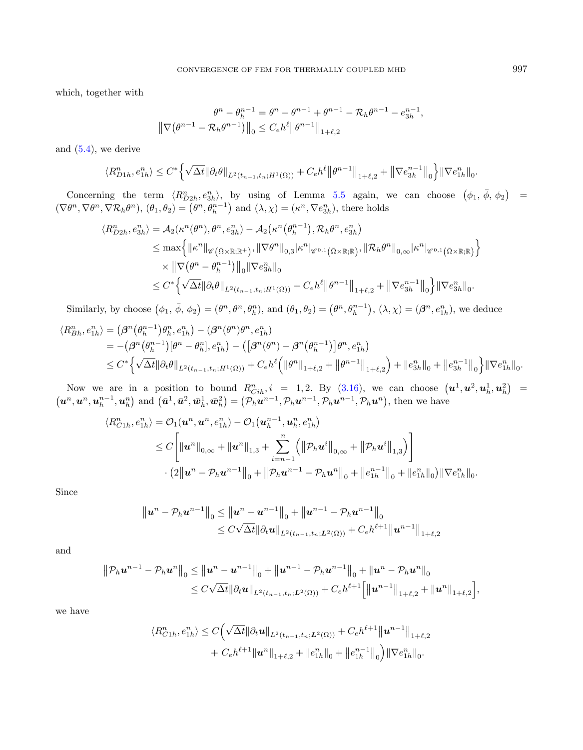which, together with

$$\theta^n - \theta_h^{n-1} = \theta^n - \theta^{n-1} + \theta^{n-1} - \mathcal{R}_h\theta^{n-1} - e_{3h}^{n-1},$$
$$\left\|\nabla\big(\theta^{n-1} - \mathcal{R}_h\theta^{n-1}\big)\right\|_0 \le C_e h^\ell \left\|\theta^{n-1}\right\|_{1+\ell,2}$$

and (5.4), we derive

$$\langle R_{D1h}^n, e_{1h}^n\rangle \le C^*\Big\{\sqrt{\Delta t}\|\partial_t\theta\|_{L^2(t_{n-1},t_n;H^1(\Omega))} + C_e h^\ell\left\|\theta^{n-1}\right\|_{1+\ell,2} + \left\|\nabla e_{3h}^{n-1}\right\|_0\Big\}\|\nabla e_{1h}^n\|_0.$$

Concerning the term $\langle R_{D2h}^n, e_{3h}^n\rangle$, by using of Lemma 5.5 again, we can choose $\big(\phi_1,\, \bar{\phi},\, \phi_2\big) = (\nabla\theta^n, \nabla\theta^n, \nabla\mathcal{R}_h\theta^n)$, $(\theta_1, \theta_2) = \big(\theta^n, \theta_h^{n-1}\big)$ and $(\lambda, \chi) = (\kappa^n, \nabla e_{3h}^n)$, there holds

$$\begin{aligned}
\langle R_{D2h}^n, e_{3h}^n\rangle &= \mathcal{A}_2(\kappa^n(\theta^n), \theta^n, e_{3h}^n) - \mathcal{A}_2\big(\kappa^n\big(\theta_h^{n-1}\big), \mathcal{R}_h\theta^n, e_{3h}^n\big)\\
&\le \max\Big\{\|\kappa^n\|_{\mathscr{C}(\bar{\Omega}\times\mathbb{R};\mathbb{R}^+)}, \|\nabla\theta^n\|_{0,3}|\kappa^n|_{\mathscr{C}^{0,1}(\bar{\Omega}\times\mathbb{R};\mathbb{R})}, \|\mathcal{R}_h\theta^n\|_{0,\infty}|\kappa^n|_{\mathscr{C}^{0,1}(\bar{\Omega}\times\mathbb{R};\mathbb{R})}\Big\}\\
&\quad\times\left\|\nabla\big(\theta^n - \theta_h^{n-1}\big)\right\|_0\|\nabla e_{3h}^n\|_0\\
&\le C^*\Big\{\sqrt{\Delta t}\|\partial_t\theta\|_{L^2(t_{n-1},t_n;H^1(\Omega))} + C_e h^\ell\left\|\theta^{n-1}\right\|_{1+\ell,2} + \left\|\nabla e_{3h}^{n-1}\right\|_0\Big\}\|\nabla e_{3h}^n\|_0.
\end{aligned}$$

Similarly, by choose $\big(\phi_1,\, \bar{\phi},\, \phi_2\big) = (\theta^n, \theta^n, \theta_h^n)$, and $(\theta_1, \theta_2) = \big(\theta^n, \theta_h^{n-1}\big)$, $(\lambda, \chi) = (\boldsymbol{\beta}^n, e_{1h}^n)$, we deduce

$$\begin{aligned}
\langle R_{Bh}^n, e_{1h}^n\rangle &= \big(\boldsymbol{\beta}^n\big(\theta_h^{n-1}\big)\theta_h^n, e_{1h}^n\big) - (\boldsymbol{\beta}^n(\theta^n)\theta^n, e_{1h}^n)\\
&= -\big(\boldsymbol{\beta}^n\big(\theta_h^{n-1}\big)[\theta^n - \theta_h^n], e_{1h}^n\big) - \big(\big[\boldsymbol{\beta}^n(\theta^n) - \boldsymbol{\beta}^n\big(\theta_h^{n-1}\big)\big]\theta^n, e_{1h}^n\big)\\
&\le C^*\Big\{\sqrt{\Delta t}\|\partial_t\theta\|_{L^2(t_{n-1},t_n;H^1(\Omega))} + C_e h^\ell\Big(\|\theta^n\|_{1+\ell,2} + \left\|\theta^{n-1}\right\|_{1+\ell,2}\Big) + \|e_{3h}^n\|_0 + \left\|e_{3h}^{n-1}\right\|_0\Big\}\|\nabla e_{1h}^n\|_0.
\end{aligned}$$

Now we are in a position to bound $R_{Cih}^n, i = 1, 2$. By (3.16), we can choose $\big(\boldsymbol{u}^1, \boldsymbol{u}^2, \boldsymbol{u}_h^1, \boldsymbol{u}_h^2\big) = \big(\boldsymbol{u}^n, \boldsymbol{u}^n, \boldsymbol{u}_h^{n-1}, \boldsymbol{u}_h^n\big)$ and $\big(\bar{\boldsymbol{u}}^1, \bar{\boldsymbol{u}}^2, \bar{\boldsymbol{w}}_h^1, \bar{\boldsymbol{w}}_h^2\big) = \big(\mathcal{P}_h\boldsymbol{u}^{n-1}, \mathcal{P}_h\boldsymbol{u}^{n-1}, \mathcal{P}_h\boldsymbol{u}^{n-1}, \mathcal{P}_h\boldsymbol{u}^n\big)$, then we have

$$\begin{aligned}
\langle R_{C1h}^n, e_{1h}^n\rangle &= \mathcal{O}_1(\boldsymbol{u}^n, \boldsymbol{u}^n, e_{1h}^n) - \mathcal{O}_1\big(\boldsymbol{u}_h^{n-1}, \boldsymbol{u}_h^n, e_{1h}^n\big)\\
&\le C\left[\|\boldsymbol{u}^n\|_{0,\infty} + \|\boldsymbol{u}^n\|_{1,3} + \sum_{i=n-1}^{n}\Big(\left\|\mathcal{P}_h\boldsymbol{u}^i\right\|_{0,\infty} + \left\|\mathcal{P}_h\boldsymbol{u}^i\right\|_{1,3}\Big)\right]\\
&\quad\cdot\big(2\left\|\boldsymbol{u}^n - \mathcal{P}_h\boldsymbol{u}^{n-1}\right\|_0 + \left\|\mathcal{P}_h\boldsymbol{u}^{n-1} - \mathcal{P}_h\boldsymbol{u}^n\right\|_0 + \left\|e_{1h}^{n-1}\right\|_0 + \|e_{1h}^n\|_0\big)\|\nabla e_{1h}^n\|_0.
\end{aligned}$$

Since

$$\begin{aligned}
\left\|\boldsymbol{u}^n - \mathcal{P}_h\boldsymbol{u}^{n-1}\right\|_0 &\le \left\|\boldsymbol{u}^n - \boldsymbol{u}^{n-1}\right\|_0 + \left\|\boldsymbol{u}^{n-1} - \mathcal{P}_h\boldsymbol{u}^{n-1}\right\|_0\\
&\le C\sqrt{\Delta t}\|\partial_t\boldsymbol{u}\|_{L^2(t_{n-1},t_n;\boldsymbol{L}^2(\Omega))} + C_e h^{\ell+1}\left\|\boldsymbol{u}^{n-1}\right\|_{1+\ell,2}
\end{aligned}$$

and

$$\begin{aligned}
\left\|\mathcal{P}_h\boldsymbol{u}^{n-1} - \mathcal{P}_h\boldsymbol{u}^n\right\|_0 &\le \left\|\boldsymbol{u}^n - \boldsymbol{u}^{n-1}\right\|_0 + \left\|\boldsymbol{u}^{n-1} - \mathcal{P}_h\boldsymbol{u}^{n-1}\right\|_0 + \|\boldsymbol{u}^n - \mathcal{P}_h\boldsymbol{u}^n\|_0\\
&\le C\sqrt{\Delta t}\|\partial_t\boldsymbol{u}\|_{L^2(t_{n-1},t_n;\boldsymbol{L}^2(\Omega))} + C_e h^{\ell+1}\Big[\left\|\boldsymbol{u}^{n-1}\right\|_{1+\ell,2} + \|\boldsymbol{u}^n\|_{1+\ell,2}\Big],
\end{aligned}$$

we have

$$\begin{aligned}
\langle R_{C1h}^n, e_{1h}^n\rangle &\le C\Big(\sqrt{\Delta t}\|\partial_t\boldsymbol{u}\|_{L^2(t_{n-1},t_n;\boldsymbol{L}^2(\Omega))} + C_e h^{\ell+1}\left\|\boldsymbol{u}^{n-1}\right\|_{1+\ell,2}\\
&\quad + C_e h^{\ell+1}\|\boldsymbol{u}^n\|_{1+\ell,2} + \|e_{1h}^n\|_0 + \left\|e_{1h}^{n-1}\right\|_0\Big)\|\nabla e_{1h}^n\|_0.
\end{aligned}$$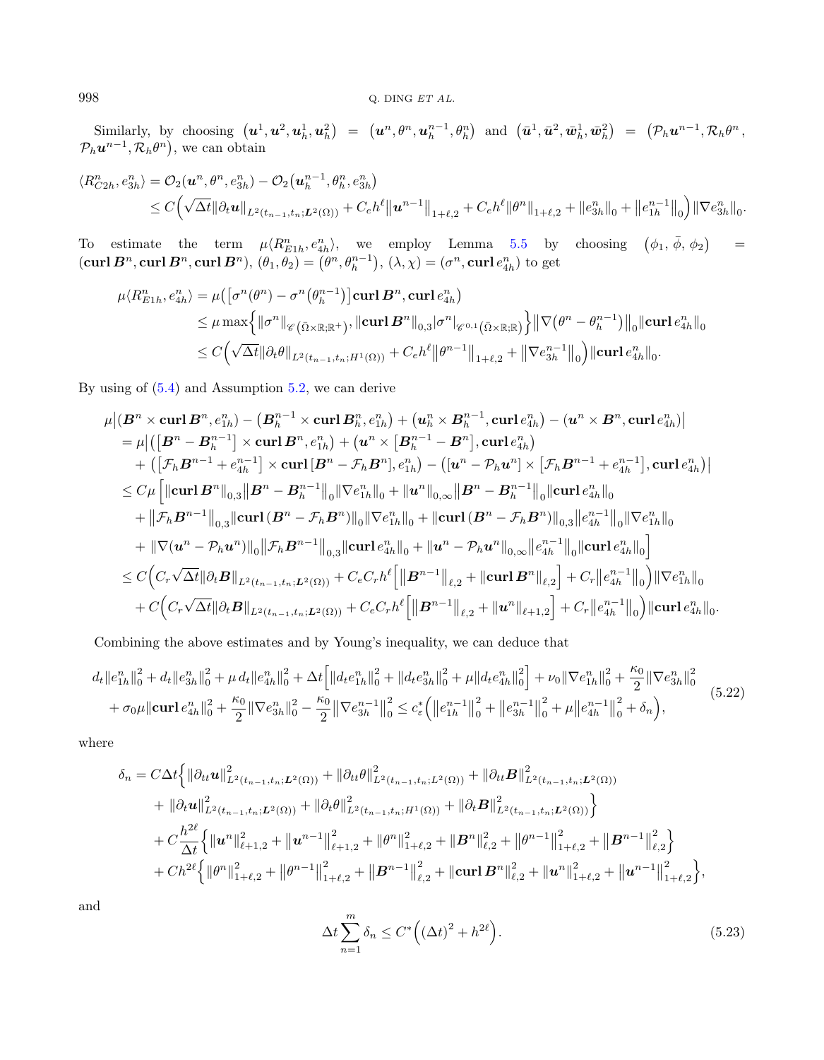Similarly, by choosing $\left(\boldsymbol{u}^1, \boldsymbol{u}^2, \boldsymbol{u}_h^1, \boldsymbol{u}_h^2\right) = \left(\boldsymbol{u}^n, \theta^n, \boldsymbol{u}_h^{n-1}, \theta_h^n\right)$ and $\left(\bar{\boldsymbol{u}}^1, \bar{\boldsymbol{u}}^2, \bar{\boldsymbol{w}}_h^1, \bar{\boldsymbol{w}}_h^2\right) = \left(\mathcal{P}_h \boldsymbol{u}^{n-1}, \mathcal{R}_h \theta^n, \mathcal{P}_h \boldsymbol{u}^{n-1}, \mathcal{R}_h \theta^n\right)$, we can obtain

$$
\begin{aligned}
\langle R_{C2h}^n, e_{3h}^n \rangle &= \mathcal{O}_2(\boldsymbol{u}^n, \theta^n, e_{3h}^n) - \mathcal{O}_2\left(\boldsymbol{u}_h^{n-1}, \theta_h^n, e_{3h}^n\right) \\
&\leq C\Big(\sqrt{\Delta t}\|\partial_t \boldsymbol{u}\|_{L^2(t_{n-1},t_n;\boldsymbol{L}^2(\Omega))} + C_e h^\ell \left\|\boldsymbol{u}^{n-1}\right\|_{1+\ell,2} + C_e h^\ell \|\theta^n\|_{1+\ell,2} + \|e_{3h}^n\|_0 + \left\|e_{1h}^{n-1}\right\|_0\Big) \|\nabla e_{3h}^n\|_0.
\end{aligned}
$$

To estimate the term $\mu\langle R_{E1h}^n, e_{4h}^n\rangle$, we employ Lemma 5.5 by choosing $\left(\phi_1, \bar{\phi}, \phi_2\right) = (\mathbf{curl}\,\boldsymbol{B}^n, \mathbf{curl}\,\boldsymbol{B}^n, \mathbf{curl}\,\boldsymbol{B}^n)$, $(\theta_1, \theta_2) = \left(\theta^n, \theta_h^{n-1}\right)$, $(\lambda, \chi) = (\sigma^n, \mathbf{curl}\, e_{4h}^n)$ to get

$$
\begin{aligned}
\mu\langle R_{E1h}^n, e_{4h}^n\rangle &= \mu\left(\left[\sigma^n(\theta^n) - \sigma^n\left(\theta_h^{n-1}\right)\right] \mathbf{curl}\,\boldsymbol{B}^n, \mathbf{curl}\, e_{4h}^n\right) \\
&\leq \mu \max\Big\{\|\sigma^n\|_{\mathscr{C}\left(\bar{\Omega}\times\mathbb{R};\mathbb{R}^+\right)}, \|\mathbf{curl}\,\boldsymbol{B}^n\|_{0,3} |\sigma^n|_{\mathscr{C}^{0,1}\left(\bar{\Omega}\times\mathbb{R};\mathbb{R}\right)}\Big\} \left\|\nabla\left(\theta^n - \theta_h^{n-1}\right)\right\|_0 \|\mathbf{curl}\, e_{4h}^n\|_0 \\
&\leq C\Big(\sqrt{\Delta t}\|\partial_t \theta\|_{L^2(t_{n-1},t_n;H^1(\Omega))} + C_e h^\ell \left\|\theta^{n-1}\right\|_{1+\ell,2} + \left\|\nabla e_{3h}^{n-1}\right\|_0\Big) \|\mathbf{curl}\, e_{4h}^n\|_0.
\end{aligned}
$$

By using of (5.4) and Assumption 5.2, we can derive

$$
\begin{aligned}
&\mu\left|\left(\boldsymbol{B}^n \times \mathbf{curl}\,\boldsymbol{B}^n, e_{1h}^n\right) - \left(\boldsymbol{B}_h^{n-1} \times \mathbf{curl}\,\boldsymbol{B}_h^n, e_{1h}^n\right) + \left(\boldsymbol{u}_h^n \times \boldsymbol{B}_h^{n-1}, \mathbf{curl}\, e_{4h}^n\right) - \left(\boldsymbol{u}^n \times \boldsymbol{B}^n, \mathbf{curl}\, e_{4h}^n\right)\right| \\
&= \mu\Big|\left(\left[\boldsymbol{B}^n - \boldsymbol{B}_h^{n-1}\right] \times \mathbf{curl}\,\boldsymbol{B}^n, e_{1h}^n\right) + \left(\boldsymbol{u}^n \times \left[\boldsymbol{B}_h^{n-1} - \boldsymbol{B}^n\right], \mathbf{curl}\, e_{4h}^n\right) \\
&\quad + \left(\left[\mathcal{F}_h \boldsymbol{B}^{n-1} + e_{4h}^{n-1}\right] \times \mathbf{curl}\left[\boldsymbol{B}^n - \mathcal{F}_h \boldsymbol{B}^n\right], e_{1h}^n\right) - \left(\left[\boldsymbol{u}^n - \mathcal{P}_h \boldsymbol{u}^n\right] \times \left[\mathcal{F}_h \boldsymbol{B}^{n-1} + e_{4h}^{n-1}\right], \mathbf{curl}\, e_{4h}^n\right)\Big| \\
&\leq C\mu\Big[\|\mathbf{curl}\,\boldsymbol{B}^n\|_{0,3}\left\|\boldsymbol{B}^n - \boldsymbol{B}_h^{n-1}\right\|_0 \|\nabla e_{1h}^n\|_0 + \|\boldsymbol{u}^n\|_{0,\infty}\left\|\boldsymbol{B}^n - \boldsymbol{B}_h^{n-1}\right\|_0 \|\mathbf{curl}\, e_{4h}^n\|_0 \\
&\quad + \left\|\mathcal{F}_h \boldsymbol{B}^{n-1}\right\|_{0,3}\|\mathbf{curl}\,(\boldsymbol{B}^n - \mathcal{F}_h \boldsymbol{B}^n)\|_0 \|\nabla e_{1h}^n\|_0 + \|\mathbf{curl}\,(\boldsymbol{B}^n - \mathcal{F}_h \boldsymbol{B}^n)\|_{0,3}\left\|e_{4h}^{n-1}\right\|_0 \|\nabla e_{1h}^n\|_0 \\
&\quad + \|\nabla(\boldsymbol{u}^n - \mathcal{P}_h \boldsymbol{u}^n)\|_0 \left\|\mathcal{F}_h \boldsymbol{B}^{n-1}\right\|_{0,3}\|\mathbf{curl}\, e_{4h}^n\|_0 + \|\boldsymbol{u}^n - \mathcal{P}_h \boldsymbol{u}^n\|_{0,\infty}\left\|e_{4h}^{n-1}\right\|_0 \|\mathbf{curl}\, e_{4h}^n\|_0\Big] \\
&\leq C\Big(C_r\sqrt{\Delta t}\|\partial_t \boldsymbol{B}\|_{L^2(t_{n-1},t_n;\boldsymbol{L}^2(\Omega))} + C_e C_r h^\ell\Big[\left\|\boldsymbol{B}^{n-1}\right\|_{\ell,2} + \|\mathbf{curl}\,\boldsymbol{B}^n\|_{\ell,2}\Big] + C_r\left\|e_{4h}^{n-1}\right\|_0\Big)\|\nabla e_{1h}^n\|_0 \\
&\quad + C\Big(C_r\sqrt{\Delta t}\|\partial_t \boldsymbol{B}\|_{L^2(t_{n-1},t_n;\boldsymbol{L}^2(\Omega))} + C_e C_r h^\ell\Big[\left\|\boldsymbol{B}^{n-1}\right\|_{\ell,2} + \|\boldsymbol{u}^n\|_{\ell+1,2}\Big] + C_r\left\|e_{4h}^{n-1}\right\|_0\Big)\|\mathbf{curl}\, e_{4h}^n\|_0.
\end{aligned}
$$

Combining the above estimates and by Young's inequality, we can deduce that

$$
\begin{aligned}
&d_t\|e_{1h}^n\|_0^2 + d_t\|e_{3h}^n\|_0^2 + \mu\, d_t\|e_{4h}^n\|_0^2 + \Delta t\Big[\|d_t e_{1h}^n\|_0^2 + \|d_t e_{3h}^n\|_0^2 + \mu\|d_t e_{4h}^n\|_0^2\Big] + \nu_0\|\nabla e_{1h}^n\|_0^2 + \frac{\kappa_0}{2}\|\nabla e_{3h}^n\|_0^2 \\
&+ \sigma_0\mu\|\mathbf{curl}\, e_{4h}^n\|_0^2 + \frac{\kappa_0}{2}\|\nabla e_{3h}^n\|_0^2 - \frac{\kappa_0}{2}\left\|\nabla e_{3h}^{n-1}\right\|_0^2 \leq c_\varepsilon^*\Big(\left\|e_{1h}^{n-1}\right\|_0^2 + \left\|e_{3h}^{n-1}\right\|_0^2 + \mu\left\|e_{4h}^{n-1}\right\|_0^2 + \delta_n\Big),
\end{aligned} \tag{5.22}
$$

where

$$
\begin{aligned}
\delta_n &= C\Delta t\Big\{\|\partial_{tt}\boldsymbol{u}\|_{L^2(t_{n-1},t_n;\boldsymbol{L}^2(\Omega))}^2 + \|\partial_{tt}\theta\|_{L^2(t_{n-1},t_n;L^2(\Omega))}^2 + \|\partial_{tt}\boldsymbol{B}\|_{L^2(t_{n-1},t_n;\boldsymbol{L}^2(\Omega))}^2 \\
&\quad + \|\partial_t \boldsymbol{u}\|_{L^2(t_{n-1},t_n;\boldsymbol{L}^2(\Omega))}^2 + \|\partial_t \theta\|_{L^2(t_{n-1},t_n;H^1(\Omega))}^2 + \|\partial_t \boldsymbol{B}\|_{L^2(t_{n-1},t_n;\boldsymbol{L}^2(\Omega))}^2\Big\} \\
&\quad + C\frac{h^{2\ell}}{\Delta t}\Big\{\|\boldsymbol{u}^n\|_{\ell+1,2}^2 + \left\|\boldsymbol{u}^{n-1}\right\|_{\ell+1,2}^2 + \|\theta^n\|_{1+\ell,2}^2 + \|\boldsymbol{B}^n\|_{\ell,2}^2 + \left\|\theta^{n-1}\right\|_{1+\ell,2}^2 + \left\|\boldsymbol{B}^{n-1}\right\|_{\ell,2}^2\Big\} \\
&\quad + Ch^{2\ell}\Big\{\|\theta^n\|_{1+\ell,2}^2 + \left\|\theta^{n-1}\right\|_{1+\ell,2}^2 + \left\|\boldsymbol{B}^{n-1}\right\|_{\ell,2}^2 + \|\mathbf{curl}\,\boldsymbol{B}^n\|_{\ell,2}^2 + \|\boldsymbol{u}^n\|_{1+\ell,2}^2 + \left\|\boldsymbol{u}^{n-1}\right\|_{1+\ell,2}^2\Big\},
\end{aligned}
$$

and

$$
\Delta t\sum_{n=1}^m \delta_n \leq C^*\Big((\Delta t)^2 + h^{2\ell}\Big). \tag{5.23}
$$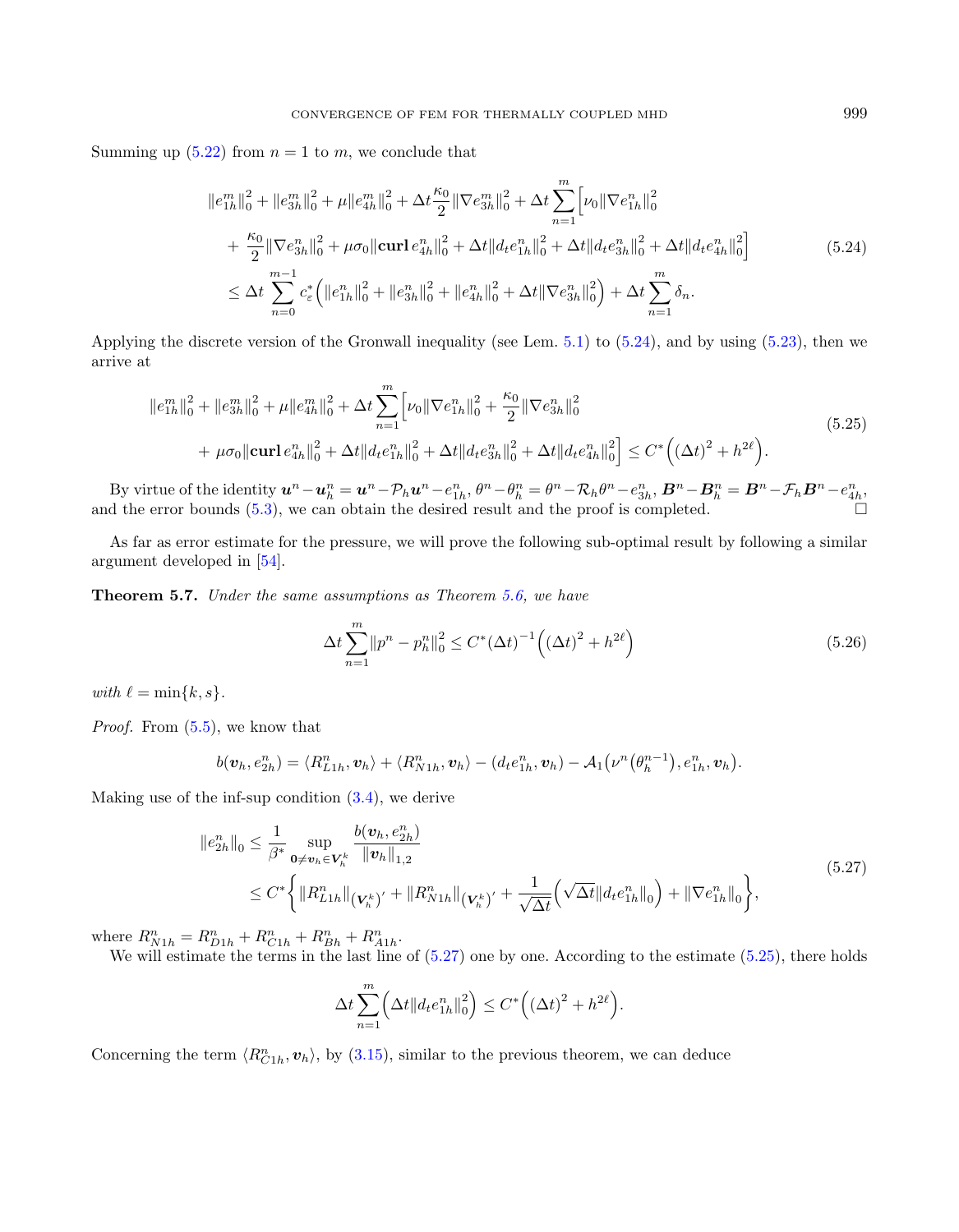Summing up (5.22) from $n = 1$ to $m$, we conclude that

$$
\begin{aligned}
&\|e_{1h}^m\|_0^2 + \|e_{3h}^m\|_0^2 + \mu\|e_{4h}^m\|_0^2 + \Delta t\frac{\kappa_0}{2}\|\nabla e_{3h}^m\|_0^2 + \Delta t\sum_{n=1}^{m}\Big[\nu_0\|\nabla e_{1h}^n\|_0^2 \\
&\quad + \frac{\kappa_0}{2}\|\nabla e_{3h}^n\|_0^2 + \mu\sigma_0\|\mathbf{curl}\, e_{4h}^n\|_0^2 + \Delta t\|d_t e_{1h}^n\|_0^2 + \Delta t\|d_t e_{3h}^n\|_0^2 + \Delta t\|d_t e_{4h}^n\|_0^2\Big] \\
&\quad \le \Delta t\sum_{n=0}^{m-1} c_\varepsilon^*\Big(\|e_{1h}^n\|_0^2 + \|e_{3h}^n\|_0^2 + \|e_{4h}^n\|_0^2 + \Delta t\|\nabla e_{3h}^n\|_0^2\Big) + \Delta t\sum_{n=1}^{m}\delta_n.
\end{aligned}
\tag{5.24}
$$

Applying the discrete version of the Gronwall inequality (see Lem. 5.1) to (5.24), and by using (5.23), then we arrive at

$$
\begin{aligned}
&\|e_{1h}^m\|_0^2 + \|e_{3h}^m\|_0^2 + \mu\|e_{4h}^m\|_0^2 + \Delta t\sum_{n=1}^{m}\Big[\nu_0\|\nabla e_{1h}^n\|_0^2 + \frac{\kappa_0}{2}\|\nabla e_{3h}^n\|_0^2 \\
&\quad + \mu\sigma_0\|\mathbf{curl}\, e_{4h}^n\|_0^2 + \Delta t\|d_t e_{1h}^n\|_0^2 + \Delta t\|d_t e_{3h}^n\|_0^2 + \Delta t\|d_t e_{4h}^n\|_0^2\Big] \le C^*\Big((\Delta t)^2 + h^{2\ell}\Big).
\end{aligned}
\tag{5.25}
$$

By virtue of the identity $\boldsymbol{u}^n - \boldsymbol{u}_h^n = \boldsymbol{u}^n - \mathcal{P}_h\boldsymbol{u}^n - e_{1h}^n$, $\theta^n - \theta_h^n = \theta^n - \mathcal{R}_h\theta^n - e_{3h}^n$, $\boldsymbol{B}^n - \boldsymbol{B}_h^n = \boldsymbol{B}^n - \mathcal{F}_h\boldsymbol{B}^n - e_{4h}^n$, and the error bounds (5.3), we can obtain the desired result and the proof is completed. □

As far as error estimate for the pressure, we will prove the following sub-optimal result by following a similar argument developed in [54].

**Theorem 5.7.** *Under the same assumptions as Theorem 5.6, we have*

$$
\Delta t\sum_{n=1}^{m}\|p^n - p_h^n\|_0^2 \le C^*(\Delta t)^{-1}\Big((\Delta t)^2 + h^{2\ell}\Big)
\tag{5.26}
$$

*with* $\ell = \min\{k, s\}$.

*Proof.* From (5.5), we know that

$$
b(\boldsymbol{v}_h, e_{2h}^n) = \langle R_{L1h}^n, \boldsymbol{v}_h\rangle + \langle R_{N1h}^n, \boldsymbol{v}_h\rangle - (d_t e_{1h}^n, \boldsymbol{v}_h) - \mathcal{A}_1\big(\nu^n(\theta_h^{n-1}), e_{1h}^n, \boldsymbol{v}_h\big).
$$

Making use of the inf-sup condition (3.4), we derive

$$
\begin{aligned}
\|e_{2h}^n\|_0 &\le \frac{1}{\beta^*}\sup_{\mathbf{0}\ne\boldsymbol{v}_h\in\boldsymbol{V}_h^k}\frac{b(\boldsymbol{v}_h, e_{2h}^n)}{\|\boldsymbol{v}_h\|_{1,2}} \\
&\le C^*\Big\{\|R_{L1h}^n\|_{(\boldsymbol{V}_h^k)'} + \|R_{N1h}^n\|_{(\boldsymbol{V}_h^k)'} + \frac{1}{\sqrt{\Delta t}}\Big(\sqrt{\Delta t}\|d_t e_{1h}^n\|_0\Big) + \|\nabla e_{1h}^n\|_0\Big\},
\end{aligned}
\tag{5.27}
$$

where $R_{N1h}^n = R_{D1h}^n + R_{C1h}^n + R_{Bh}^n + R_{A1h}^n$.

We will estimate the terms in the last line of (5.27) one by one. According to the estimate (5.25), there holds

$$
\Delta t\sum_{n=1}^{m}\Big(\Delta t\|d_t e_{1h}^n\|_0^2\Big) \le C^*\Big((\Delta t)^2 + h^{2\ell}\Big).
$$

Concerning the term $\langle R_{C1h}^n, \boldsymbol{v}_h\rangle$, by (3.15), similar to the previous theorem, we can deduce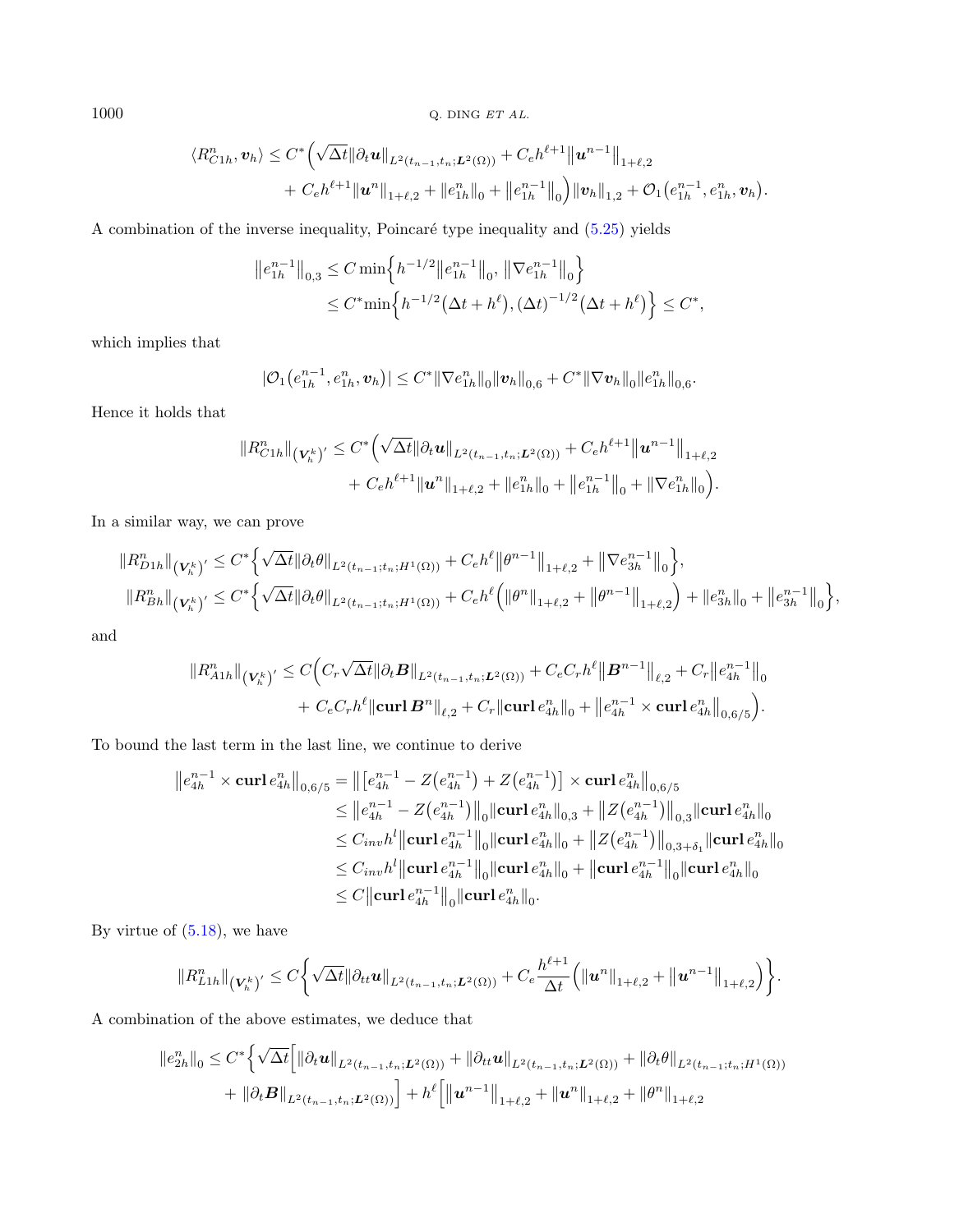$$
\begin{aligned}
\langle R^n_{C1h}, \boldsymbol{v}_h\rangle \le C^*\Big(&\sqrt{\Delta t}\|\partial_t \boldsymbol{u}\|_{L^2(t_{n-1},t_n;\boldsymbol{L}^2(\Omega))} + C_e h^{\ell+1}\big\|\boldsymbol{u}^{n-1}\big\|_{1+\ell,2} \\
&+ C_e h^{\ell+1}\|\boldsymbol{u}^n\|_{1+\ell,2} + \|e^n_{1h}\|_0 + \big\|e^{n-1}_{1h}\big\|_0\Big)\|\boldsymbol{v}_h\|_{1,2} + \mathcal{O}_1\big(e^{n-1}_{1h}, e^n_{1h}, \boldsymbol{v}_h\big).
\end{aligned}
$$

A combination of the inverse inequality, Poincaré type inequality and (5.25) yields

$$
\begin{aligned}
\big\|e^{n-1}_{1h}\big\|_{0,3} &\le C\min\Big\{h^{-1/2}\big\|e^{n-1}_{1h}\big\|_0,\ \big\|\nabla e^{n-1}_{1h}\big\|_0\Big\} \\
&\le C^*\min\Big\{h^{-1/2}\big(\Delta t + h^\ell\big), (\Delta t)^{-1/2}\big(\Delta t + h^\ell\big)\Big\} \le C^*,
\end{aligned}
$$

which implies that

$$
\big|\mathcal{O}_1\big(e^{n-1}_{1h}, e^n_{1h}, \boldsymbol{v}_h\big)\big| \le C^*\|\nabla e^n_{1h}\|_0\|\boldsymbol{v}_h\|_{0,6} + C^*\|\nabla \boldsymbol{v}_h\|_0\|e^n_{1h}\|_{0,6}.
$$

Hence it holds that

$$
\begin{aligned}
\|R^n_{C1h}\|_{(\boldsymbol{V}^k_h)'} \le C^*\Big(&\sqrt{\Delta t}\|\partial_t \boldsymbol{u}\|_{L^2(t_{n-1},t_n;\boldsymbol{L}^2(\Omega))} + C_e h^{\ell+1}\big\|\boldsymbol{u}^{n-1}\big\|_{1+\ell,2} \\
&+ C_e h^{\ell+1}\|\boldsymbol{u}^n\|_{1+\ell,2} + \|e^n_{1h}\|_0 + \big\|e^{n-1}_{1h}\big\|_0 + \|\nabla e^n_{1h}\|_0\Big).
\end{aligned}
$$

In a similar way, we can prove

$$
\begin{aligned}
\|R^n_{D1h}\|_{(\boldsymbol{V}^k_h)'} &\le C^*\Big\{\sqrt{\Delta t}\|\partial_t \theta\|_{L^2(t_{n-1};t_n;H^1(\Omega))} + C_e h^\ell\big\|\theta^{n-1}\big\|_{1+\ell,2} + \big\|\nabla e^{n-1}_{3h}\big\|_0\Big\}, \\
\|R^n_{Bh}\|_{(\boldsymbol{V}^k_h)'} &\le C^*\Big\{\sqrt{\Delta t}\|\partial_t \theta\|_{L^2(t_{n-1};t_n;H^1(\Omega))} + C_e h^\ell\Big(\|\theta^n\|_{1+\ell,2} + \big\|\theta^{n-1}\big\|_{1+\ell,2}\Big) + \|e^n_{3h}\|_0 + \big\|e^{n-1}_{3h}\big\|_0\Big\},
\end{aligned}
$$

and

$$
\begin{aligned}
\|R^n_{A1h}\|_{(\boldsymbol{V}^k_h)'} \le C\Big(&C_r\sqrt{\Delta t}\|\partial_t \boldsymbol{B}\|_{L^2(t_{n-1},t_n;\boldsymbol{L}^2(\Omega))} + C_e C_r h^\ell\big\|\boldsymbol{B}^{n-1}\big\|_{\ell,2} + C_r\big\|e^{n-1}_{4h}\big\|_0 \\
&+ C_e C_r h^\ell\|\mathbf{curl}\,\boldsymbol{B}^n\|_{\ell,2} + C_r\|\mathbf{curl}\,e^n_{4h}\|_0 + \big\|e^{n-1}_{4h} \times \mathbf{curl}\,e^n_{4h}\big\|_{0,6/5}\Big).
\end{aligned}
$$

To bound the last term in the last line, we continue to derive

$$
\begin{aligned}
\big\|e^{n-1}_{4h} \times \mathbf{curl}\,e^n_{4h}\big\|_{0,6/5} &= \big\|\big[e^{n-1}_{4h} - Z\big(e^{n-1}_{4h}\big) + Z\big(e^{n-1}_{4h}\big)\big] \times \mathbf{curl}\,e^n_{4h}\big\|_{0,6/5} \\
&\le \big\|e^{n-1}_{4h} - Z\big(e^{n-1}_{4h}\big)\big\|_0\|\mathbf{curl}\,e^n_{4h}\|_{0,3} + \big\|Z\big(e^{n-1}_{4h}\big)\big\|_{0,3}\|\mathbf{curl}\,e^n_{4h}\|_0 \\
&\le C_{inv}h^l\big\|\mathbf{curl}\,e^{n-1}_{4h}\big\|_0\|\mathbf{curl}\,e^n_{4h}\|_0 + \big\|Z\big(e^{n-1}_{4h}\big)\big\|_{0,3+\delta_1}\|\mathbf{curl}\,e^n_{4h}\|_0 \\
&\le C_{inv}h^l\big\|\mathbf{curl}\,e^{n-1}_{4h}\big\|_0\|\mathbf{curl}\,e^n_{4h}\|_0 + \big\|\mathbf{curl}\,e^{n-1}_{4h}\big\|_0\|\mathbf{curl}\,e^n_{4h}\|_0 \\
&\le C\big\|\mathbf{curl}\,e^{n-1}_{4h}\big\|_0\|\mathbf{curl}\,e^n_{4h}\|_0.
\end{aligned}
$$

By virtue of (5.18), we have

$$
\|R^n_{L1h}\|_{(\boldsymbol{V}^k_h)'} \le C\bigg\{\sqrt{\Delta t}\|\partial_{tt}\boldsymbol{u}\|_{L^2(t_{n-1},t_n;\boldsymbol{L}^2(\Omega))} + C_e\frac{h^{\ell+1}}{\Delta t}\Big(\|\boldsymbol{u}^n\|_{1+\ell,2} + \big\|\boldsymbol{u}^{n-1}\big\|_{1+\ell,2}\Big)\bigg\}.
$$

A combination of the above estimates, we deduce that

$$
\begin{aligned}
\|e^n_{2h}\|_0 \le C^*\Big\{&\sqrt{\Delta t}\Big[\|\partial_t \boldsymbol{u}\|_{L^2(t_{n-1},t_n;\boldsymbol{L}^2(\Omega))} + \|\partial_{tt}\boldsymbol{u}\|_{L^2(t_{n-1},t_n;\boldsymbol{L}^2(\Omega))} + \|\partial_t \theta\|_{L^2(t_{n-1};t_n;H^1(\Omega))} \\
&+ \|\partial_t \boldsymbol{B}\|_{L^2(t_{n-1},t_n;\boldsymbol{L}^2(\Omega))}\Big] + h^\ell\Big[\big\|\boldsymbol{u}^{n-1}\big\|_{1+\ell,2} + \|\boldsymbol{u}^n\|_{1+\ell,2} + \|\theta^n\|_{1+\ell,2}
\end{aligned}
$$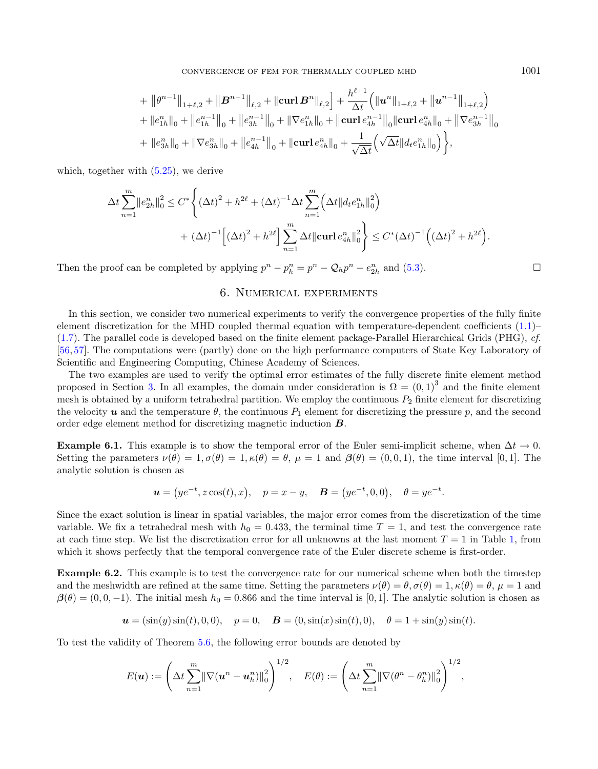$$
\begin{aligned}
&+ \left\|\theta^{n-1}\right\|_{1+\ell,2} + \left\|\boldsymbol{B}^{n-1}\right\|_{\ell,2} + \|\mathbf{curl}\,\boldsymbol{B}^n\|_{\ell,2}\Big] + \frac{h^{\ell+1}}{\Delta t}\Big(\|\boldsymbol{u}^n\|_{1+\ell,2} + \left\|\boldsymbol{u}^{n-1}\right\|_{1+\ell,2}\Big) \\
&+ \|e_{1h}^n\|_0 + \left\|e_{1h}^{n-1}\right\|_0 + \left\|e_{3h}^{n-1}\right\|_0 + \|\nabla e_{1h}^n\|_0 + \left\|\mathbf{curl}\, e_{4h}^{n-1}\right\|_0 \|\mathbf{curl}\, e_{4h}^n\|_0 + \left\|\nabla e_{3h}^{n-1}\right\|_0 \\
&+ \|e_{3h}^n\|_0 + \|\nabla e_{3h}^n\|_0 + \left\|e_{4h}^{n-1}\right\|_0 + \|\mathbf{curl}\, e_{4h}^n\|_0 + \frac{1}{\sqrt{\Delta t}}\Big(\sqrt{\Delta t}\|d_t e_{1h}^n\|_0\Big)\Bigg\},
\end{aligned}
$$

which, together with (5.25), we derive

$$
\begin{aligned}
\Delta t \sum_{n=1}^{m} \|e_{2h}^n\|_0^2 \leq C^* \Bigg\{ &(\Delta t)^2 + h^{2\ell} + (\Delta t)^{-1} \Delta t \sum_{n=1}^{m} \Big(\Delta t \|d_t e_{1h}^n\|_0^2\Big) \\
&+ (\Delta t)^{-1}\Big[(\Delta t)^2 + h^{2\ell}\Big] \sum_{n=1}^{m} \Delta t \|\mathbf{curl}\, e_{4h}^n\|_0^2 \Bigg\} \leq C^* (\Delta t)^{-1}\Big((\Delta t)^2 + h^{2\ell}\Big).
\end{aligned}
$$

Then the proof can be completed by applying $p^n - p_h^n = p^n - \mathcal{Q}_h p^n - e_{2h}^n$ and (5.3). □

## 6. Numerical experiments

In this section, we consider two numerical experiments to verify the convergence properties of the fully finite element discretization for the MHD coupled thermal equation with temperature-dependent coefficients (1.1)–(1.7). The parallel code is developed based on the finite element package-Parallel Hierarchical Grids (PHG), *cf.* [56, 57]. The computations were (partly) done on the high performance computers of State Key Laboratory of Scientific and Engineering Computing, Chinese Academy of Sciences.

The two examples are used to verify the optimal error estimates of the fully discrete finite element method proposed in Section 3. In all examples, the domain under consideration is $\Omega = (0,1)^3$ and the finite element mesh is obtained by a uniform tetrahedral partition. We employ the continuous $P_2$ finite element for discretizing the velocity $\boldsymbol{u}$ and the temperature $\theta$, the continuous $P_1$ element for discretizing the pressure $p$, and the second order edge element method for discretizing magnetic induction $\boldsymbol{B}$.

**Example 6.1.** This example is to show the temporal error of the Euler semi-implicit scheme, when $\Delta t \to 0$. Setting the parameters $\nu(\theta) = 1, \sigma(\theta) = 1, \kappa(\theta) = \theta$, $\mu = 1$ and $\boldsymbol{\beta}(\theta) = (0,0,1)$, the time interval $[0,1]$. The analytic solution is chosen as

$$
\boldsymbol{u} = \big(ye^{-t}, z\cos(t), x\big), \quad p = x - y, \quad \boldsymbol{B} = \big(ye^{-t}, 0, 0\big), \quad \theta = ye^{-t}.
$$

Since the exact solution is linear in spatial variables, the major error comes from the discretization of the time variable. We fix a tetrahedral mesh with $h_0 = 0.433$, the terminal time $T = 1$, and test the convergence rate at each time step. We list the discretization error for all unknowns at the last moment $T = 1$ in Table 1, from which it shows perfectly that the temporal convergence rate of the Euler discrete scheme is first-order.

**Example 6.2.** This example is to test the convergence rate for our numerical scheme when both the timestep and the meshwidth are refined at the same time. Setting the parameters $\nu(\theta) = \theta, \sigma(\theta) = 1, \kappa(\theta) = \theta$, $\mu = 1$ and $\boldsymbol{\beta}(\theta) = (0,0,-1)$. The initial mesh $h_0 = 0.866$ and the time interval is $[0,1]$. The analytic solution is chosen as

$$
\boldsymbol{u} = (\sin(y)\sin(t), 0, 0), \quad p = 0, \quad \boldsymbol{B} = (0, \sin(x)\sin(t), 0), \quad \theta = 1 + \sin(y)\sin(t).
$$

To test the validity of Theorem 5.6, the following error bounds are denoted by

$$
E(\boldsymbol{u}) := \left(\Delta t \sum_{n=1}^{m} \|\nabla(\boldsymbol{u}^n - \boldsymbol{u}_h^n)\|_0^2\right)^{1/2}, \quad E(\theta) := \left(\Delta t \sum_{n=1}^{m} \|\nabla(\theta^n - \theta_h^n)\|_0^2\right)^{1/2},
$$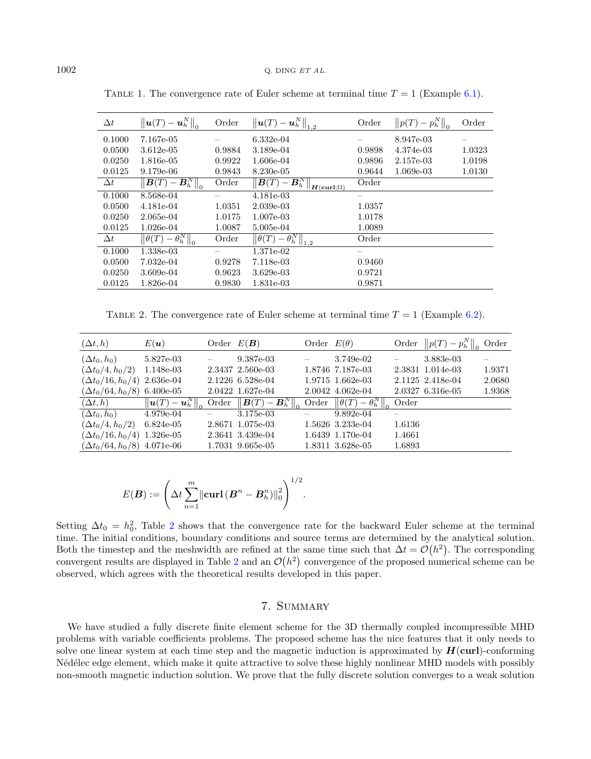Table 1. The convergence rate of Euler scheme at terminal time $T = 1$ (Example 6.1).

| $\Delta t$ | $\left\|\boldsymbol{u}(T) - \boldsymbol{u}_h^N\right\|_0$ | Order | $\left\|\boldsymbol{u}(T) - \boldsymbol{u}_h^N\right\|_{1,2}$ | Order | $\left\|p(T) - p_h^N\right\|_0$ | Order |
|---|---|---|---|---|---|---|
| 0.1000 | 7.167e-05 | – | 6.332e-04 | – | 8.947e-03 | – |
| 0.0500 | 3.612e-05 | 0.9884 | 3.189e-04 | 0.9898 | 4.374e-03 | 1.0323 |
| 0.0250 | 1.816e-05 | 0.9922 | 1.606e-04 | 0.9896 | 2.157e-03 | 1.0198 |
| 0.0125 | 9.179e-06 | 0.9843 | 8.230e-05 | 0.9644 | 1.069e-03 | 1.0130 |
| $\Delta t$ | $\left\|\boldsymbol{B}(T) - \boldsymbol{B}_h^N\right\|_0$ | Order | $\left\|\boldsymbol{B}(T) - \boldsymbol{B}_h^N\right\|_{\boldsymbol{H}(\mathbf{curl};\Omega)}$ | Order | | |
| 0.1000 | 8.568e-04 | – | 4.181e-03 | – | | |
| 0.0500 | 4.181e-04 | 1.0351 | 2.039e-03 | 1.0357 | | |
| 0.0250 | 2.065e-04 | 1.0175 | 1.007e-03 | 1.0178 | | |
| 0.0125 | 1.026e-04 | 1.0087 | 5.005e-04 | 1.0089 | | |
| $\Delta t$ | $\left\|\theta(T) - \theta_h^N\right\|_0$ | Order | $\left\|\theta(T) - \theta_h^N\right\|_{1,2}$ | Order | | |
| 0.1000 | 1.338e-03 | – | 1.371e-02 | – | | |
| 0.0500 | 7.032e-04 | 0.9278 | 7.118e-03 | 0.9460 | | |
| 0.0250 | 3.609e-04 | 0.9623 | 3.629e-03 | 0.9721 | | |
| 0.0125 | 1.826e-04 | 0.9830 | 1.831e-03 | 0.9871 | | |

Table 2. The convergence rate of Euler scheme at terminal time $T = 1$ (Example 6.2).

| $(\Delta t, h)$ | $E(\boldsymbol{u})$ | Order | $E(\boldsymbol{B})$ | Order | $E(\theta)$ | Order | $\left\|p(T) - p_h^N\right\|_0$ | Order |
|---|---|---|---|---|---|---|---|---|
| $(\Delta t_0, h_0)$ | 5.827e-03 | – | 9.387e-03 | – | 3.749e-02 | – | 3.883e-03 | – |
| $(\Delta t_0/4, h_0/2)$ | 1.148e-03 | 2.3437 | 2.560e-03 | 1.8746 | 7.187e-03 | 2.3831 | 1.014e-03 | 1.9371 |
| $(\Delta t_0/16, h_0/4)$ | 2.636e-04 | 2.1226 | 6.528e-04 | 1.9715 | 1.662e-03 | 2.1125 | 2.418e-04 | 2.0680 |
| $(\Delta t_0/64, h_0/8)$ | 6.400e-05 | 2.0422 | 1.627e-04 | 2.0042 | 4.062e-04 | 2.0327 | 6.316e-05 | 1.9368 |
| $(\Delta t, h)$ | $\left\|\boldsymbol{u}(T) - \boldsymbol{u}_h^N\right\|_0$ | Order | $\left\|\boldsymbol{B}(T) - \boldsymbol{B}_h^N\right\|_0$ | Order | $\left\|\theta(T) - \theta_h^N\right\|_0$ | Order | | |
| $(\Delta t_0, h_0)$ | 4.979e-04 | – | 3.175e-03 | – | 9.892e-04 | – | | |
| $(\Delta t_0/4, h_0/2)$ | 6.824e-05 | 2.8671 | 1.075e-03 | 1.5626 | 3.233e-04 | 1.6136 | | |
| $(\Delta t_0/16, h_0/4)$ | 1.326e-05 | 2.3641 | 3.439e-04 | 1.6439 | 1.170e-04 | 1.4661 | | |
| $(\Delta t_0/64, h_0/8)$ | 4.071e-06 | 1.7031 | 9.665e-05 | 1.8311 | 3.628e-05 | 1.6893 | | |

$$E(\boldsymbol{B}) := \left(\Delta t \sum_{n=1}^{m} \|\mathbf{curl}\,(\boldsymbol{B}^n - \boldsymbol{B}_h^n)\|_0^2\right)^{1/2}.$$

Setting $\Delta t_0 = h_0^2$, Table 2 shows that the convergence rate for the backward Euler scheme at the terminal time. The initial conditions, boundary conditions and source terms are determined by the analytical solution. Both the timestep and the meshwidth are refined at the same time such that $\Delta t = \mathcal{O}(h^2)$. The corresponding convergent results are displayed in Table 2 and an $\mathcal{O}(h^2)$ convergence of the proposed numerical scheme can be observed, which agrees with the theoretical results developed in this paper.

## 7. Summary

We have studied a fully discrete finite element scheme for the 3D thermally coupled incompressible MHD problems with variable coefficients problems. The proposed scheme has the nice features that it only needs to solve one linear system at each time step and the magnetic induction is approximated by $\boldsymbol{H}(\mathbf{curl})$-conforming Nédélec edge element, which make it quite attractive to solve these highly nonlinear MHD models with possibly non-smooth magnetic induction solution. We prove that the fully discrete solution converges to a weak solution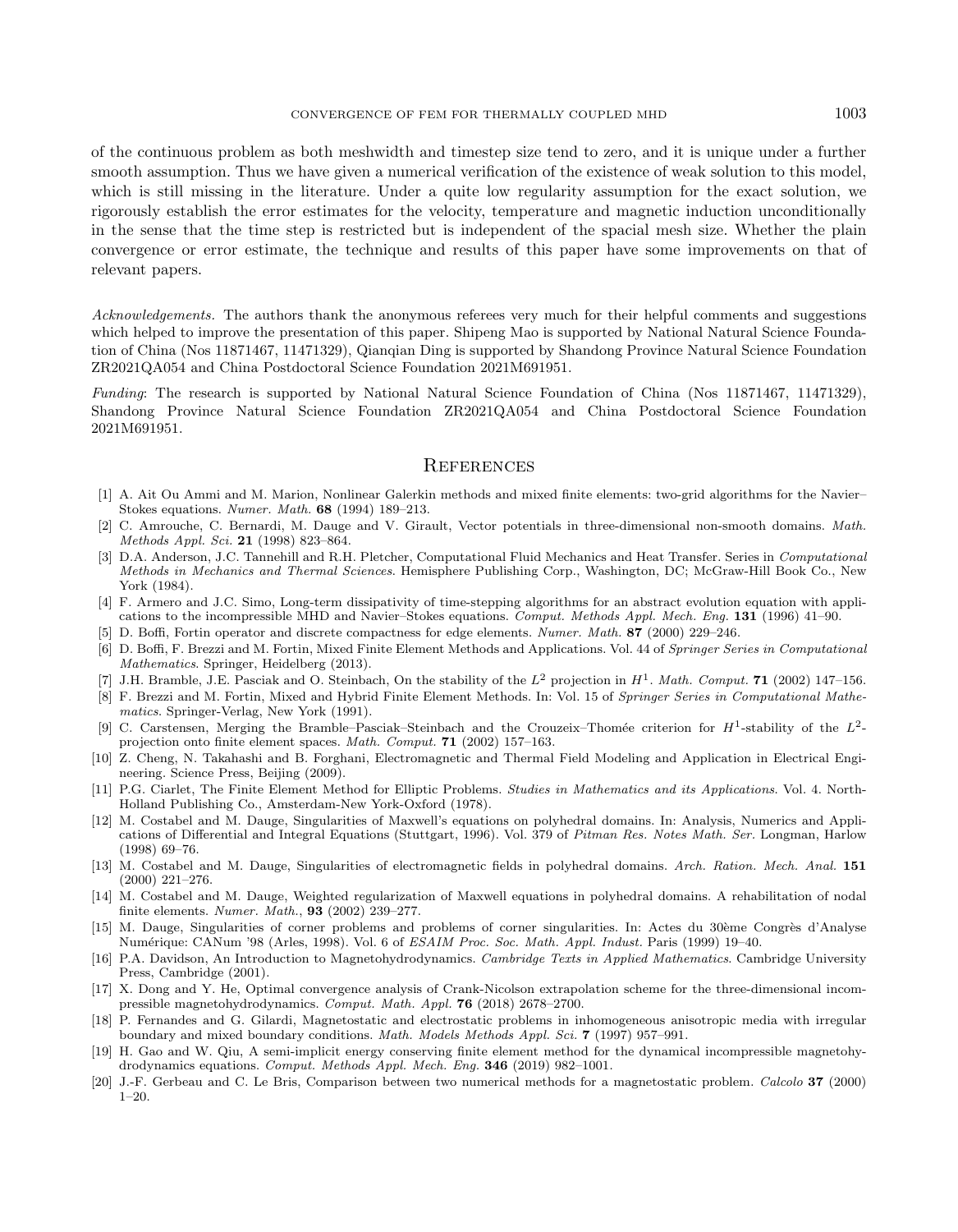of the continuous problem as both meshwidth and timestep size tend to zero, and it is unique under a further smooth assumption. Thus we have given a numerical verification of the existence of weak solution to this model, which is still missing in the literature. Under a quite low regularity assumption for the exact solution, we rigorously establish the error estimates for the velocity, temperature and magnetic induction unconditionally in the sense that the time step is restricted but is independent of the spacial mesh size. Whether the plain convergence or error estimate, the technique and results of this paper have some improvements on that of relevant papers.

*Acknowledgements.* The authors thank the anonymous referees very much for their helpful comments and suggestions which helped to improve the presentation of this paper. Shipeng Mao is supported by National Natural Science Foundation of China (Nos 11871467, 11471329), Qianqian Ding is supported by Shandong Province Natural Science Foundation ZR2021QA054 and China Postdoctoral Science Foundation 2021M691951.

*Funding*: The research is supported by National Natural Science Foundation of China (Nos 11871467, 11471329), Shandong Province Natural Science Foundation ZR2021QA054 and China Postdoctoral Science Foundation 2021M691951.

## References

[1] A. Ait Ou Ammi and M. Marion, Nonlinear Galerkin methods and mixed finite elements: two-grid algorithms for the Navier–Stokes equations. *Numer. Math.* **68** (1994) 189–213.

[2] C. Amrouche, C. Bernardi, M. Dauge and V. Girault, Vector potentials in three-dimensional non-smooth domains. *Math. Methods Appl. Sci.* **21** (1998) 823–864.

[3] D.A. Anderson, J.C. Tannehill and R.H. Pletcher, Computational Fluid Mechanics and Heat Transfer. Series in *Computational Methods in Mechanics and Thermal Sciences*. Hemisphere Publishing Corp., Washington, DC; McGraw-Hill Book Co., New York (1984).

[4] F. Armero and J.C. Simo, Long-term dissipativity of time-stepping algorithms for an abstract evolution equation with applications to the incompressible MHD and Navier–Stokes equations. *Comput. Methods Appl. Mech. Eng.* **131** (1996) 41–90.

[5] D. Boffi, Fortin operator and discrete compactness for edge elements. *Numer. Math.* **87** (2000) 229–246.

[6] D. Boffi, F. Brezzi and M. Fortin, Mixed Finite Element Methods and Applications. Vol. 44 of *Springer Series in Computational Mathematics*. Springer, Heidelberg (2013).

[7] J.H. Bramble, J.E. Pasciak and O. Steinbach, On the stability of the $L^2$ projection in $H^1$. *Math. Comput.* **71** (2002) 147–156.

[8] F. Brezzi and M. Fortin, Mixed and Hybrid Finite Element Methods. In: Vol. 15 of *Springer Series in Computational Mathematics*. Springer-Verlag, New York (1991).

[9] C. Carstensen, Merging the Bramble–Pasciak–Steinbach and the Crouzeix–Thomée criterion for $H^1$-stability of the $L^2$-projection onto finite element spaces. *Math. Comput.* **71** (2002) 157–163.

[10] Z. Cheng, N. Takahashi and B. Forghani, Electromagnetic and Thermal Field Modeling and Application in Electrical Engineering. Science Press, Beijing (2009).

[11] P.G. Ciarlet, The Finite Element Method for Elliptic Problems. *Studies in Mathematics and its Applications*. Vol. 4. North-Holland Publishing Co., Amsterdam-New York-Oxford (1978).

[12] M. Costabel and M. Dauge, Singularities of Maxwell's equations on polyhedral domains. In: Analysis, Numerics and Applications of Differential and Integral Equations (Stuttgart, 1996). Vol. 379 of *Pitman Res. Notes Math. Ser.* Longman, Harlow (1998) 69–76.

[13] M. Costabel and M. Dauge, Singularities of electromagnetic fields in polyhedral domains. *Arch. Ration. Mech. Anal.* **151** (2000) 221–276.

[14] M. Costabel and M. Dauge, Weighted regularization of Maxwell equations in polyhedral domains. A rehabilitation of nodal finite elements. *Numer. Math.*, **93** (2002) 239–277.

[15] M. Dauge, Singularities of corner problems and problems of corner singularities. In: Actes du 30ème Congrès d'Analyse Numérique: CANum '98 (Arles, 1998). Vol. 6 of *ESAIM Proc. Soc. Math. Appl. Indust.* Paris (1999) 19–40.

[16] P.A. Davidson, An Introduction to Magnetohydrodynamics. *Cambridge Texts in Applied Mathematics*. Cambridge University Press, Cambridge (2001).

[17] X. Dong and Y. He, Optimal convergence analysis of Crank-Nicolson extrapolation scheme for the three-dimensional incompressible magnetohydrodynamics. *Comput. Math. Appl.* **76** (2018) 2678–2700.

[18] P. Fernandes and G. Gilardi, Magnetostatic and electrostatic problems in inhomogeneous anisotropic media with irregular boundary and mixed boundary conditions. *Math. Models Methods Appl. Sci.* **7** (1997) 957–991.

[19] H. Gao and W. Qiu, A semi-implicit energy conserving finite element method for the dynamical incompressible magnetohydrodynamics equations. *Comput. Methods Appl. Mech. Eng.* **346** (2019) 982–1001.

[20] J.-F. Gerbeau and C. Le Bris, Comparison between two numerical methods for a magnetostatic problem. *Calcolo* **37** (2000) 1–20.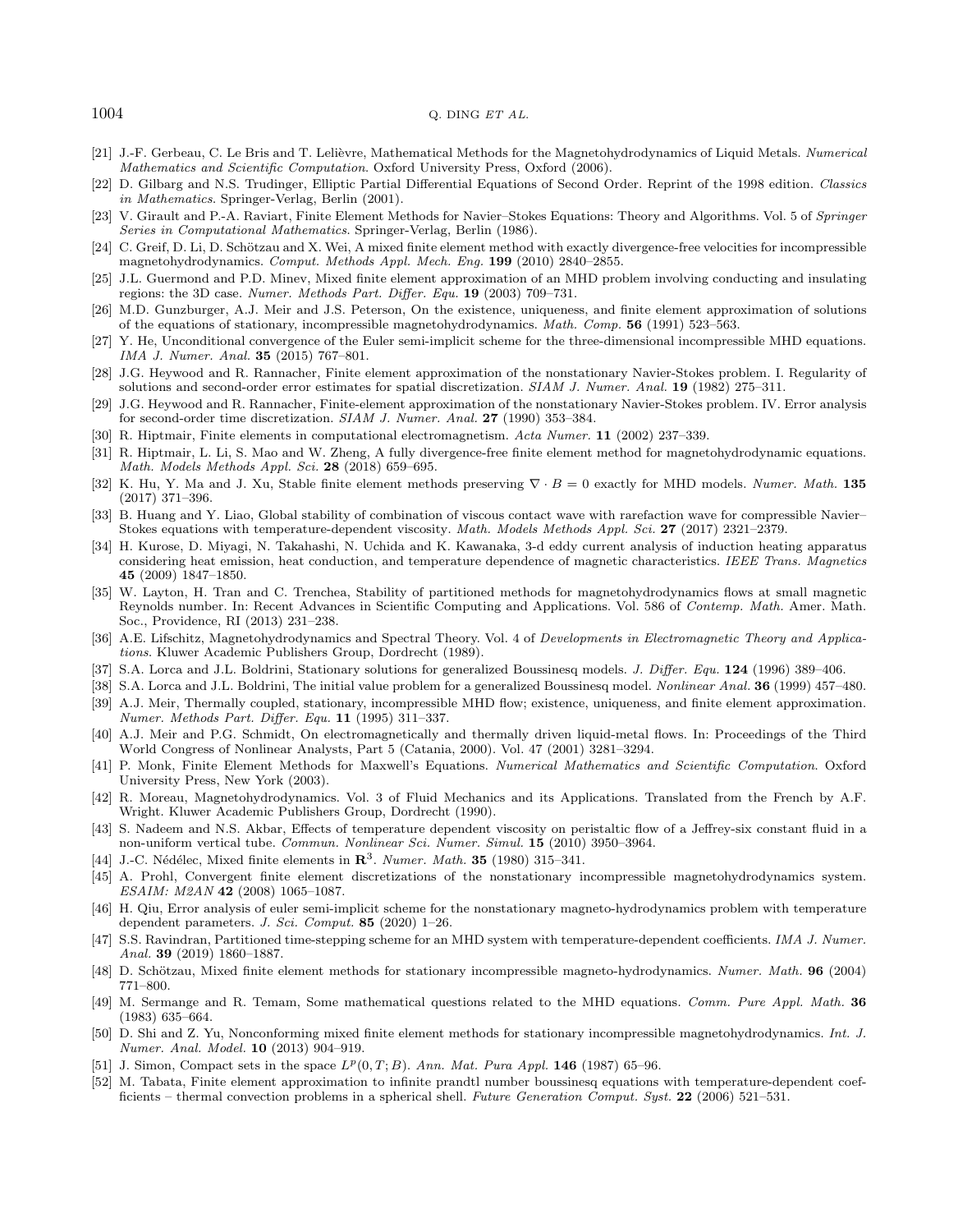[21] J.-F. Gerbeau, C. Le Bris and T. Lelièvre, Mathematical Methods for the Magnetohydrodynamics of Liquid Metals. *Numerical Mathematics and Scientific Computation*. Oxford University Press, Oxford (2006).

[22] D. Gilbarg and N.S. Trudinger, Elliptic Partial Differential Equations of Second Order. Reprint of the 1998 edition. *Classics in Mathematics*. Springer-Verlag, Berlin (2001).

[23] V. Girault and P.-A. Raviart, Finite Element Methods for Navier–Stokes Equations: Theory and Algorithms. Vol. 5 of *Springer Series in Computational Mathematics*. Springer-Verlag, Berlin (1986).

[24] C. Greif, D. Li, D. Schötzau and X. Wei, A mixed finite element method with exactly divergence-free velocities for incompressible magnetohydrodynamics. *Comput. Methods Appl. Mech. Eng.* **199** (2010) 2840–2855.

[25] J.L. Guermond and P.D. Minev, Mixed finite element approximation of an MHD problem involving conducting and insulating regions: the 3D case. *Numer. Methods Part. Differ. Equ.* **19** (2003) 709–731.

[26] M.D. Gunzburger, A.J. Meir and J.S. Peterson, On the existence, uniqueness, and finite element approximation of solutions of the equations of stationary, incompressible magnetohydrodynamics. *Math. Comp.* **56** (1991) 523–563.

[27] Y. He, Unconditional convergence of the Euler semi-implicit scheme for the three-dimensional incompressible MHD equations. *IMA J. Numer. Anal.* **35** (2015) 767–801.

[28] J.G. Heywood and R. Rannacher, Finite element approximation of the nonstationary Navier-Stokes problem. I. Regularity of solutions and second-order error estimates for spatial discretization. *SIAM J. Numer. Anal.* **19** (1982) 275–311.

[29] J.G. Heywood and R. Rannacher, Finite-element approximation of the nonstationary Navier-Stokes problem. IV. Error analysis for second-order time discretization. *SIAM J. Numer. Anal.* **27** (1990) 353–384.

[30] R. Hiptmair, Finite elements in computational electromagnetism. *Acta Numer.* **11** (2002) 237–339.

[31] R. Hiptmair, L. Li, S. Mao and W. Zheng, A fully divergence-free finite element method for magnetohydrodynamic equations. *Math. Models Methods Appl. Sci.* **28** (2018) 659–695.

[32] K. Hu, Y. Ma and J. Xu, Stable finite element methods preserving $\nabla \cdot B = 0$ exactly for MHD models. *Numer. Math.* **135** (2017) 371–396.

[33] B. Huang and Y. Liao, Global stability of combination of viscous contact wave with rarefaction wave for compressible Navier–Stokes equations with temperature-dependent viscosity. *Math. Models Methods Appl. Sci.* **27** (2017) 2321–2379.

[34] H. Kurose, D. Miyagi, N. Takahashi, N. Uchida and K. Kawanaka, 3-d eddy current analysis of induction heating apparatus considering heat emission, heat conduction, and temperature dependence of magnetic characteristics. *IEEE Trans. Magnetics* **45** (2009) 1847–1850.

[35] W. Layton, H. Tran and C. Trenchea, Stability of partitioned methods for magnetohydrodynamics flows at small magnetic Reynolds number. In: Recent Advances in Scientific Computing and Applications. Vol. 586 of *Contemp. Math.* Amer. Math. Soc., Providence, RI (2013) 231–238.

[36] A.E. Lifschitz, Magnetohydrodynamics and Spectral Theory. Vol. 4 of *Developments in Electromagnetic Theory and Applications*. Kluwer Academic Publishers Group, Dordrecht (1989).

[37] S.A. Lorca and J.L. Boldrini, Stationary solutions for generalized Boussinesq models. *J. Differ. Equ.* **124** (1996) 389–406.

[38] S.A. Lorca and J.L. Boldrini, The initial value problem for a generalized Boussinesq model. *Nonlinear Anal.* **36** (1999) 457–480.

[39] A.J. Meir, Thermally coupled, stationary, incompressible MHD flow; existence, uniqueness, and finite element approximation. *Numer. Methods Part. Differ. Equ.* **11** (1995) 311–337.

[40] A.J. Meir and P.G. Schmidt, On electromagnetically and thermally driven liquid-metal flows. In: Proceedings of the Third World Congress of Nonlinear Analysts, Part 5 (Catania, 2000). Vol. 47 (2001) 3281–3294.

[41] P. Monk, Finite Element Methods for Maxwell's Equations. *Numerical Mathematics and Scientific Computation*. Oxford University Press, New York (2003).

[42] R. Moreau, Magnetohydrodynamics. Vol. 3 of Fluid Mechanics and its Applications. Translated from the French by A.F. Wright. Kluwer Academic Publishers Group, Dordrecht (1990).

[43] S. Nadeem and N.S. Akbar, Effects of temperature dependent viscosity on peristaltic flow of a Jeffrey-six constant fluid in a non-uniform vertical tube. *Commun. Nonlinear Sci. Numer. Simul.* **15** (2010) 3950–3964.

[44] J.-C. Nédélec, Mixed finite elements in $\mathbf{R}^3$. *Numer. Math.* **35** (1980) 315–341.

[45] A. Prohl, Convergent finite element discretizations of the nonstationary incompressible magnetohydrodynamics system. *ESAIM: M2AN* **42** (2008) 1065–1087.

[46] H. Qiu, Error analysis of euler semi-implicit scheme for the nonstationary magneto-hydrodynamics problem with temperature dependent parameters. *J. Sci. Comput.* **85** (2020) 1–26.

[47] S.S. Ravindran, Partitioned time-stepping scheme for an MHD system with temperature-dependent coefficients. *IMA J. Numer. Anal.* **39** (2019) 1860–1887.

[48] D. Schötzau, Mixed finite element methods for stationary incompressible magneto-hydrodynamics. *Numer. Math.* **96** (2004) 771–800.

[49] M. Sermange and R. Temam, Some mathematical questions related to the MHD equations. *Comm. Pure Appl. Math.* **36** (1983) 635–664.

[50] D. Shi and Z. Yu, Nonconforming mixed finite element methods for stationary incompressible magnetohydrodynamics. *Int. J. Numer. Anal. Model.* **10** (2013) 904–919.

[51] J. Simon, Compact sets in the space $L^p(0,T;B)$. *Ann. Mat. Pura Appl.* **146** (1987) 65–96.

[52] M. Tabata, Finite element approximation to infinite prandtl number boussinesq equations with temperature-dependent coefficients – thermal convection problems in a spherical shell. *Future Generation Comput. Syst.* **22** (2006) 521–531.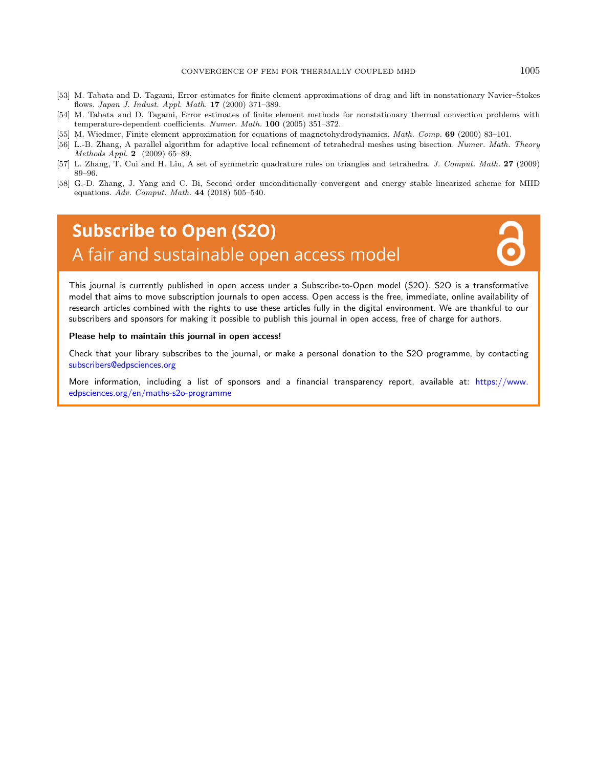[53] M. Tabata and D. Tagami, Error estimates for finite element approximations of drag and lift in nonstationary Navier–Stokes flows. *Japan J. Indust. Appl. Math.* **17** (2000) 371–389.

[54] M. Tabata and D. Tagami, Error estimates of finite element methods for nonstationary thermal convection problems with temperature-dependent coefficients. *Numer. Math.* **100** (2005) 351–372.

[55] M. Wiedmer, Finite element approximation for equations of magnetohydrodynamics. *Math. Comp.* **69** (2000) 83–101.

[56] L.-B. Zhang, A parallel algorithm for adaptive local refinement of tetrahedral meshes using bisection. *Numer. Math. Theory Methods Appl.* **2** (2009) 65–89.

[57] L. Zhang, T. Cui and H. Liu, A set of symmetric quadrature rules on triangles and tetrahedra. *J. Comput. Math.* **27** (2009) 89–96.

[58] G.-D. Zhang, J. Yang and C. Bi, Second order unconditionally convergent and energy stable linearized scheme for MHD equations. *Adv. Comput. Math.* **44** (2018) 505–540.

## Subscribe to Open (S2O)

### A fair and sustainable open access model

This journal is currently published in open access under a Subscribe-to-Open model (S2O). S2O is a transformative model that aims to move subscription journals to open access. Open access is the free, immediate, online availability of research articles combined with the rights to use these articles fully in the digital environment. We are thankful to our subscribers and sponsors for making it possible to publish this journal in open access, free of charge for authors.

**Please help to maintain this journal in open access!**

Check that your library subscribes to the journal, or make a personal donation to the S2O programme, by contacting subscribers@edpsciences.org

More information, including a list of sponsors and a financial transparency report, available at: https://www.edpsciences.org/en/maths-s2o-programme